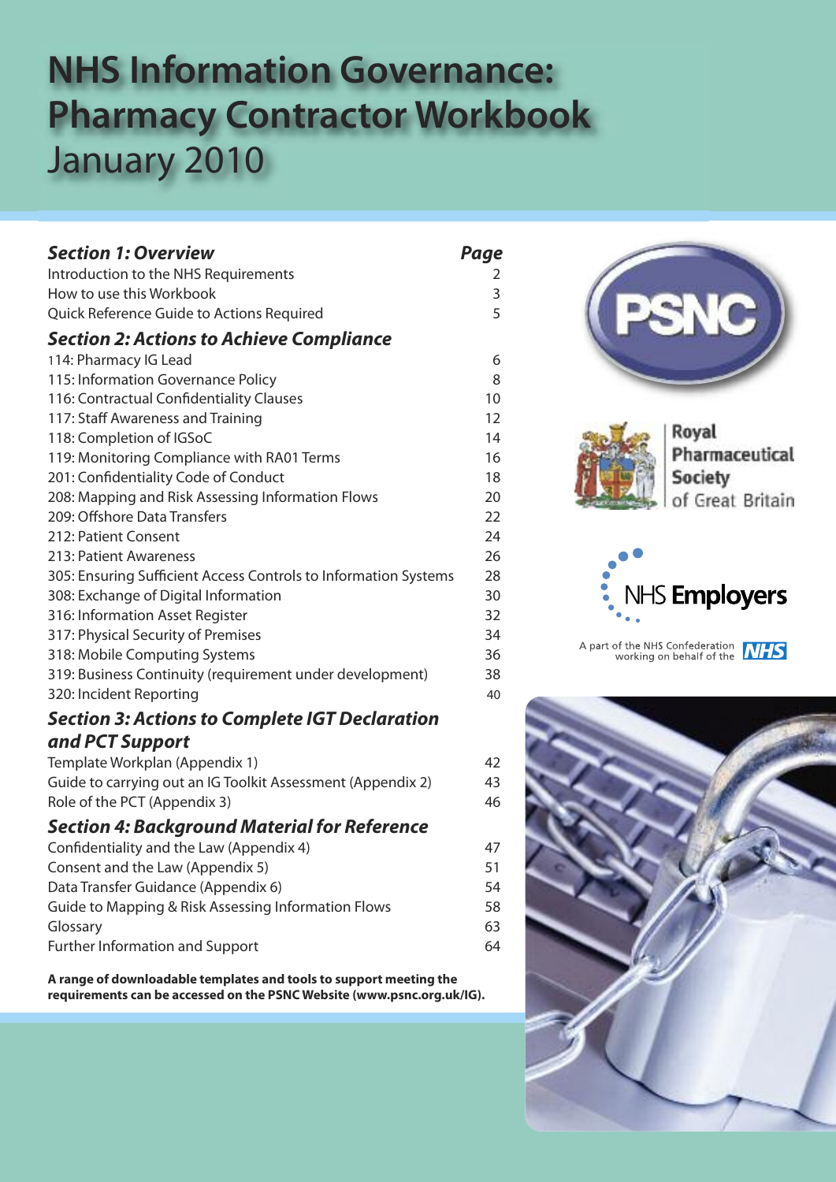# NHS Information Governance: Pharmacy Contractor Workbook
January 2010

| ***Section 1: Overview*** | ***Page*** |
|---|---|
| Introduction to the NHS Requirements | 2 |
| How to use this Workbook | 3 |
| Quick Reference Guide to Actions Required | 5 |
| ***Section 2: Actions to Achieve Compliance*** | |
| 114: Pharmacy IG Lead | 6 |
| 115: Information Governance Policy | 8 |
| 116: Contractual Confidentiality Clauses | 10 |
| 117: Staff Awareness and Training | 12 |
| 118: Completion of IGSoC | 14 |
| 119: Monitoring Compliance with RA01 Terms | 16 |
| 201: Confidentiality Code of Conduct | 18 |
| 208: Mapping and Risk Assessing Information Flows | 20 |
| 209: Offshore Data Transfers | 22 |
| 212: Patient Consent | 24 |
| 213: Patient Awareness | 26 |
| 305: Ensuring Sufficient Access Controls to Information Systems | 28 |
| 308: Exchange of Digital Information | 30 |
| 316: Information Asset Register | 32 |
| 317: Physical Security of Premises | 34 |
| 318: Mobile Computing Systems | 36 |
| 319: Business Continuity (requirement under development) | 38 |
| 320: Incident Reporting | 40 |
| ***Section 3: Actions to Complete IGT Declaration and PCT Support*** | |
| Template Workplan (Appendix 1) | 42 |
| Guide to carrying out an IG Toolkit Assessment (Appendix 2) | 43 |
| Role of the PCT (Appendix 3) | 46 |
| ***Section 4: Background Material for Reference*** | |
| Confidentiality and the Law (Appendix 4) | 47 |
| Consent and the Law (Appendix 5) | 51 |
| Data Transfer Guidance (Appendix 6) | 54 |
| Guide to Mapping & Risk Assessing Information Flows | 58 |
| Glossary | 63 |
| Further Information and Support | 64 |

**A range of downloadable templates and tools to support meeting the requirements can be accessed on the PSNC Website (www.psnc.org.uk/IG).**

PSNC

Royal Pharmaceutical Society of Great Britain

NHS Employers

A part of the NHS Confederation working on behalf of the NHS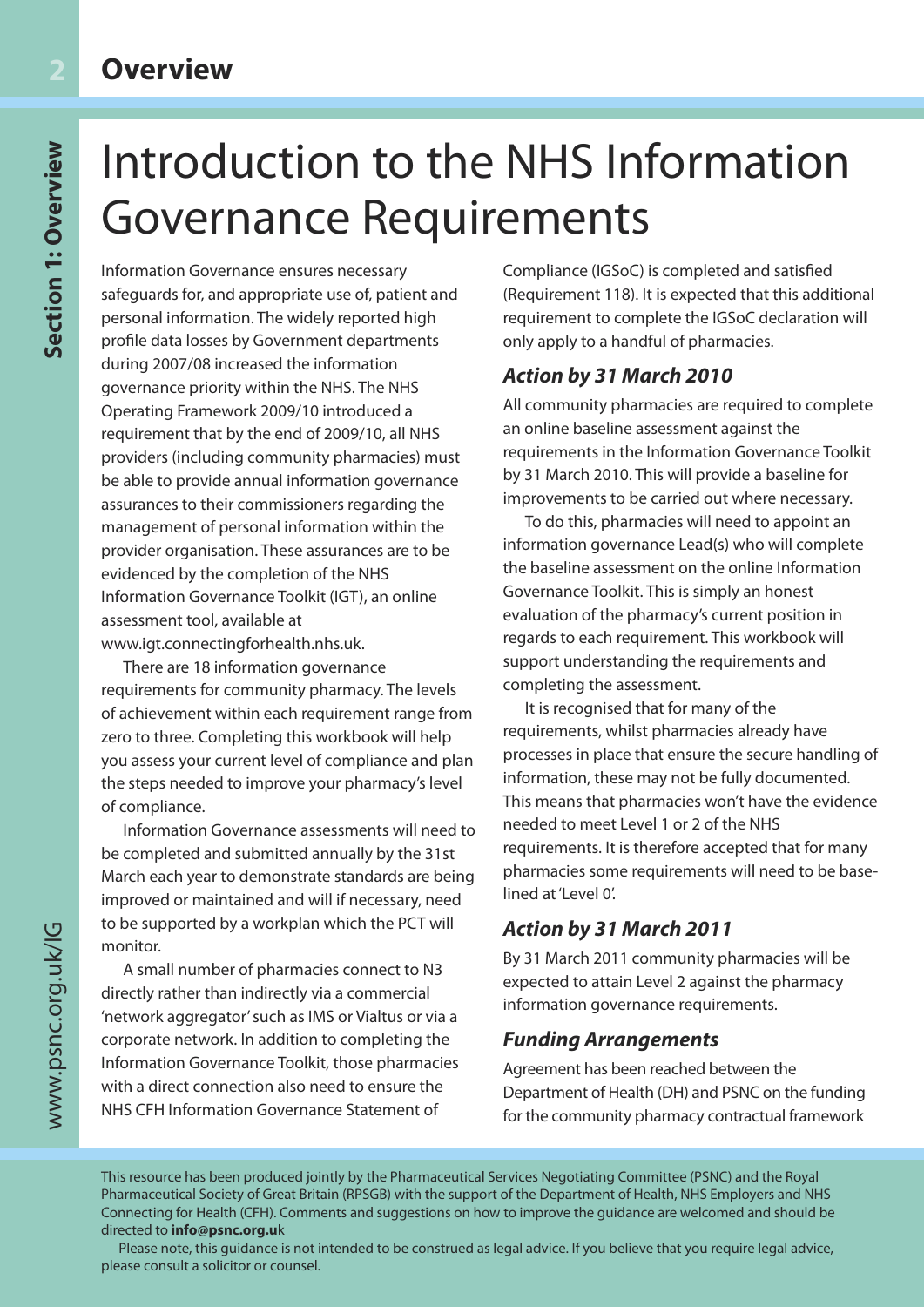# Introduction to the NHS Information Governance Requirements

Information Governance ensures necessary safeguards for, and appropriate use of, patient and personal information. The widely reported high profile data losses by Government departments during 2007/08 increased the information governance priority within the NHS. The NHS Operating Framework 2009/10 introduced a requirement that by the end of 2009/10, all NHS providers (including community pharmacies) must be able to provide annual information governance assurances to their commissioners regarding the management of personal information within the provider organisation. These assurances are to be evidenced by the completion of the NHS Information Governance Toolkit (IGT), an online assessment tool, available at www.igt.connectingforhealth.nhs.uk.

There are 18 information governance requirements for community pharmacy. The levels of achievement within each requirement range from zero to three. Completing this workbook will help you assess your current level of compliance and plan the steps needed to improve your pharmacy's level of compliance.

Information Governance assessments will need to be completed and submitted annually by the 31st March each year to demonstrate standards are being improved or maintained and will if necessary, need to be supported by a workplan which the PCT will monitor.

A small number of pharmacies connect to N3 directly rather than indirectly via a commercial 'network aggregator' such as IMS or Vialtus or via a corporate network. In addition to completing the Information Governance Toolkit, those pharmacies with a direct connection also need to ensure the NHS CFH Information Governance Statement of Compliance (IGSoC) is completed and satisfied (Requirement 118). It is expected that this additional requirement to complete the IGSoC declaration will only apply to a handful of pharmacies.

### *Action by 31 March 2010*

All community pharmacies are required to complete an online baseline assessment against the requirements in the Information Governance Toolkit by 31 March 2010. This will provide a baseline for improvements to be carried out where necessary.

To do this, pharmacies will need to appoint an information governance Lead(s) who will complete the baseline assessment on the online Information Governance Toolkit. This is simply an honest evaluation of the pharmacy's current position in regards to each requirement. This workbook will support understanding the requirements and completing the assessment.

It is recognised that for many of the requirements, whilst pharmacies already have processes in place that ensure the secure handling of information, these may not be fully documented. This means that pharmacies won't have the evidence needed to meet Level 1 or 2 of the NHS requirements. It is therefore accepted that for many pharmacies some requirements will need to be base-lined at 'Level 0'.

### *Action by 31 March 2011*

By 31 March 2011 community pharmacies will be expected to attain Level 2 against the pharmacy information governance requirements.

### *Funding Arrangements*

Agreement has been reached between the Department of Health (DH) and PSNC on the funding for the community pharmacy contractual framework

This resource has been produced jointly by the Pharmaceutical Services Negotiating Committee (PSNC) and the Royal Pharmaceutical Society of Great Britain (RPSGB) with the support of the Department of Health, NHS Employers and NHS Connecting for Health (CFH). Comments and suggestions on how to improve the guidance are welcomed and should be directed to **info@psnc.org.uk**

Please note, this guidance is not intended to be construed as legal advice. If you believe that you require legal advice, please consult a solicitor or counsel.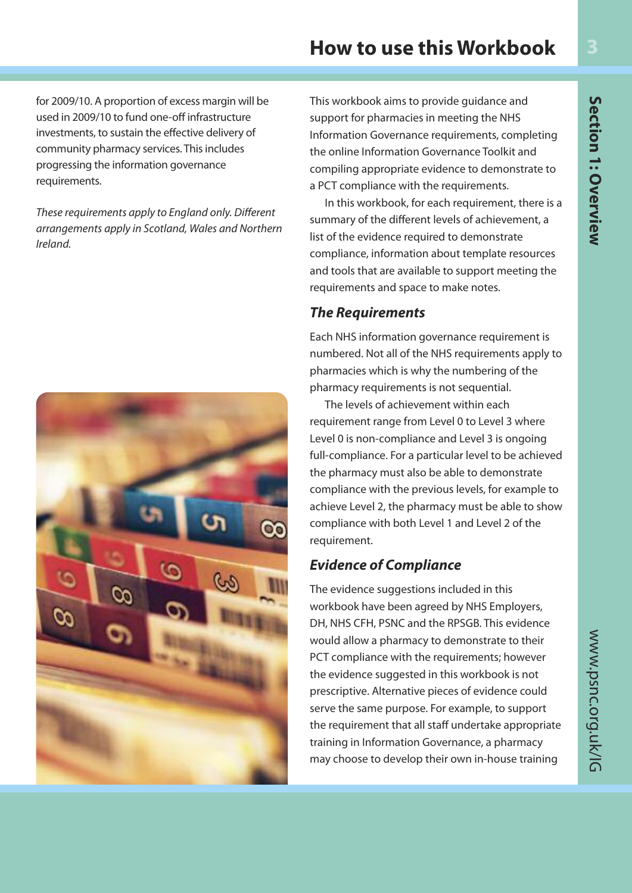for 2009/10. A proportion of excess margin will be used in 2009/10 to fund one-off infrastructure investments, to sustain the effective delivery of community pharmacy services. This includes progressing the information governance requirements.

*These requirements apply to England only. Different arrangements apply in Scotland, Wales and Northern Ireland.*

# How to use this Workbook

This workbook aims to provide guidance and support for pharmacies in meeting the NHS Information Governance requirements, completing the online Information Governance Toolkit and compiling appropriate evidence to demonstrate to a PCT compliance with the requirements.

In this workbook, for each requirement, there is a summary of the different levels of achievement, a list of the evidence required to demonstrate compliance, information about template resources and tools that are available to support meeting the requirements and space to make notes.

## *The Requirements*

Each NHS information governance requirement is numbered. Not all of the NHS requirements apply to pharmacies which is why the numbering of the pharmacy requirements is not sequential.

The levels of achievement within each requirement range from Level 0 to Level 3 where Level 0 is non-compliance and Level 3 is ongoing full-compliance. For a particular level to be achieved the pharmacy must also be able to demonstrate compliance with the previous levels, for example to achieve Level 2, the pharmacy must be able to show compliance with both Level 1 and Level 2 of the requirement.

## *Evidence of Compliance*

The evidence suggestions included in this workbook have been agreed by NHS Employers, DH, NHS CFH, PSNC and the RPSGB. This evidence would allow a pharmacy to demonstrate to their PCT compliance with the requirements; however the evidence suggested in this workbook is not prescriptive. Alternative pieces of evidence could serve the same purpose. For example, to support the requirement that all staff undertake appropriate training in Information Governance, a pharmacy may choose to develop their own in-house training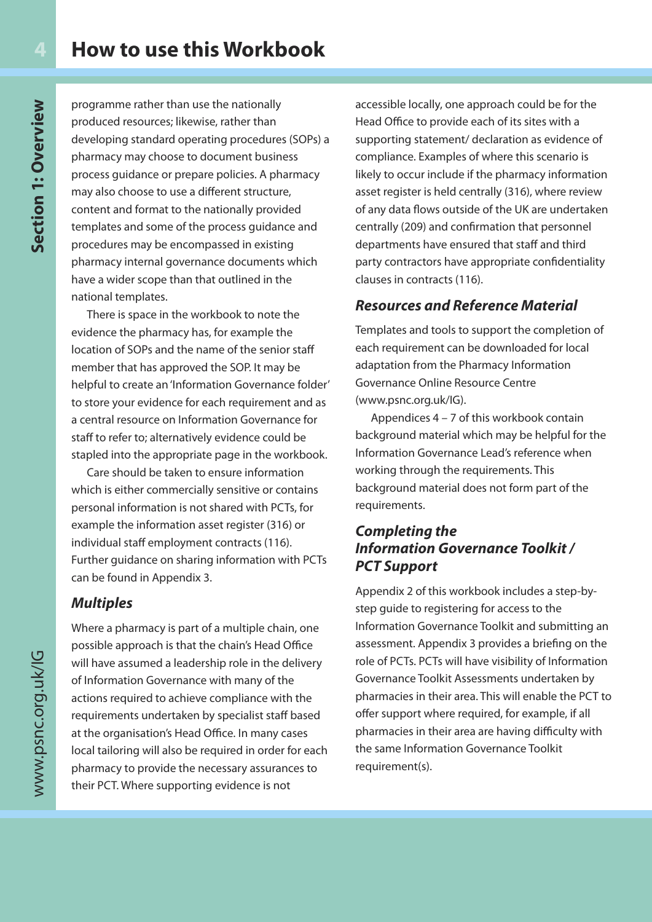programme rather than use the nationally produced resources; likewise, rather than developing standard operating procedures (SOPs) a pharmacy may choose to document business process guidance or prepare policies. A pharmacy may also choose to use a different structure, content and format to the nationally provided templates and some of the process guidance and procedures may be encompassed in existing pharmacy internal governance documents which have a wider scope than that outlined in the national templates.

There is space in the workbook to note the evidence the pharmacy has, for example the location of SOPs and the name of the senior staff member that has approved the SOP. It may be helpful to create an 'Information Governance folder' to store your evidence for each requirement and as a central resource on Information Governance for staff to refer to; alternatively evidence could be stapled into the appropriate page in the workbook.

Care should be taken to ensure information which is either commercially sensitive or contains personal information is not shared with PCTs, for example the information asset register (316) or individual staff employment contracts (116). Further guidance on sharing information with PCTs can be found in Appendix 3.

### *Multiples*

Where a pharmacy is part of a multiple chain, one possible approach is that the chain's Head Office will have assumed a leadership role in the delivery of Information Governance with many of the actions required to achieve compliance with the requirements undertaken by specialist staff based at the organisation's Head Office. In many cases local tailoring will also be required in order for each pharmacy to provide the necessary assurances to their PCT. Where supporting evidence is not accessible locally, one approach could be for the Head Office to provide each of its sites with a supporting statement/ declaration as evidence of compliance. Examples of where this scenario is likely to occur include if the pharmacy information asset register is held centrally (316), where review of any data flows outside of the UK are undertaken centrally (209) and confirmation that personnel departments have ensured that staff and third party contractors have appropriate confidentiality clauses in contracts (116).

### *Resources and Reference Material*

Templates and tools to support the completion of each requirement can be downloaded for local adaptation from the Pharmacy Information Governance Online Resource Centre (www.psnc.org.uk/IG).

Appendices 4 – 7 of this workbook contain background material which may be helpful for the Information Governance Lead's reference when working through the requirements. This background material does not form part of the requirements.

### *Completing the Information Governance Toolkit / PCT Support*

Appendix 2 of this workbook includes a step-by-step guide to registering for access to the Information Governance Toolkit and submitting an assessment. Appendix 3 provides a briefing on the role of PCTs. PCTs will have visibility of Information Governance Toolkit Assessments undertaken by pharmacies in their area. This will enable the PCT to offer support where required, for example, if all pharmacies in their area are having difficulty with the same Information Governance Toolkit requirement(s).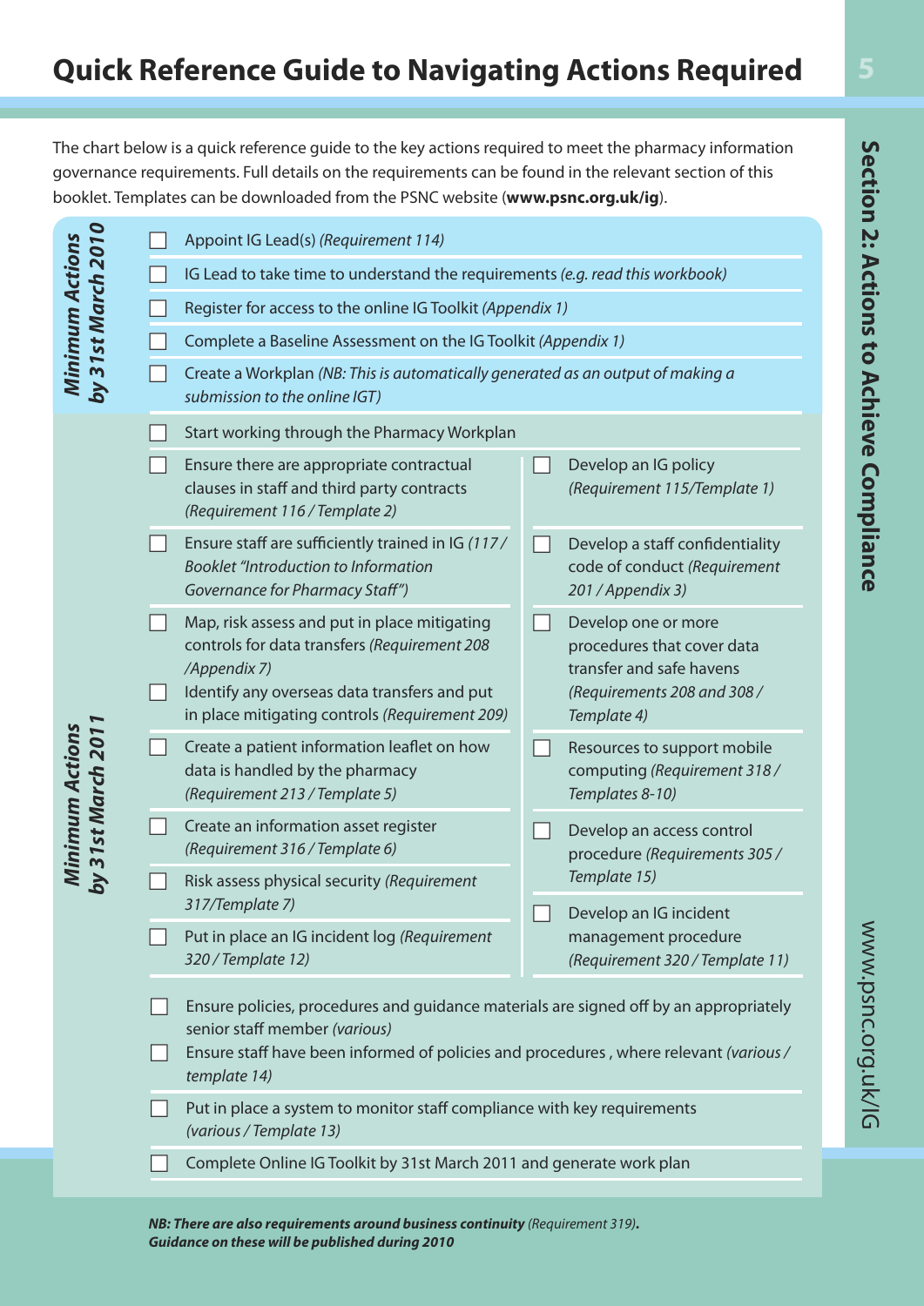# Quick Reference Guide to Navigating Actions Required

The chart below is a quick reference guide to the key actions required to meet the pharmacy information governance requirements. Full details on the requirements can be found in the relevant section of this booklet. Templates can be downloaded from the PSNC website (**www.psnc.org.uk/ig**).

## *Minimum Actions by 31st March 2010*

- [ ] Appoint IG Lead(s) *(Requirement 114)*
- [ ] IG Lead to take time to understand the requirements *(e.g. read this workbook)*
- [ ] Register for access to the online IG Toolkit *(Appendix 1)*
- [ ] Complete a Baseline Assessment on the IG Toolkit *(Appendix 1)*
- [ ] Create a Workplan *(NB: This is automatically generated as an output of making a submission to the online IGT)*

## *Minimum Actions by 31st March 2011*

- [ ] Start working through the Pharmacy Workplan
- [ ] Ensure there are appropriate contractual clauses in staff and third party contracts *(Requirement 116 / Template 2)*
- [ ] Ensure staff are sufficiently trained in IG *(117 / Booklet "Introduction to Information Governance for Pharmacy Staff")*
- [ ] Map, risk assess and put in place mitigating controls for data transfers *(Requirement 208 /Appendix 7)*
- [ ] Identify any overseas data transfers and put in place mitigating controls *(Requirement 209)*
- [ ] Create a patient information leaflet on how data is handled by the pharmacy *(Requirement 213 / Template 5)*
- [ ] Create an information asset register *(Requirement 316 / Template 6)*
- [ ] Risk assess physical security *(Requirement 317/Template 7)*
- [ ] Put in place an IG incident log *(Requirement 320 / Template 12)*
- [ ] Develop an IG policy *(Requirement 115/Template 1)*
- [ ] Develop a staff confidentiality code of conduct *(Requirement 201 / Appendix 3)*
- [ ] Develop one or more procedures that cover data transfer and safe havens *(Requirements 208 and 308 / Template 4)*
- [ ] Resources to support mobile computing *(Requirement 318 / Templates 8-10)*
- [ ] Develop an access control procedure *(Requirements 305 / Template 15)*
- [ ] Develop an IG incident management procedure *(Requirement 320 / Template 11)*
- [ ] Ensure policies, procedures and guidance materials are signed off by an appropriately senior staff member *(various)*
- [ ] Ensure staff have been informed of policies and procedures , where relevant *(various / template 14)*
- [ ] Put in place a system to monitor staff compliance with key requirements *(various / Template 13)*
- [ ] Complete Online IG Toolkit by 31st March 2011 and generate work plan

***NB: There are also requirements around business continuity** (Requirement 319)**. Guidance on these will be published during 2010***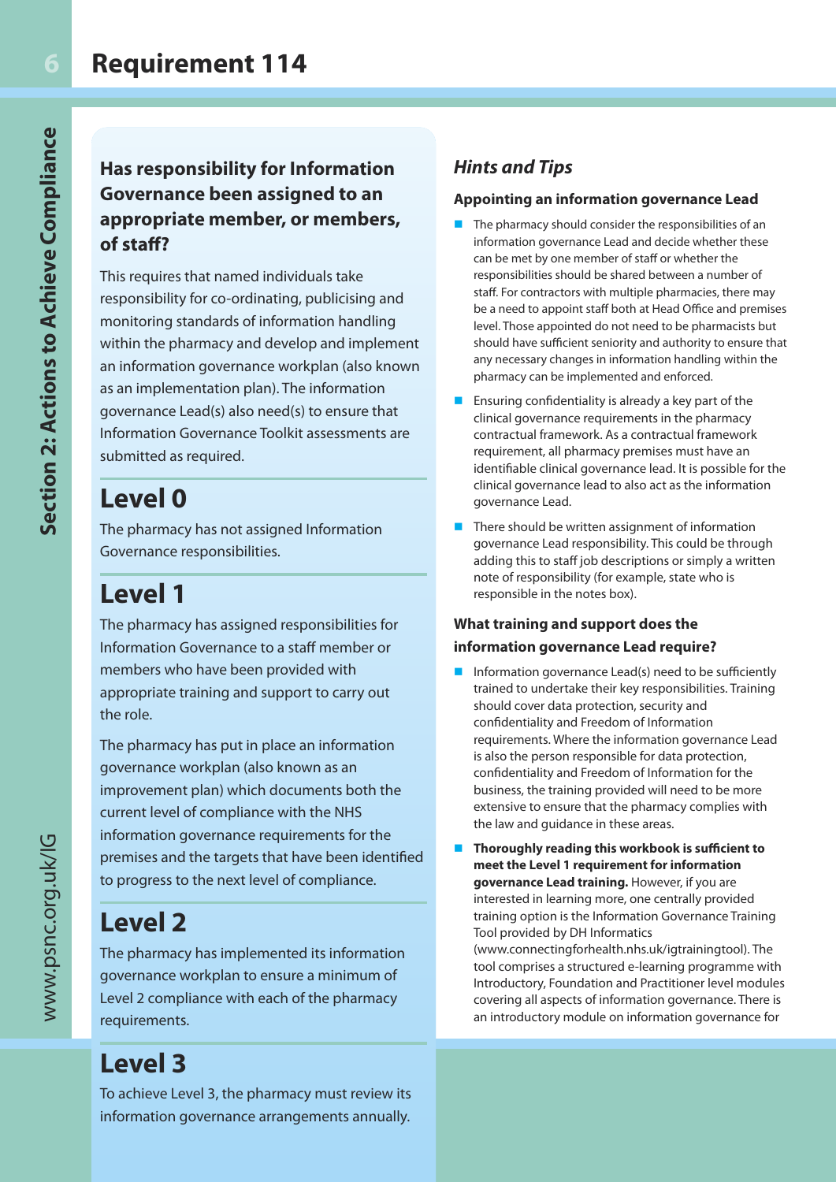# Requirement 114

## Has responsibility for Information Governance been assigned to an appropriate member, or members, of staff?

This requires that named individuals take responsibility for co-ordinating, publicising and monitoring standards of information handling within the pharmacy and develop and implement an information governance workplan (also known as an implementation plan). The information governance Lead(s) also need(s) to ensure that Information Governance Toolkit assessments are submitted as required.

## Level 0

The pharmacy has not assigned Information Governance responsibilities.

## Level 1

The pharmacy has assigned responsibilities for Information Governance to a staff member or members who have been provided with appropriate training and support to carry out the role.

The pharmacy has put in place an information governance workplan (also known as an improvement plan) which documents both the current level of compliance with the NHS information governance requirements for the premises and the targets that have been identified to progress to the next level of compliance.

## Level 2

The pharmacy has implemented its information governance workplan to ensure a minimum of Level 2 compliance with each of the pharmacy requirements.

## Level 3

To achieve Level 3, the pharmacy must review its information governance arrangements annually.

## *Hints and Tips*

### Appointing an information governance Lead

- The pharmacy should consider the responsibilities of an information governance Lead and decide whether these can be met by one member of staff or whether the responsibilities should be shared between a number of staff. For contractors with multiple pharmacies, there may be a need to appoint staff both at Head Office and premises level. Those appointed do not need to be pharmacists but should have sufficient seniority and authority to ensure that any necessary changes in information handling within the pharmacy can be implemented and enforced.
- Ensuring confidentiality is already a key part of the clinical governance requirements in the pharmacy contractual framework. As a contractual framework requirement, all pharmacy premises must have an identifiable clinical governance lead. It is possible for the clinical governance lead to also act as the information governance Lead.
- There should be written assignment of information governance Lead responsibility. This could be through adding this to staff job descriptions or simply a written note of responsibility (for example, state who is responsible in the notes box).

### What training and support does the information governance Lead require?

- Information governance Lead(s) need to be sufficiently trained to undertake their key responsibilities. Training should cover data protection, security and confidentiality and Freedom of Information requirements. Where the information governance Lead is also the person responsible for data protection, confidentiality and Freedom of Information for the business, the training provided will need to be more extensive to ensure that the pharmacy complies with the law and guidance in these areas.
- **Thoroughly reading this workbook is sufficient to meet the Level 1 requirement for information governance Lead training.** However, if you are interested in learning more, one centrally provided training option is the Information Governance Training Tool provided by DH Informatics (www.connectingforhealth.nhs.uk/igtrainingtool). The tool comprises a structured e-learning programme with Introductory, Foundation and Practitioner level modules covering all aspects of information governance. There is an introductory module on information governance for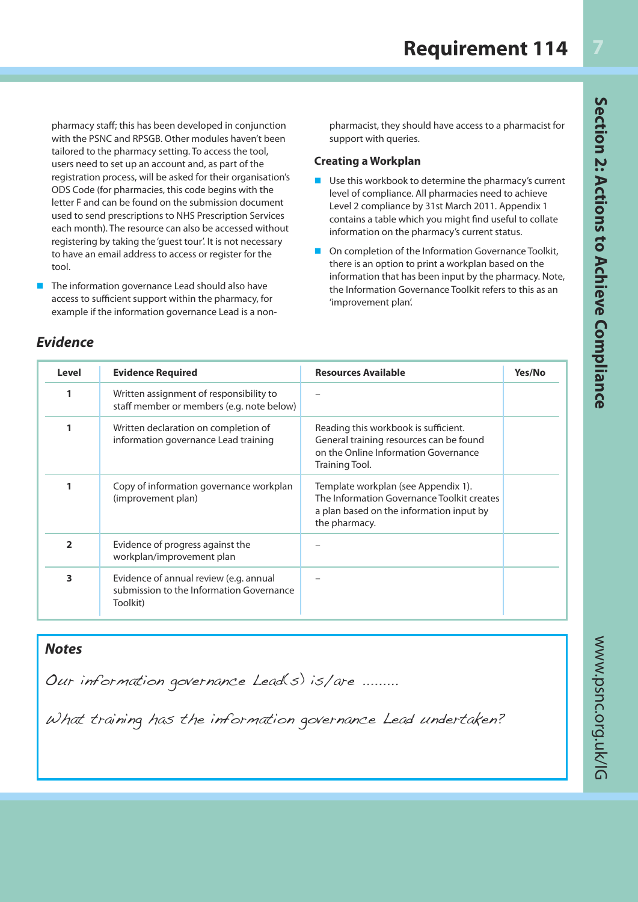pharmacy staff; this has been developed in conjunction with the PSNC and RPSGB. Other modules haven't been tailored to the pharmacy setting. To access the tool, users need to set up an account and, as part of the registration process, will be asked for their organisation's ODS Code (for pharmacies, this code begins with the letter F and can be found on the submission document used to send prescriptions to NHS Prescription Services each month). The resource can also be accessed without registering by taking the 'guest tour'. It is not necessary to have an email address to access or register for the tool.

- The information governance Lead should also have access to sufficient support within the pharmacy, for example if the information governance Lead is a non-pharmacist, they should have access to a pharmacist for support with queries.

### Creating a Workplan

- Use this workbook to determine the pharmacy's current level of compliance. All pharmacies need to achieve Level 2 compliance by 31st March 2011. Appendix 1 contains a table which you might find useful to collate information on the pharmacy's current status.
- On completion of the Information Governance Toolkit, there is an option to print a workplan based on the information that has been input by the pharmacy. Note, the Information Governance Toolkit refers to this as an 'improvement plan'.

## *Evidence*

| Level | Evidence Required | Resources Available | Yes/No |
|---|---|---|---|
| 1 | Written assignment of responsibility to staff member or members (e.g. note below) | – | |
| 1 | Written declaration on completion of information governance Lead training | Reading this workbook is sufficient. General training resources can be found on the Online Information Governance Training Tool. | |
| 1 | Copy of information governance workplan (improvement plan) | Template workplan (see Appendix 1). The Information Governance Toolkit creates a plan based on the information input by the pharmacy. | |
| 2 | Evidence of progress against the workplan/improvement plan | – | |
| 3 | Evidence of annual review (e.g. annual submission to the Information Governance Toolkit) | – | |

## *Notes*

*Our information governance Lead(s) is/are .........*

*What training has the information governance Lead undertaken?*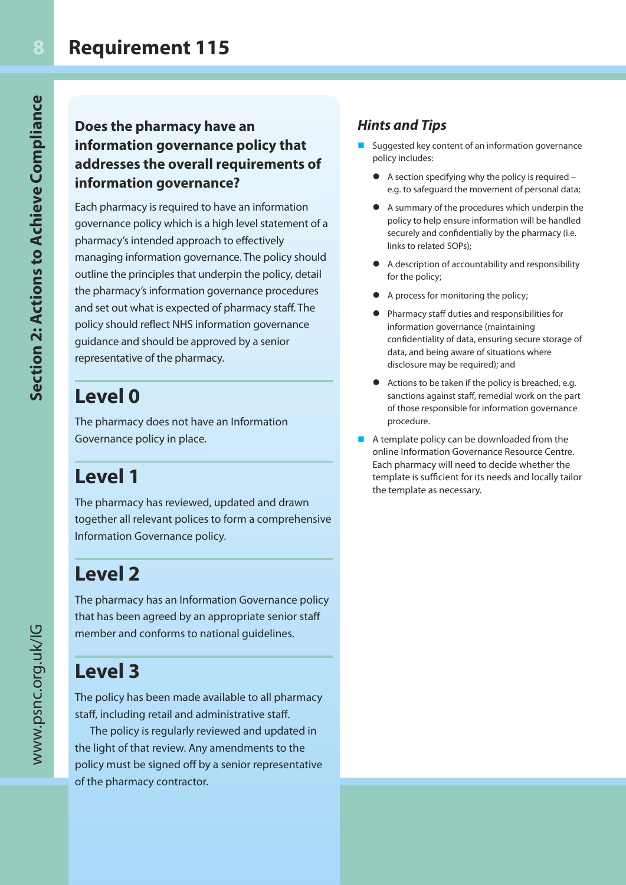# Requirement 115

## Does the pharmacy have an information governance policy that addresses the overall requirements of information governance?

Each pharmacy is required to have an information governance policy which is a high level statement of a pharmacy's intended approach to effectively managing information governance. The policy should outline the principles that underpin the policy, detail the pharmacy's information governance procedures and set out what is expected of pharmacy staff. The policy should reflect NHS information governance guidance and should be approved by a senior representative of the pharmacy.

## Level 0

The pharmacy does not have an Information Governance policy in place.

## Level 1

The pharmacy has reviewed, updated and drawn together all relevant polices to form a comprehensive Information Governance policy.

## Level 2

The pharmacy has an Information Governance policy that has been agreed by an appropriate senior staff member and conforms to national guidelines.

## Level 3

The policy has been made available to all pharmacy staff, including retail and administrative staff.

The policy is regularly reviewed and updated in the light of that review. Any amendments to the policy must be signed off by a senior representative of the pharmacy contractor.

### *Hints and Tips*

- Suggested key content of an information governance policy includes:
  - A section specifying why the policy is required – e.g. to safeguard the movement of personal data;
  - A summary of the procedures which underpin the policy to help ensure information will be handled securely and confidentially by the pharmacy (i.e. links to related SOPs);
  - A description of accountability and responsibility for the policy;
  - A process for monitoring the policy;
  - Pharmacy staff duties and responsibilities for information governance (maintaining confidentiality of data, ensuring secure storage of data, and being aware of situations where disclosure may be required); and
  - Actions to be taken if the policy is breached, e.g. sanctions against staff, remedial work on the part of those responsible for information governance procedure.
- A template policy can be downloaded from the online Information Governance Resource Centre. Each pharmacy will need to decide whether the template is sufficient for its needs and locally tailor the template as necessary.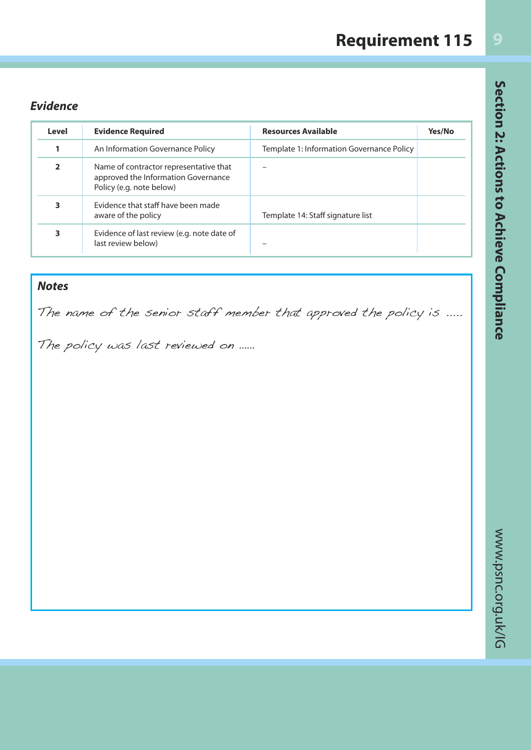# Requirement 115

### *Evidence*

| Level | Evidence Required | Resources Available | Yes/No |
|---|---|---|---|
| 1 | An Information Governance Policy | Template 1: Information Governance Policy | |
| 2 | Name of contractor representative that approved the Information Governance Policy (e.g. note below) | – | |
| 3 | Evidence that staff have been made aware of the policy | Template 14: Staff signature list | |
| 3 | Evidence of last review (e.g. note date of last review below) | – | |

### *Notes*

*The name of the senior staff member that approved the policy is .....*

*The policy was last reviewed on ......*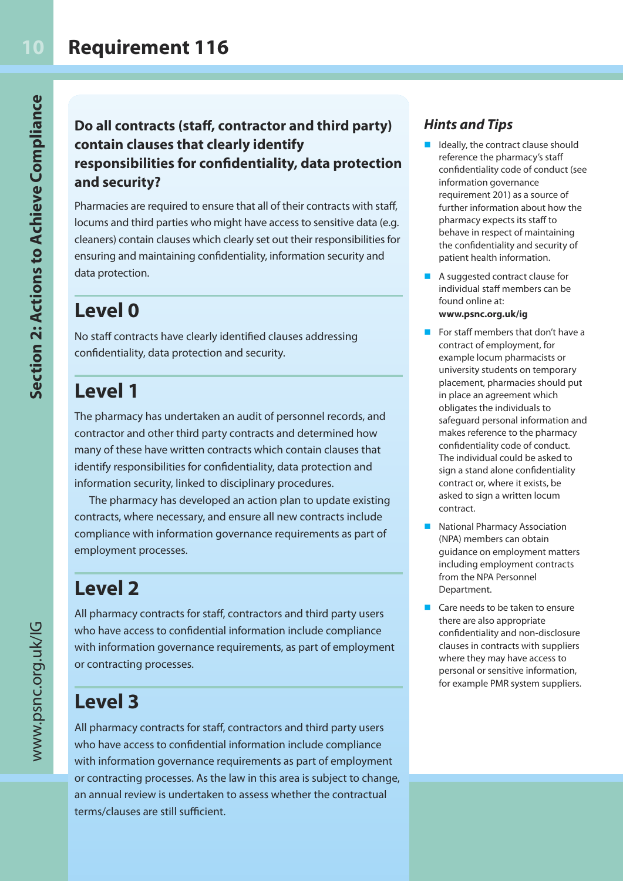# Requirement 116

**Do all contracts (staff, contractor and third party) contain clauses that clearly identify responsibilities for confidentiality, data protection and security?**

Pharmacies are required to ensure that all of their contracts with staff, locums and third parties who might have access to sensitive data (e.g. cleaners) contain clauses which clearly set out their responsibilities for ensuring and maintaining confidentiality, information security and data protection.

## Level 0

No staff contracts have clearly identified clauses addressing confidentiality, data protection and security.

## Level 1

The pharmacy has undertaken an audit of personnel records, and contractor and other third party contracts and determined how many of these have written contracts which contain clauses that identify responsibilities for confidentiality, data protection and information security, linked to disciplinary procedures.

The pharmacy has developed an action plan to update existing contracts, where necessary, and ensure all new contracts include compliance with information governance requirements as part of employment processes.

## Level 2

All pharmacy contracts for staff, contractors and third party users who have access to confidential information include compliance with information governance requirements, as part of employment or contracting processes.

## Level 3

All pharmacy contracts for staff, contractors and third party users who have access to confidential information include compliance with information governance requirements as part of employment or contracting processes. As the law in this area is subject to change, an annual review is undertaken to assess whether the contractual terms/clauses are still sufficient.

### *Hints and Tips*

- Ideally, the contract clause should reference the pharmacy's staff confidentiality code of conduct (see information governance requirement 201) as a source of further information about how the pharmacy expects its staff to behave in respect of maintaining the confidentiality and security of patient health information.
- A suggested contract clause for individual staff members can be found online at: **www.psnc.org.uk/ig**
- For staff members that don't have a contract of employment, for example locum pharmacists or university students on temporary placement, pharmacies should put in place an agreement which obligates the individuals to safeguard personal information and makes reference to the pharmacy confidentiality code of conduct. The individual could be asked to sign a stand alone confidentiality contract or, where it exists, be asked to sign a written locum contract.
- National Pharmacy Association (NPA) members can obtain guidance on employment matters including employment contracts from the NPA Personnel Department.
- Care needs to be taken to ensure there are also appropriate confidentiality and non-disclosure clauses in contracts with suppliers where they may have access to personal or sensitive information, for example PMR system suppliers.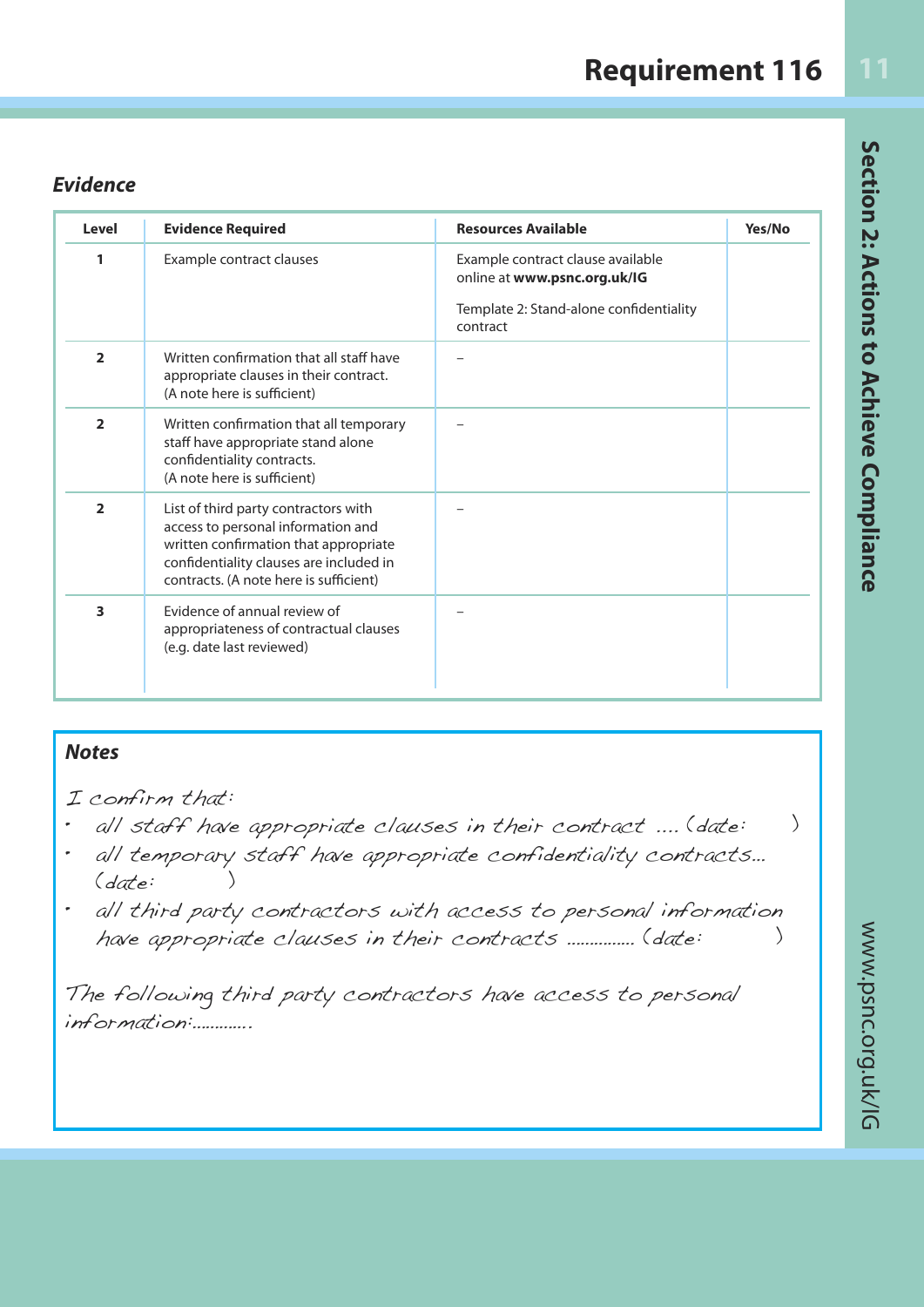# Requirement 116

### *Evidence*

| Level | Evidence Required | Resources Available | Yes/No |
|---|---|---|---|
| 1 | Example contract clauses | Example contract clause available online at **www.psnc.org.uk/IG**<br><br>Template 2: Stand-alone confidentiality contract | |
| 2 | Written confirmation that all staff have appropriate clauses in their contract. (A note here is sufficient) | – | |
| 2 | Written confirmation that all temporary staff have appropriate stand alone confidentiality contracts. (A note here is sufficient) | – | |
| 2 | List of third party contractors with access to personal information and written confirmation that appropriate confidentiality clauses are included in contracts. (A note here is sufficient) | – | |
| 3 | Evidence of annual review of appropriateness of contractual clauses (e.g. date last reviewed) | – | |

### *Notes*

*I confirm that:*

- *all staff have appropriate clauses in their contract .... (date: )*
- *all temporary staff have appropriate confidentiality contracts... (date: )*
- *all third party contractors with access to personal information have appropriate clauses in their contracts .............. (date: )*

*The following third party contractors have access to personal information:............*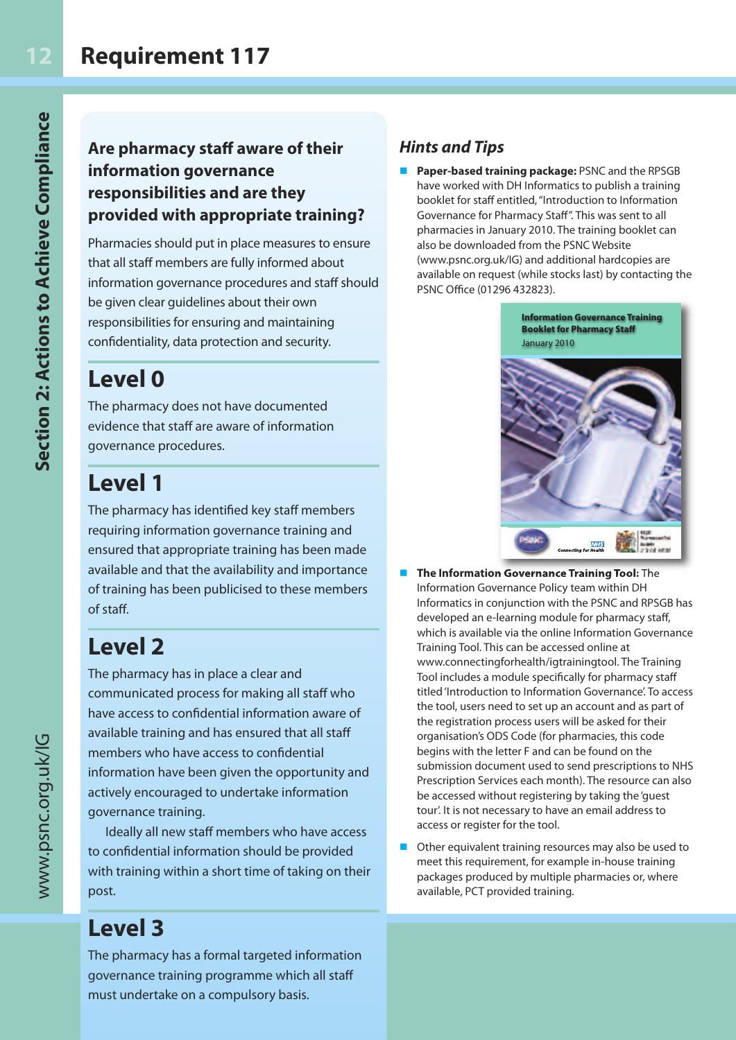# Requirement 117

## Are pharmacy staff aware of their information governance responsibilities and are they provided with appropriate training?

Pharmacies should put in place measures to ensure that all staff members are fully informed about information governance procedures and staff should be given clear guidelines about their own responsibilities for ensuring and maintaining confidentiality, data protection and security.

## Level 0

The pharmacy does not have documented evidence that staff are aware of information governance procedures.

## Level 1

The pharmacy has identified key staff members requiring information governance training and ensured that appropriate training has been made available and that the availability and importance of training has been publicised to these members of staff.

## Level 2

The pharmacy has in place a clear and communicated process for making all staff who have access to confidential information aware of available training and has ensured that all staff members who have access to confidential information have been given the opportunity and actively encouraged to undertake information governance training.

Ideally all new staff members who have access to confidential information should be provided with training within a short time of taking on their post.

## Level 3

The pharmacy has a formal targeted information governance training programme which all staff must undertake on a compulsory basis.

### *Hints and Tips*

- **Paper-based training package:** PSNC and the RPSGB have worked with DH Informatics to publish a training booklet for staff entitled, "Introduction to Information Governance for Pharmacy Staff". This was sent to all pharmacies in January 2010. The training booklet can also be downloaded from the PSNC Website (www.psnc.org.uk/IG) and additional hardcopies are available on request (while stocks last) by contacting the PSNC Office (01296 432823).

- **The Information Governance Training Tool:** The Information Governance Policy team within DH Informatics in conjunction with the PSNC and RPSGB has developed an e-learning module for pharmacy staff, which is available via the online Information Governance Training Tool. This can be accessed online at www.connectingforhealth/igtrainingtool. The Training Tool includes a module specifically for pharmacy staff titled 'Introduction to Information Governance'. To access the tool, users need to set up an account and as part of the registration process users will be asked for their organisation's ODS Code (for pharmacies, this code begins with the letter F and can be found on the submission document used to send prescriptions to NHS Prescription Services each month). The resource can also be accessed without registering by taking the 'guest tour'. It is not necessary to have an email address to access or register for the tool.

- Other equivalent training resources may also be used to meet this requirement, for example in-house training packages produced by multiple pharmacies or, where available, PCT provided training.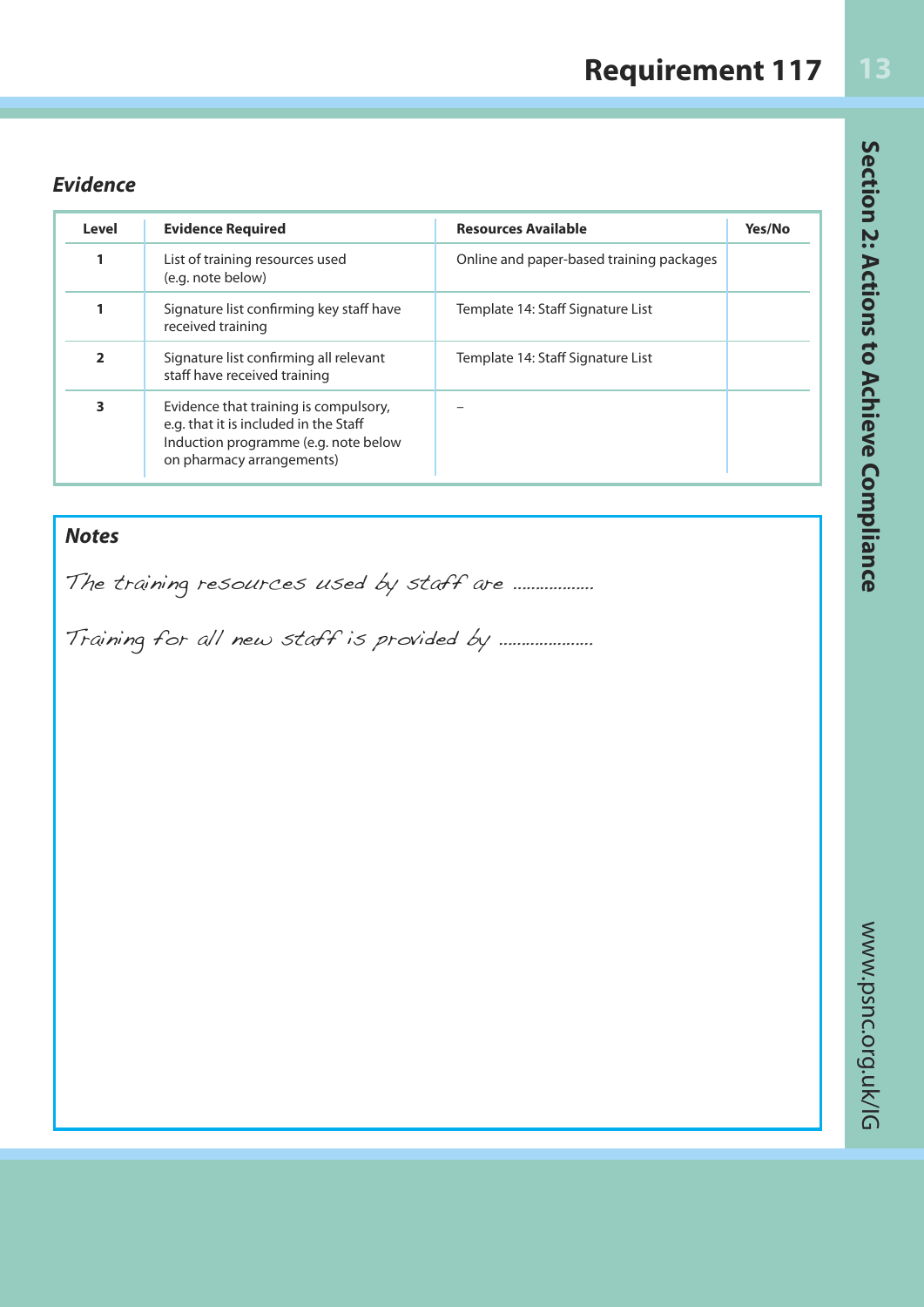# Requirement 117

### *Evidence*

| Level | Evidence Required | Resources Available | Yes/No |
|---|---|---|---|
| 1 | List of training resources used (e.g. note below) | Online and paper-based training packages | |
| 1 | Signature list confirming key staff have received training | Template 14: Staff Signature List | |
| 2 | Signature list confirming all relevant staff have received training | Template 14: Staff Signature List | |
| 3 | Evidence that training is compulsory, e.g. that it is included in the Staff Induction programme (e.g. note below on pharmacy arrangements) | – | |

### *Notes*

The training resources used by staff are ..................

Training for all new staff is provided by .....................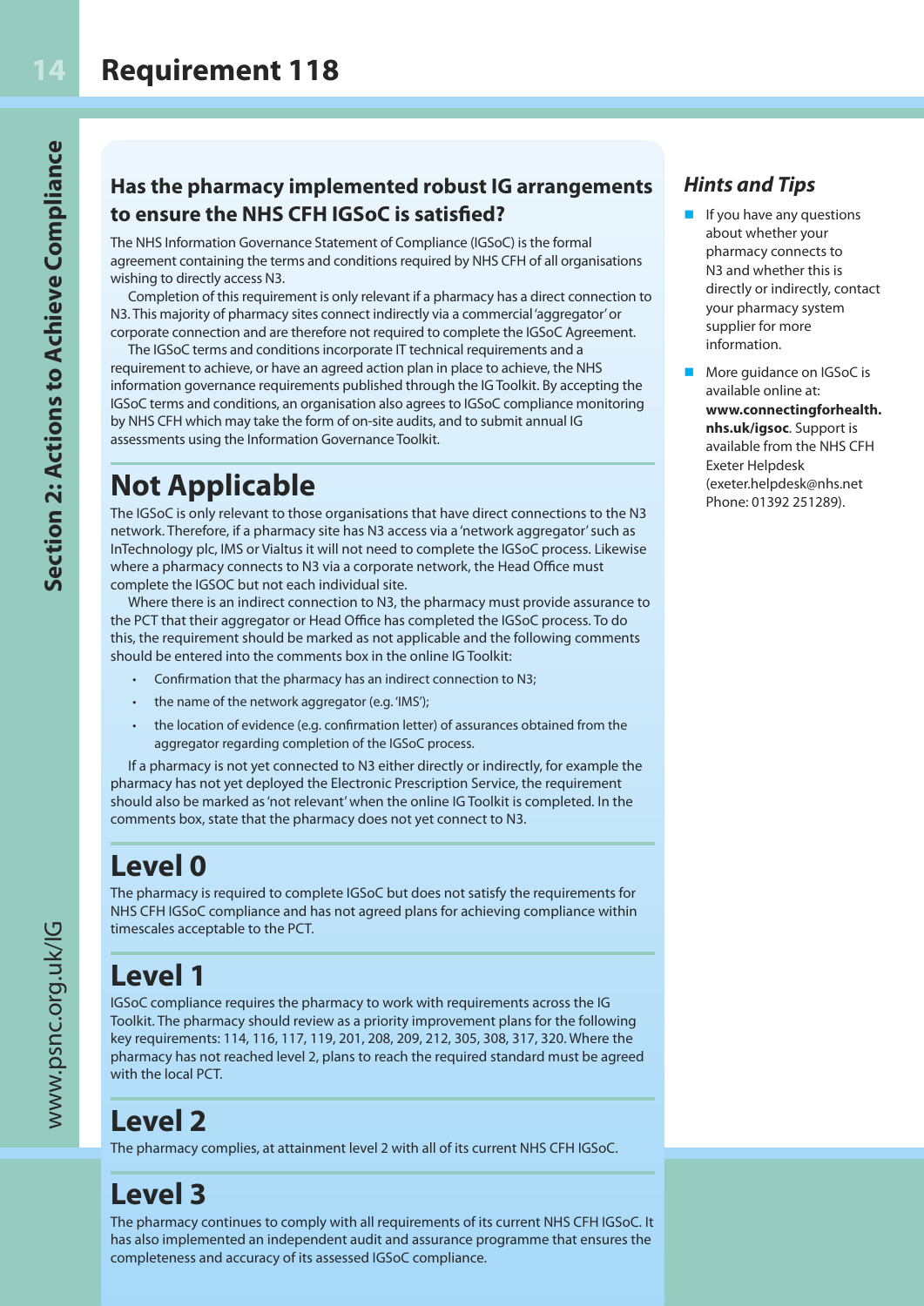# Requirement 118

## Has the pharmacy implemented robust IG arrangements to ensure the NHS CFH IGSoC is satisfied?

The NHS Information Governance Statement of Compliance (IGSoC) is the formal agreement containing the terms and conditions required by NHS CFH of all organisations wishing to directly access N3.

Completion of this requirement is only relevant if a pharmacy has a direct connection to N3. This majority of pharmacy sites connect indirectly via a commercial 'aggregator' or corporate connection and are therefore not required to complete the IGSoC Agreement.

The IGSoC terms and conditions incorporate IT technical requirements and a requirement to achieve, or have an agreed action plan in place to achieve, the NHS information governance requirements published through the IG Toolkit. By accepting the IGSoC terms and conditions, an organisation also agrees to IGSoC compliance monitoring by NHS CFH which may take the form of on-site audits, and to submit annual IG assessments using the Information Governance Toolkit.

## Not Applicable

The IGSoC is only relevant to those organisations that have direct connections to the N3 network. Therefore, if a pharmacy site has N3 access via a 'network aggregator' such as InTechnology plc, IMS or Vialtus it will not need to complete the IGSoC process. Likewise where a pharmacy connects to N3 via a corporate network, the Head Office must complete the IGSOC but not each individual site.

Where there is an indirect connection to N3, the pharmacy must provide assurance to the PCT that their aggregator or Head Office has completed the IGSoC process. To do this, the requirement should be marked as not applicable and the following comments should be entered into the comments box in the online IG Toolkit:

- Confirmation that the pharmacy has an indirect connection to N3;
- the name of the network aggregator (e.g. 'IMS');
- the location of evidence (e.g. confirmation letter) of assurances obtained from the aggregator regarding completion of the IGSoC process.

If a pharmacy is not yet connected to N3 either directly or indirectly, for example the pharmacy has not yet deployed the Electronic Prescription Service, the requirement should also be marked as 'not relevant' when the online IG Toolkit is completed. In the comments box, state that the pharmacy does not yet connect to N3.

## Level 0

The pharmacy is required to complete IGSoC but does not satisfy the requirements for NHS CFH IGSoC compliance and has not agreed plans for achieving compliance within timescales acceptable to the PCT.

## Level 1

IGSoC compliance requires the pharmacy to work with requirements across the IG Toolkit. The pharmacy should review as a priority improvement plans for the following key requirements: 114, 116, 117, 119, 201, 208, 209, 212, 305, 308, 317, 320. Where the pharmacy has not reached level 2, plans to reach the required standard must be agreed with the local PCT.

## Level 2

The pharmacy complies, at attainment level 2 with all of its current NHS CFH IGSoC.

## Level 3

The pharmacy continues to comply with all requirements of its current NHS CFH IGSoC. It has also implemented an independent audit and assurance programme that ensures the completeness and accuracy of its assessed IGSoC compliance.

### *Hints and Tips*

- If you have any questions about whether your pharmacy connects to N3 and whether this is directly or indirectly, contact your pharmacy system supplier for more information.
- More guidance on IGSoC is available online at: **www.connectingforhealth.nhs.uk/igsoc**. Support is available from the NHS CFH Exeter Helpdesk (exeter.helpdesk@nhs.net Phone: 01392 251289).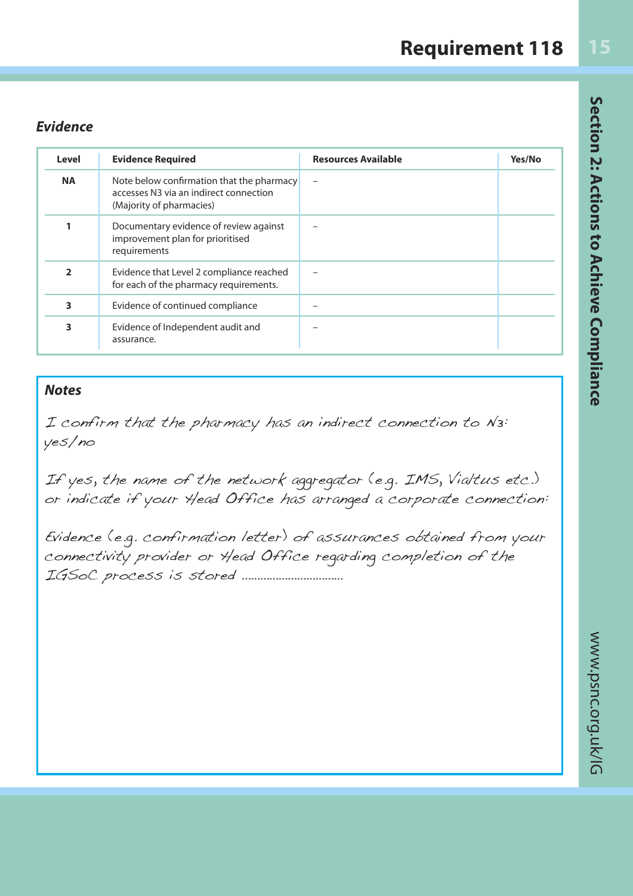# Requirement 118

### *Evidence*

| Level | Evidence Required | Resources Available | Yes/No |
|---|---|---|---|
| **NA** | Note below confirmation that the pharmacy accesses N3 via an indirect connection (Majority of pharmacies) | – | |
| **1** | Documentary evidence of review against improvement plan for prioritised requirements | – | |
| **2** | Evidence that Level 2 compliance reached for each of the pharmacy requirements. | – | |
| **3** | Evidence of continued compliance | – | |
| **3** | Evidence of Independent audit and assurance. | – | |

### *Notes*

I confirm that the pharmacy has an indirect connection to N3: yes/no

If yes, the name of the network aggregator (e.g. IMS, Vialtus etc.) or indicate if your Head Office has arranged a corporate connection:

Evidence (e.g. confirmation letter) of assurances obtained from your connectivity provider or Head Office regarding completion of the IGSoC process is stored ................................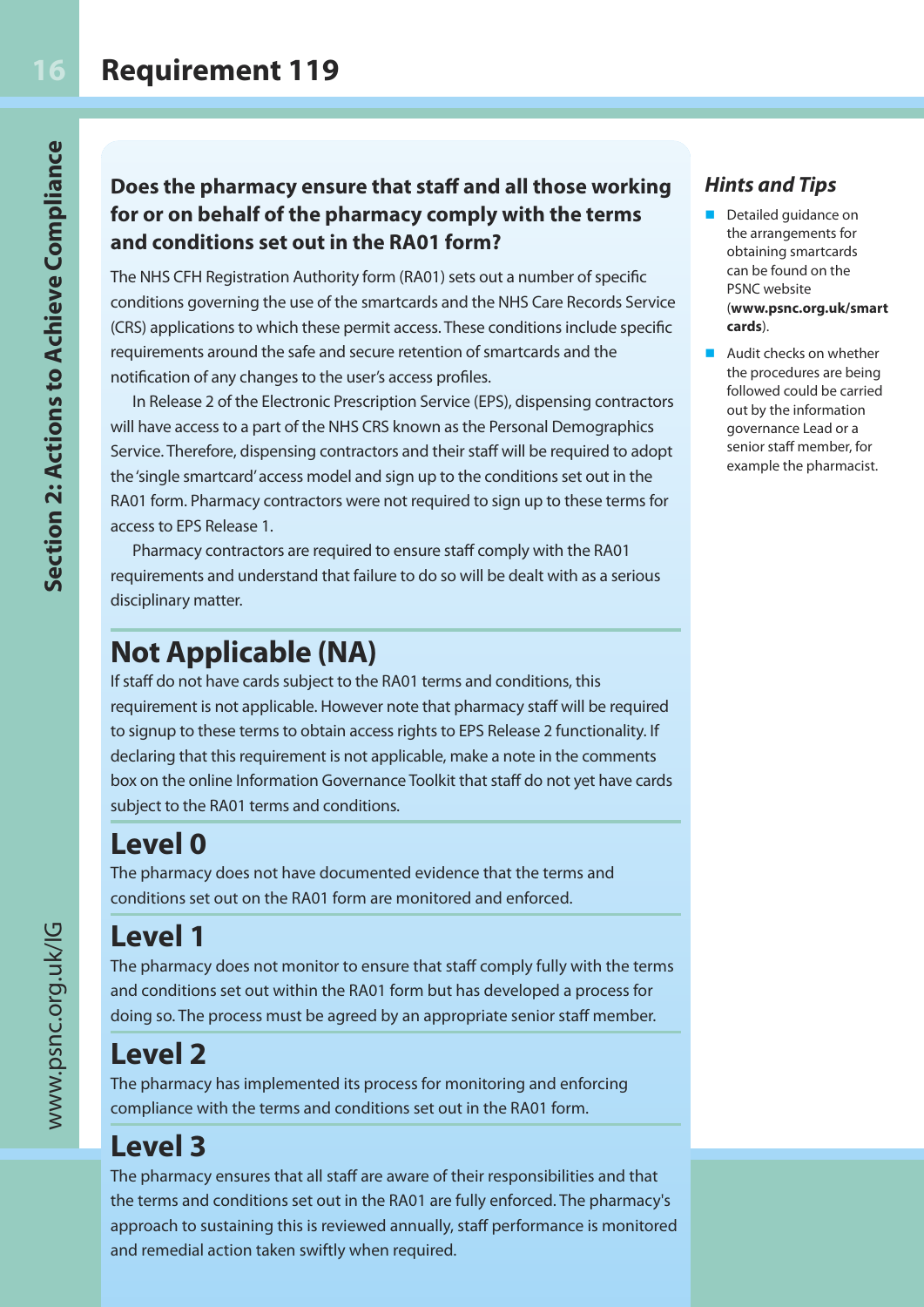# Requirement 119

### Does the pharmacy ensure that staff and all those working for or on behalf of the pharmacy comply with the terms and conditions set out in the RA01 form?

The NHS CFH Registration Authority form (RA01) sets out a number of specific conditions governing the use of the smartcards and the NHS Care Records Service (CRS) applications to which these permit access. These conditions include specific requirements around the safe and secure retention of smartcards and the notification of any changes to the user's access profiles.

In Release 2 of the Electronic Prescription Service (EPS), dispensing contractors will have access to a part of the NHS CRS known as the Personal Demographics Service. Therefore, dispensing contractors and their staff will be required to adopt the 'single smartcard' access model and sign up to the conditions set out in the RA01 form. Pharmacy contractors were not required to sign up to these terms for access to EPS Release 1.

Pharmacy contractors are required to ensure staff comply with the RA01 requirements and understand that failure to do so will be dealt with as a serious disciplinary matter.

## Not Applicable (NA)

If staff do not have cards subject to the RA01 terms and conditions, this requirement is not applicable. However note that pharmacy staff will be required to signup to these terms to obtain access rights to EPS Release 2 functionality. If declaring that this requirement is not applicable, make a note in the comments box on the online Information Governance Toolkit that staff do not yet have cards subject to the RA01 terms and conditions.

## Level 0

The pharmacy does not have documented evidence that the terms and conditions set out on the RA01 form are monitored and enforced.

## Level 1

The pharmacy does not monitor to ensure that staff comply fully with the terms and conditions set out within the RA01 form but has developed a process for doing so. The process must be agreed by an appropriate senior staff member.

## Level 2

The pharmacy has implemented its process for monitoring and enforcing compliance with the terms and conditions set out in the RA01 form.

## Level 3

The pharmacy ensures that all staff are aware of their responsibilities and that the terms and conditions set out in the RA01 are fully enforced. The pharmacy's approach to sustaining this is reviewed annually, staff performance is monitored and remedial action taken swiftly when required.

### *Hints and Tips*

- Detailed guidance on the arrangements for obtaining smartcards can be found on the PSNC website (**www.psnc.org.uk/smartcards**).
- Audit checks on whether the procedures are being followed could be carried out by the information governance Lead or a senior staff member, for example the pharmacist.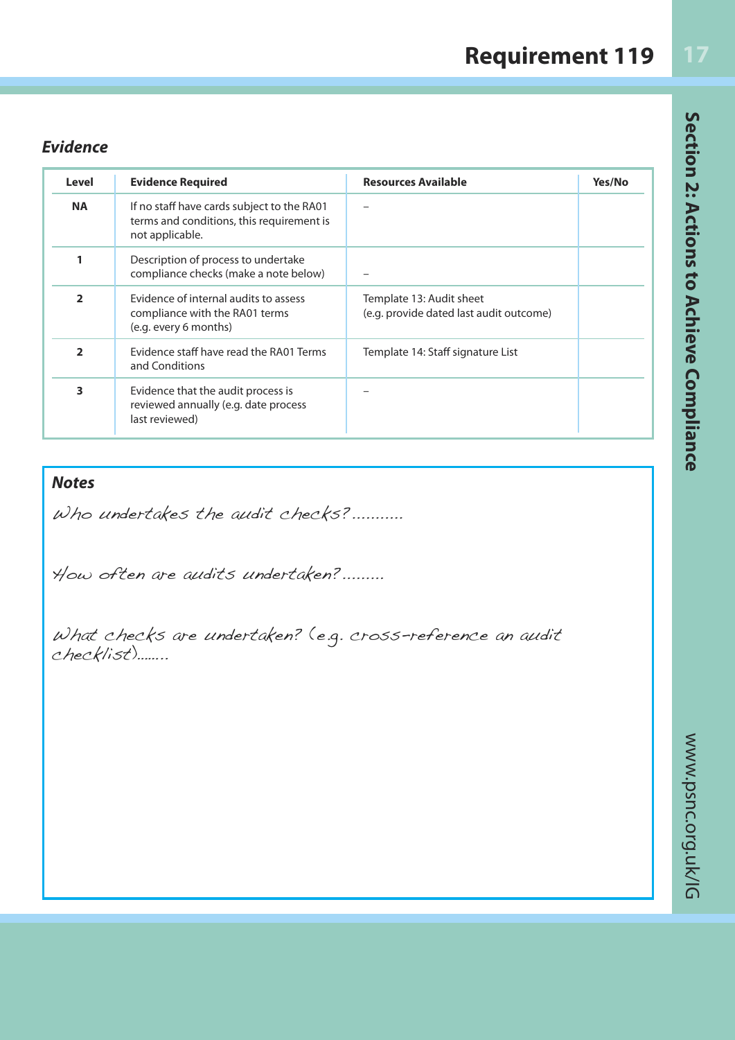# Requirement 119

### *Evidence*

| Level | Evidence Required | Resources Available | Yes/No |
|---|---|---|---|
| NA | If no staff have cards subject to the RA01 terms and conditions, this requirement is not applicable. | – | |
| 1 | Description of process to undertake compliance checks (make a note below) | – | |
| 2 | Evidence of internal audits to assess compliance with the RA01 terms (e.g. every 6 months) | Template 13: Audit sheet (e.g. provide dated last audit outcome) | |
| 2 | Evidence staff have read the RA01 Terms and Conditions | Template 14: Staff signature List | |
| 3 | Evidence that the audit process is reviewed annually (e.g. date process last reviewed) | – | |

### *Notes*

*Who undertakes the audit checks?...........*

*How often are audits undertaken?.........*

*What checks are undertaken? (e.g. cross-reference an audit checklist)........*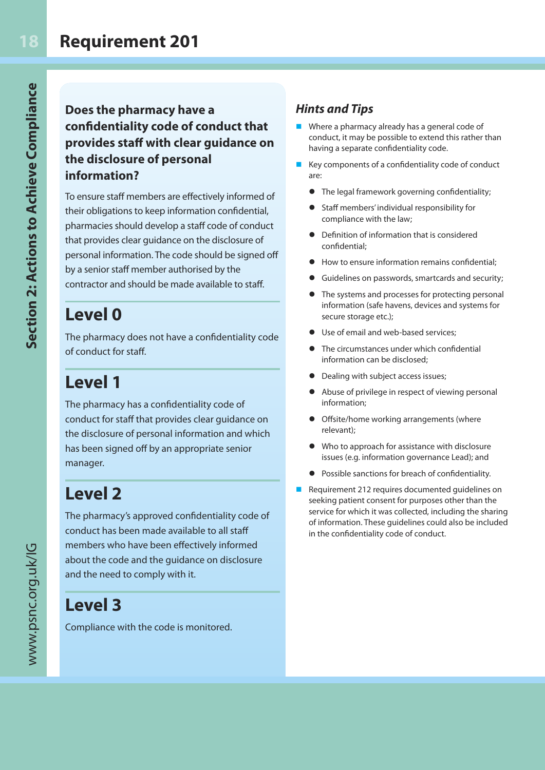# Requirement 201

## Does the pharmacy have a confidentiality code of conduct that provides staff with clear guidance on the disclosure of personal information?

To ensure staff members are effectively informed of their obligations to keep information confidential, pharmacies should develop a staff code of conduct that provides clear guidance on the disclosure of personal information. The code should be signed off by a senior staff member authorised by the contractor and should be made available to staff.

## Level 0

The pharmacy does not have a confidentiality code of conduct for staff.

## Level 1

The pharmacy has a confidentiality code of conduct for staff that provides clear guidance on the disclosure of personal information and which has been signed off by an appropriate senior manager.

## Level 2

The pharmacy's approved confidentiality code of conduct has been made available to all staff members who have been effectively informed about the code and the guidance on disclosure and the need to comply with it.

## Level 3

Compliance with the code is monitored.

### *Hints and Tips*

- Where a pharmacy already has a general code of conduct, it may be possible to extend this rather than having a separate confidentiality code.
- Key components of a confidentiality code of conduct are:
  - The legal framework governing confidentiality;
  - Staff members' individual responsibility for compliance with the law;
  - Definition of information that is considered confidential;
  - How to ensure information remains confidential;
  - Guidelines on passwords, smartcards and security;
  - The systems and processes for protecting personal information (safe havens, devices and systems for secure storage etc.);
  - Use of email and web-based services;
  - The circumstances under which confidential information can be disclosed;
  - Dealing with subject access issues;
  - Abuse of privilege in respect of viewing personal information;
  - Offsite/home working arrangements (where relevant);
  - Who to approach for assistance with disclosure issues (e.g. information governance Lead); and
  - Possible sanctions for breach of confidentiality.
- Requirement 212 requires documented guidelines on seeking patient consent for purposes other than the service for which it was collected, including the sharing of information. These guidelines could also be included in the confidentiality code of conduct.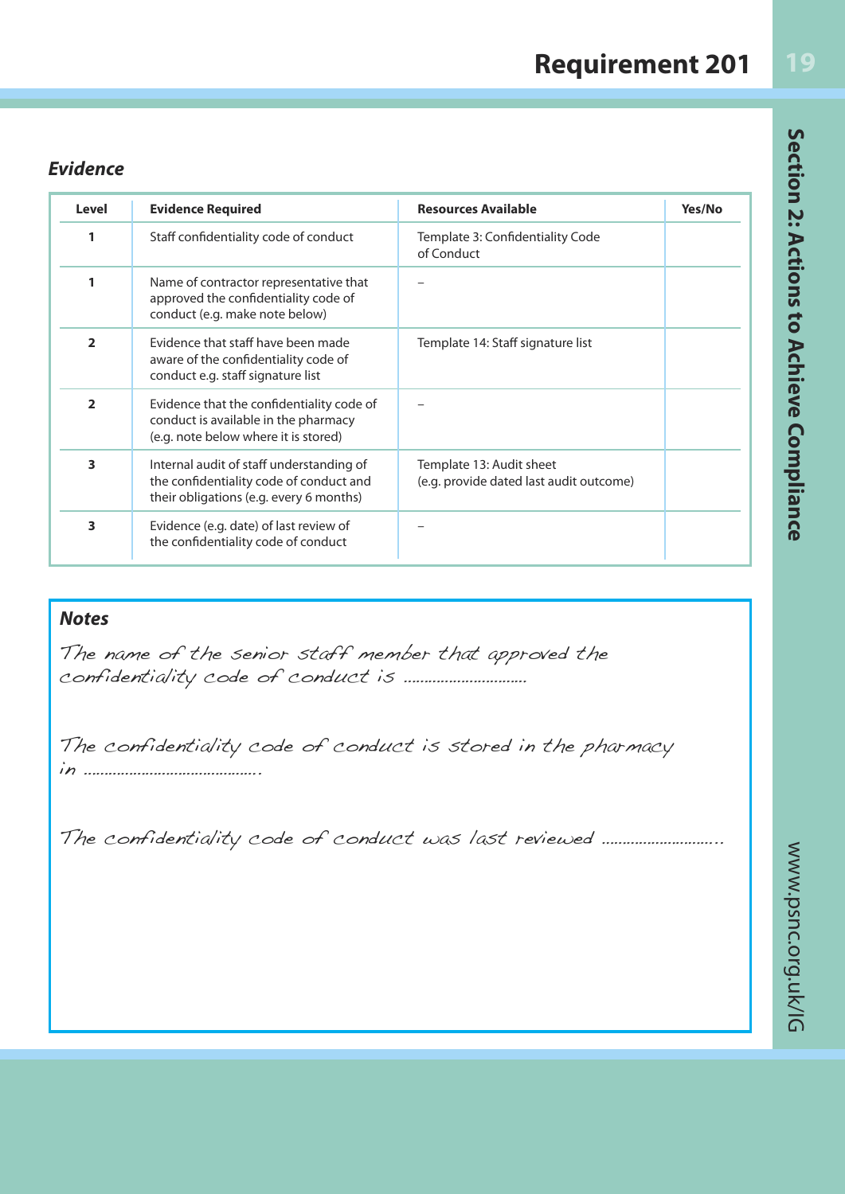# Requirement 201

### *Evidence*

| Level | Evidence Required | Resources Available | Yes/No |
|---|---|---|---|
| 1 | Staff confidentiality code of conduct | Template 3: Confidentiality Code of Conduct | |
| 1 | Name of contractor representative that approved the confidentiality code of conduct (e.g. make note below) | – | |
| 2 | Evidence that staff have been made aware of the confidentiality code of conduct e.g. staff signature list | Template 14: Staff signature list | |
| 2 | Evidence that the confidentiality code of conduct is available in the pharmacy (e.g. note below where it is stored) | – | |
| 3 | Internal audit of staff understanding of the confidentiality code of conduct and their obligations (e.g. every 6 months) | Template 13: Audit sheet (e.g. provide dated last audit outcome) | |
| 3 | Evidence (e.g. date) of last review of the confidentiality code of conduct | – | |

### *Notes*

The name of the senior staff member that approved the confidentiality code of conduct is ..............................

The confidentiality code of conduct is stored in the pharmacy in ..........................................

The confidentiality code of conduct was last reviewed ............................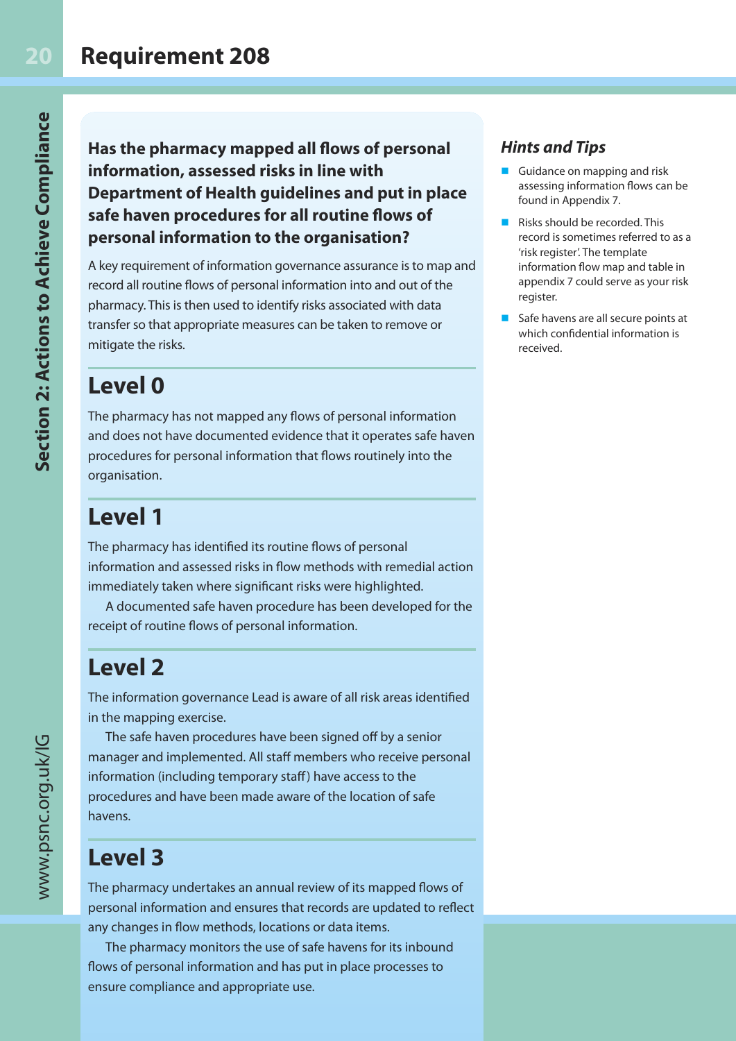# Requirement 208

**Has the pharmacy mapped all flows of personal information, assessed risks in line with Department of Health guidelines and put in place safe haven procedures for all routine flows of personal information to the organisation?**

A key requirement of information governance assurance is to map and record all routine flows of personal information into and out of the pharmacy. This is then used to identify risks associated with data transfer so that appropriate measures can be taken to remove or mitigate the risks.

## Level 0

The pharmacy has not mapped any flows of personal information and does not have documented evidence that it operates safe haven procedures for personal information that flows routinely into the organisation.

## Level 1

The pharmacy has identified its routine flows of personal information and assessed risks in flow methods with remedial action immediately taken where significant risks were highlighted.

A documented safe haven procedure has been developed for the receipt of routine flows of personal information.

## Level 2

The information governance Lead is aware of all risk areas identified in the mapping exercise.

The safe haven procedures have been signed off by a senior manager and implemented. All staff members who receive personal information (including temporary staff) have access to the procedures and have been made aware of the location of safe havens.

## Level 3

The pharmacy undertakes an annual review of its mapped flows of personal information and ensures that records are updated to reflect any changes in flow methods, locations or data items.

The pharmacy monitors the use of safe havens for its inbound flows of personal information and has put in place processes to ensure compliance and appropriate use.

### *Hints and Tips*

- Guidance on mapping and risk assessing information flows can be found in Appendix 7.
- Risks should be recorded. This record is sometimes referred to as a 'risk register'. The template information flow map and table in appendix 7 could serve as your risk register.
- Safe havens are all secure points at which confidential information is received.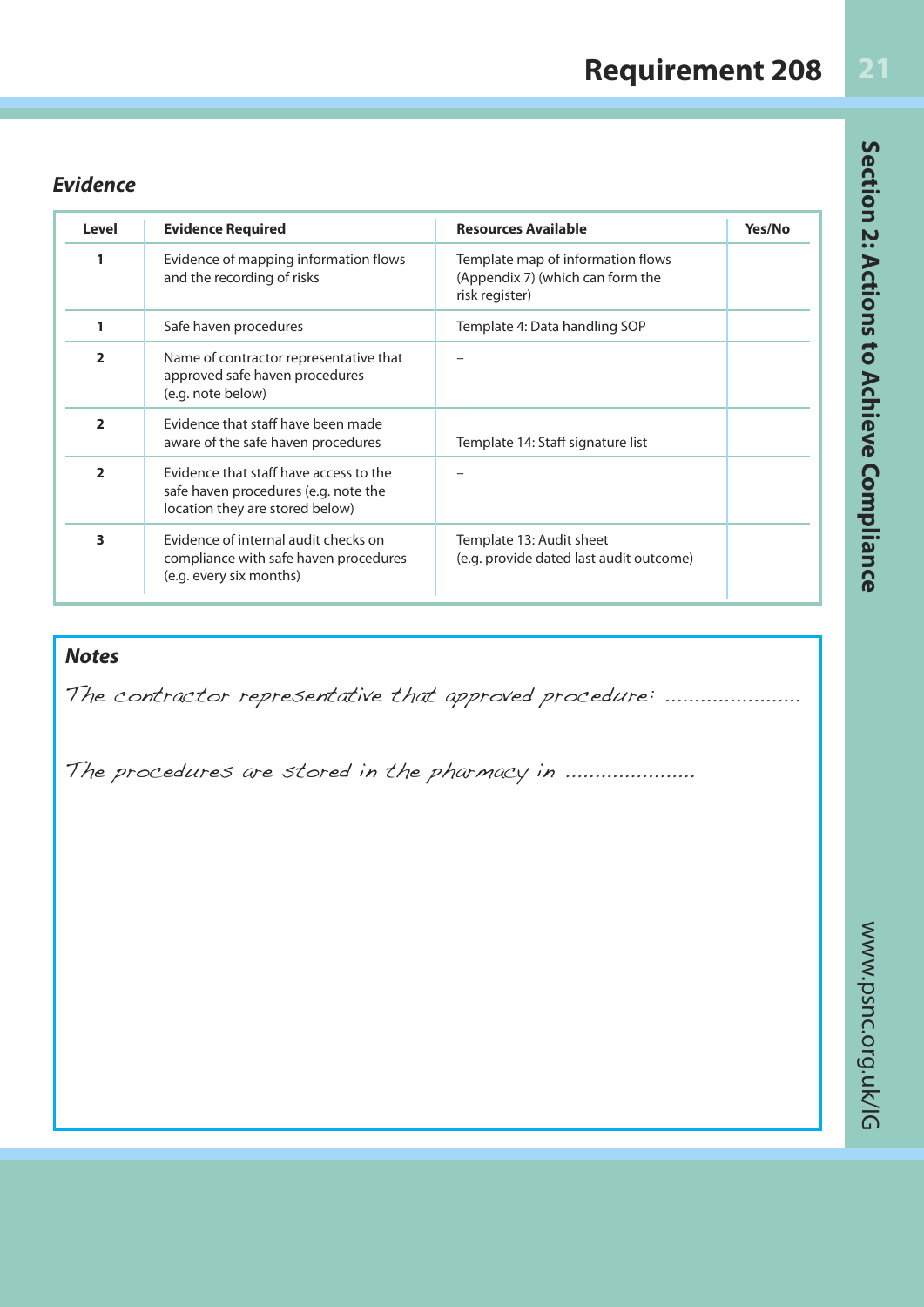# Requirement 208

### *Evidence*

| Level | Evidence Required | Resources Available | Yes/No |
|---|---|---|---|
| 1 | Evidence of mapping information flows and the recording of risks | Template map of information flows (Appendix 7) (which can form the risk register) | |
| 1 | Safe haven procedures | Template 4: Data handling SOP | |
| 2 | Name of contractor representative that approved safe haven procedures (e.g. note below) | – | |
| 2 | Evidence that staff have been made aware of the safe haven procedures | Template 14: Staff signature list | |
| 2 | Evidence that staff have access to the safe haven procedures (e.g. note the location they are stored below) | – | |
| 3 | Evidence of internal audit checks on compliance with safe haven procedures (e.g. every six months) | Template 13: Audit sheet (e.g. provide dated last audit outcome) | |

### *Notes*

*The contractor representative that approved procedure: .......................*

*The procedures are stored in the pharmacy in ......................*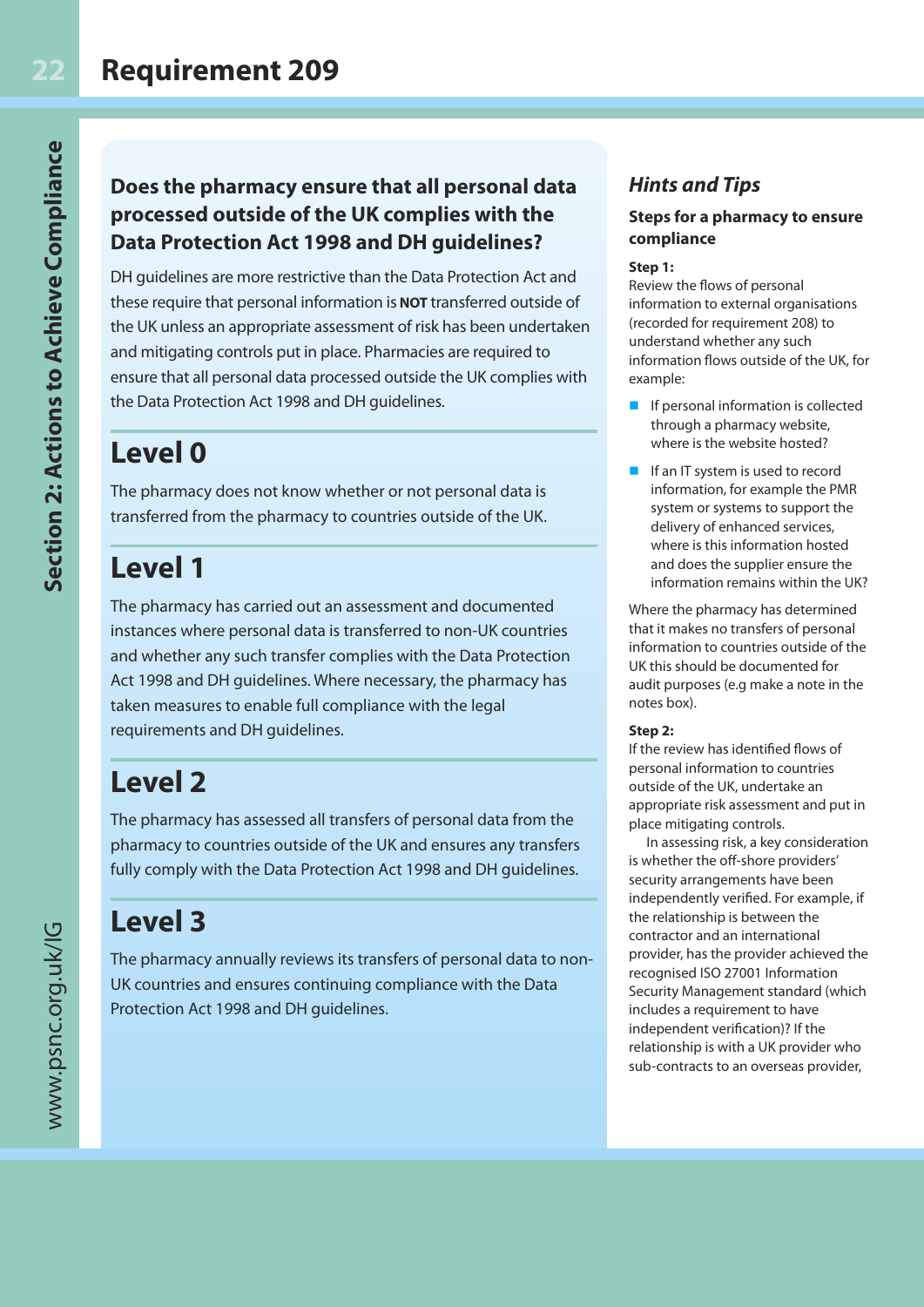# Requirement 209

## Does the pharmacy ensure that all personal data processed outside of the UK complies with the Data Protection Act 1998 and DH guidelines?

DH guidelines are more restrictive than the Data Protection Act and these require that personal information is **NOT** transferred outside of the UK unless an appropriate assessment of risk has been undertaken and mitigating controls put in place. Pharmacies are required to ensure that all personal data processed outside the UK complies with the Data Protection Act 1998 and DH guidelines.

## Level 0

The pharmacy does not know whether or not personal data is transferred from the pharmacy to countries outside of the UK.

## Level 1

The pharmacy has carried out an assessment and documented instances where personal data is transferred to non-UK countries and whether any such transfer complies with the Data Protection Act 1998 and DH guidelines. Where necessary, the pharmacy has taken measures to enable full compliance with the legal requirements and DH guidelines.

## Level 2

The pharmacy has assessed all transfers of personal data from the pharmacy to countries outside of the UK and ensures any transfers fully comply with the Data Protection Act 1998 and DH guidelines.

## Level 3

The pharmacy annually reviews its transfers of personal data to non-UK countries and ensures continuing compliance with the Data Protection Act 1998 and DH guidelines.

## *Hints and Tips*

### Steps for a pharmacy to ensure compliance

**Step 1:**
Review the flows of personal information to external organisations (recorded for requirement 208) to understand whether any such information flows outside of the UK, for example:

- If personal information is collected through a pharmacy website, where is the website hosted?
- If an IT system is used to record information, for example the PMR system or systems to support the delivery of enhanced services, where is this information hosted and does the supplier ensure the information remains within the UK?

Where the pharmacy has determined that it makes no transfers of personal information to countries outside of the UK this should be documented for audit purposes (e.g make a note in the notes box).

**Step 2:**
If the review has identified flows of personal information to countries outside of the UK, undertake an appropriate risk assessment and put in place mitigating controls.

In assessing risk, a key consideration is whether the off-shore providers' security arrangements have been independently verified. For example, if the relationship is between the contractor and an international provider, has the provider achieved the recognised ISO 27001 Information Security Management standard (which includes a requirement to have independent verification)? If the relationship is with a UK provider who sub-contracts to an overseas provider,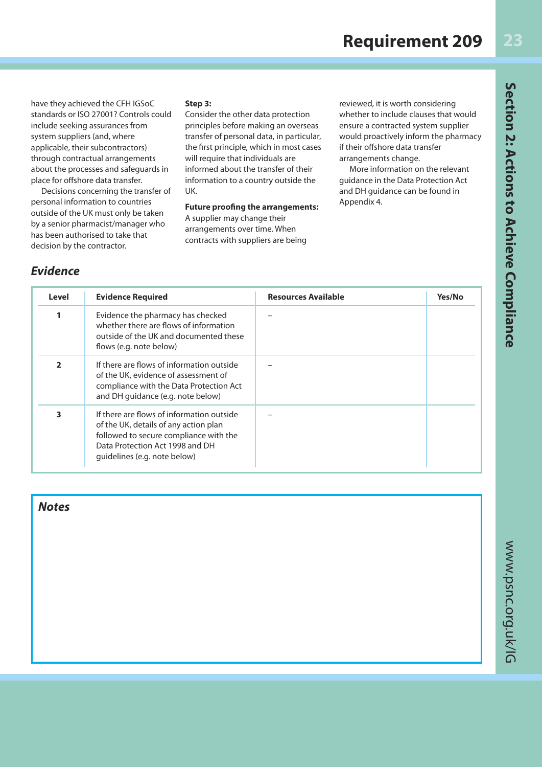have they achieved the CFH IGSoC standards or ISO 27001? Controls could include seeking assurances from system suppliers (and, where applicable, their subcontractors) through contractual arrangements about the processes and safeguards in place for offshore data transfer.

Decisions concerning the transfer of personal information to countries outside of the UK must only be taken by a senior pharmacist/manager who has been authorised to take that decision by the contractor.

**Step 3:**
Consider the other data protection principles before making an overseas transfer of personal data, in particular, the first principle, which in most cases will require that individuals are informed about the transfer of their information to a country outside the UK.

**Future proofing the arrangements:**
A supplier may change their arrangements over time. When contracts with suppliers are being reviewed, it is worth considering whether to include clauses that would ensure a contracted system supplier would proactively inform the pharmacy if their offshore data transfer arrangements change.

More information on the relevant guidance in the Data Protection Act and DH guidance can be found in Appendix 4.

## *Evidence*

| Level | Evidence Required | Resources Available | Yes/No |
|---|---|---|---|
| 1 | Evidence the pharmacy has checked whether there are flows of information outside of the UK and documented these flows (e.g. note below) | – | |
| 2 | If there are flows of information outside of the UK, evidence of assessment of compliance with the Data Protection Act and DH guidance (e.g. note below) | – | |
| 3 | If there are flows of information outside of the UK, details of any action plan followed to secure compliance with the Data Protection Act 1998 and DH guidelines (e.g. note below) | – | |

## *Notes*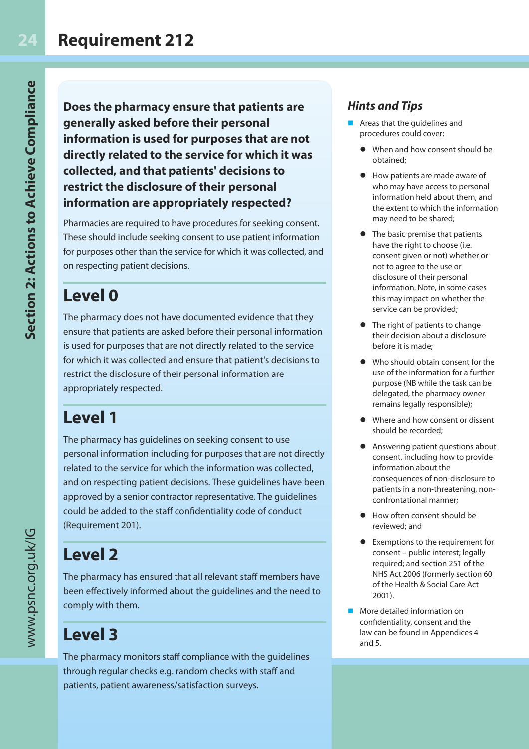# Requirement 212

**Does the pharmacy ensure that patients are generally asked before their personal information is used for purposes that are not directly related to the service for which it was collected, and that patients' decisions to restrict the disclosure of their personal information are appropriately respected?**

Pharmacies are required to have procedures for seeking consent. These should include seeking consent to use patient information for purposes other than the service for which it was collected, and on respecting patient decisions.

## Level 0

The pharmacy does not have documented evidence that they ensure that patients are asked before their personal information is used for purposes that are not directly related to the service for which it was collected and ensure that patient's decisions to restrict the disclosure of their personal information are appropriately respected.

## Level 1

The pharmacy has guidelines on seeking consent to use personal information including for purposes that are not directly related to the service for which the information was collected, and on respecting patient decisions. These guidelines have been approved by a senior contractor representative. The guidelines could be added to the staff confidentiality code of conduct (Requirement 201).

## Level 2

The pharmacy has ensured that all relevant staff members have been effectively informed about the guidelines and the need to comply with them.

## Level 3

The pharmacy monitors staff compliance with the guidelines through regular checks e.g. random checks with staff and patients, patient awareness/satisfaction surveys.

### *Hints and Tips*

- Areas that the guidelines and procedures could cover:
  - When and how consent should be obtained;
  - How patients are made aware of who may have access to personal information held about them, and the extent to which the information may need to be shared;
  - The basic premise that patients have the right to choose (i.e. consent given or not) whether or not to agree to the use or disclosure of their personal information. Note, in some cases this may impact on whether the service can be provided;
  - The right of patients to change their decision about a disclosure before it is made;
  - Who should obtain consent for the use of the information for a further purpose (NB while the task can be delegated, the pharmacy owner remains legally responsible);
  - Where and how consent or dissent should be recorded;
  - Answering patient questions about consent, including how to provide information about the consequences of non-disclosure to patients in a non-threatening, non-confrontational manner;
  - How often consent should be reviewed; and
  - Exemptions to the requirement for consent – public interest; legally required; and section 251 of the NHS Act 2006 (formerly section 60 of the Health & Social Care Act 2001).
- More detailed information on confidentiality, consent and the law can be found in Appendices 4 and 5.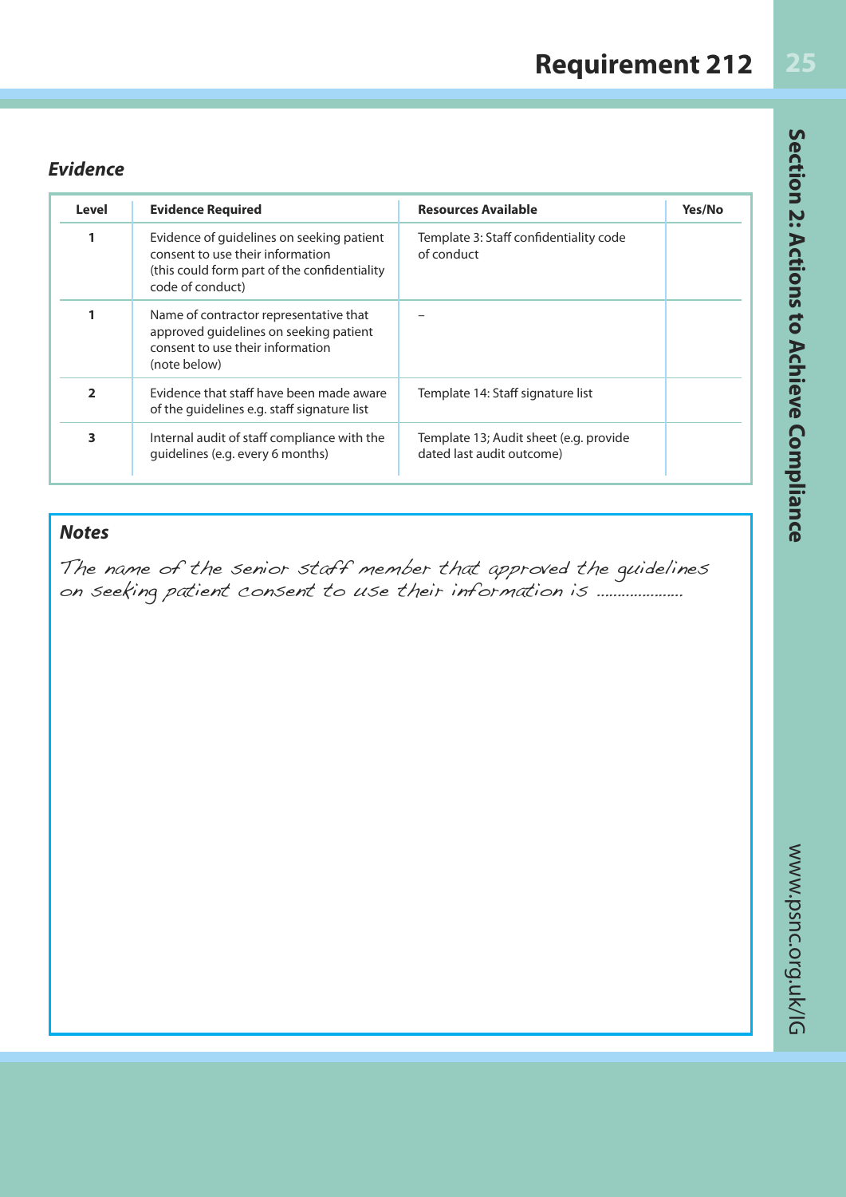# Requirement 212

## *Evidence*

| Level | Evidence Required | Resources Available | Yes/No |
|---|---|---|---|
| 1 | Evidence of guidelines on seeking patient consent to use their information (this could form part of the confidentiality code of conduct) | Template 3: Staff confidentiality code of conduct | |
| 1 | Name of contractor representative that approved guidelines on seeking patient consent to use their information (note below) | – | |
| 2 | Evidence that staff have been made aware of the guidelines e.g. staff signature list | Template 14: Staff signature list | |
| 3 | Internal audit of staff compliance with the guidelines (e.g. every 6 months) | Template 13; Audit sheet (e.g. provide dated last audit outcome) | |

## *Notes*

*The name of the senior staff member that approved the guidelines on seeking patient consent to use their information is ....................*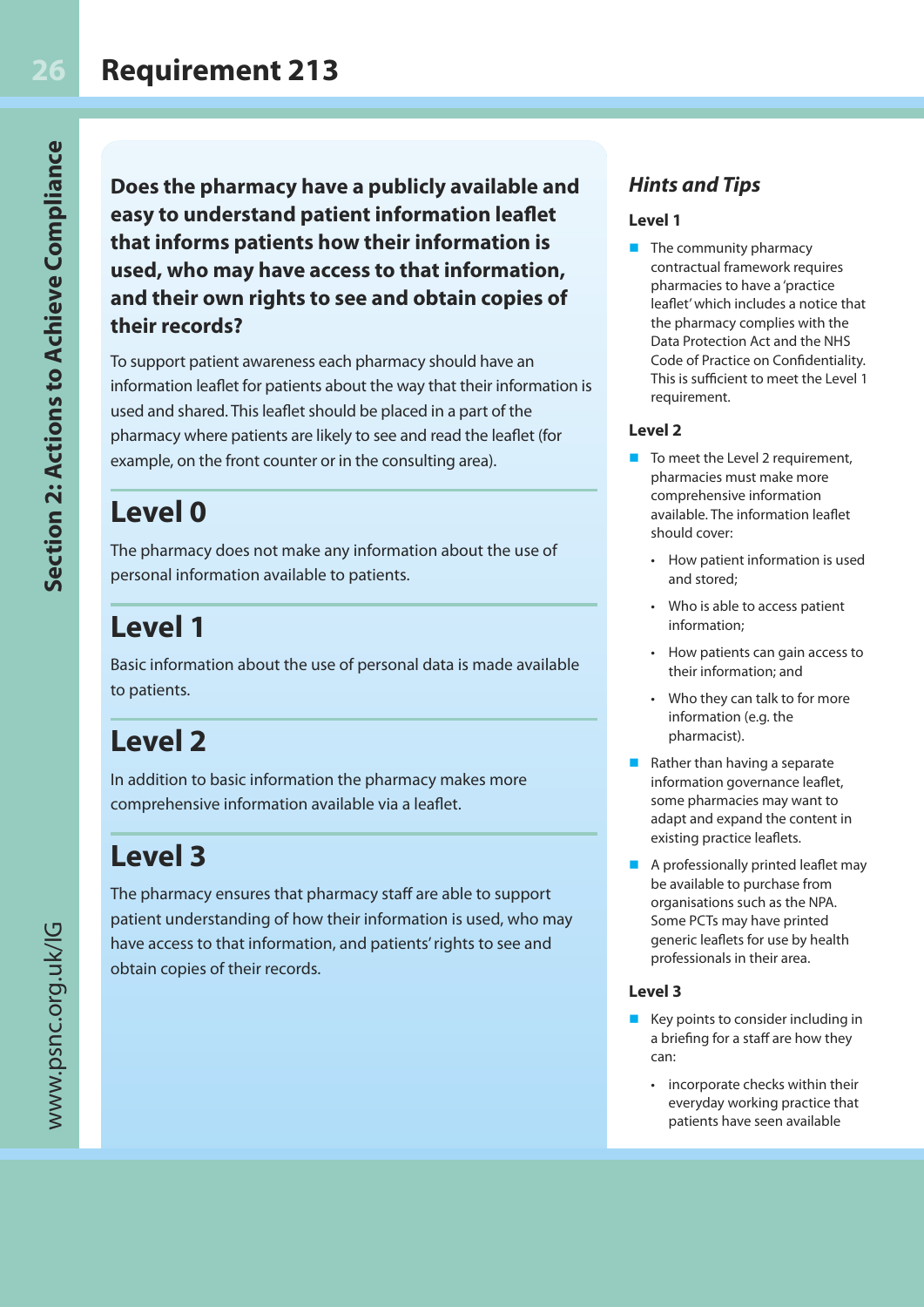# Requirement 213

**Does the pharmacy have a publicly available and easy to understand patient information leaflet that informs patients how their information is used, who may have access to that information, and their own rights to see and obtain copies of their records?**

To support patient awareness each pharmacy should have an information leaflet for patients about the way that their information is used and shared. This leaflet should be placed in a part of the pharmacy where patients are likely to see and read the leaflet (for example, on the front counter or in the consulting area).

## Level 0

The pharmacy does not make any information about the use of personal information available to patients.

## Level 1

Basic information about the use of personal data is made available to patients.

## Level 2

In addition to basic information the pharmacy makes more comprehensive information available via a leaflet.

## Level 3

The pharmacy ensures that pharmacy staff are able to support patient understanding of how their information is used, who may have access to that information, and patients' rights to see and obtain copies of their records.

## *Hints and Tips*

### Level 1

- The community pharmacy contractual framework requires pharmacies to have a 'practice leaflet' which includes a notice that the pharmacy complies with the NHS Data Protection Act and the NHS Code of Practice on Confidentiality. This is sufficient to meet the Level 1 requirement.

### Level 2

- To meet the Level 2 requirement, pharmacies must make more comprehensive information available. The information leaflet should cover:
  - How patient information is used and stored;
  - Who is able to access patient information;
  - How patients can gain access to their information; and
  - Who they can talk to for more information (e.g. the pharmacist).
- Rather than having a separate information governance leaflet, some pharmacies may want to adapt and expand the content in existing practice leaflets.
- A professionally printed leaflet may be available to purchase from organisations such as the NPA. Some PCTs may have printed generic leaflets for use by health professionals in their area.

### Level 3

- Key points to consider including in a briefing for a staff are how they can:
  - incorporate checks within their everyday working practice that patients have seen available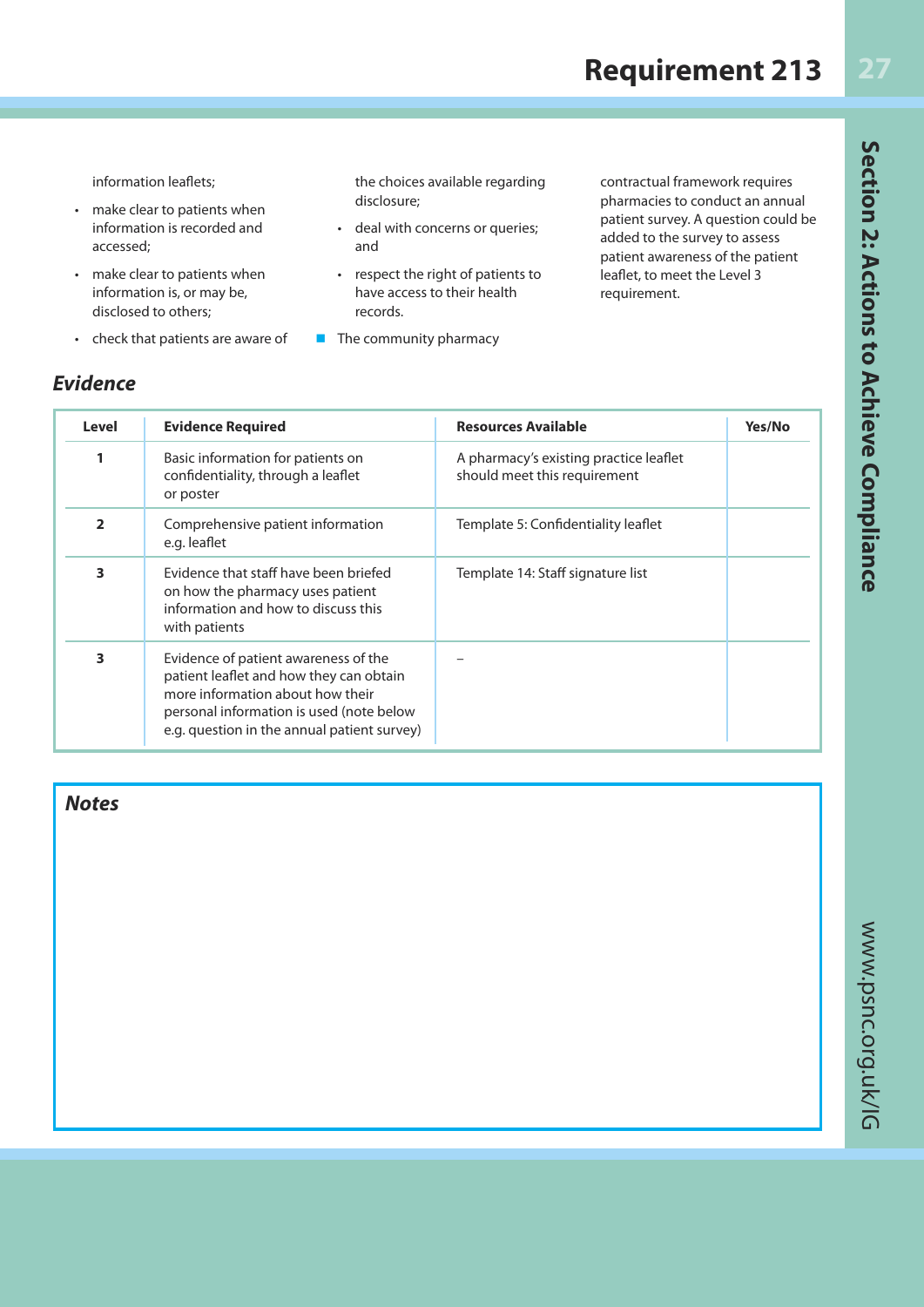information leaflets;

- make clear to patients when information is recorded and accessed;
- make clear to patients when information is, or may be, disclosed to others;
- check that patients are aware of the choices available regarding disclosure;
- deal with concerns or queries; and
- respect the right of patients to have access to their health records.

■ The community pharmacy contractual framework requires pharmacies to conduct an annual patient survey. A question could be added to the survey to assess patient awareness of the patient leaflet, to meet the Level 3 requirement.

## *Evidence*

| Level | Evidence Required | Resources Available | Yes/No |
|---|---|---|---|
| 1 | Basic information for patients on confidentiality, through a leaflet or poster | A pharmacy's existing practice leaflet should meet this requirement | |
| 2 | Comprehensive patient information e.g. leaflet | Template 5: Confidentiality leaflet | |
| 3 | Evidence that staff have been briefed on how the pharmacy uses patient information and how to discuss this with patients | Template 14: Staff signature list | |
| 3 | Evidence of patient awareness of the patient leaflet and how they can obtain more information about how their personal information is used (note below e.g. question in the annual patient survey) | – | |

## *Notes*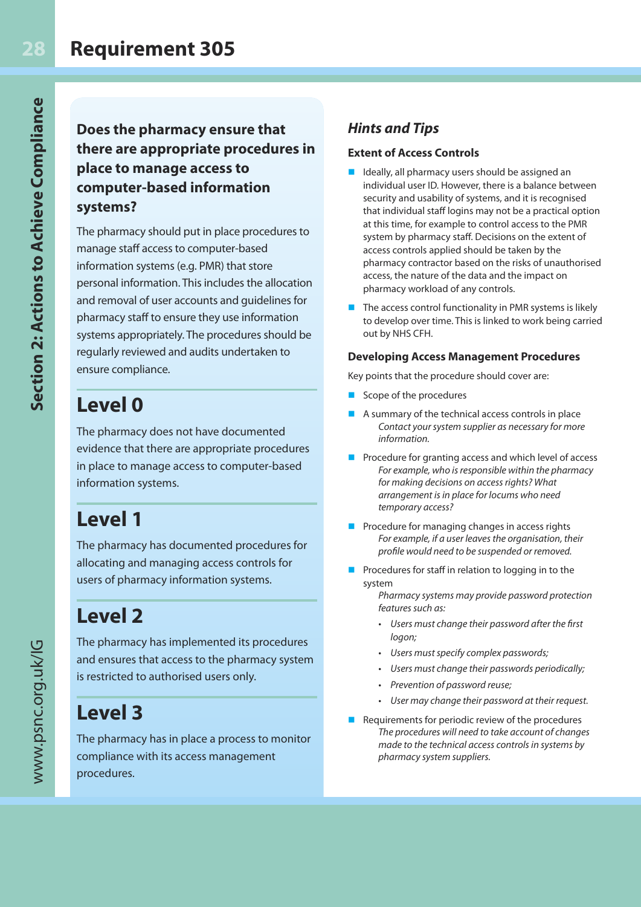# Requirement 305

## Does the pharmacy ensure that there are appropriate procedures in place to manage access to computer-based information systems?

The pharmacy should put in place procedures to manage staff access to computer-based information systems (e.g. PMR) that store personal information. This includes the allocation and removal of user accounts and guidelines for pharmacy staff to ensure they use information systems appropriately. The procedures should be regularly reviewed and audits undertaken to ensure compliance.

## Level 0

The pharmacy does not have documented evidence that there are appropriate procedures in place to manage access to computer-based information systems.

## Level 1

The pharmacy has documented procedures for allocating and managing access controls for users of pharmacy information systems.

## Level 2

The pharmacy has implemented its procedures and ensures that access to the pharmacy system is restricted to authorised users only.

## Level 3

The pharmacy has in place a process to monitor compliance with its access management procedures.

## *Hints and Tips*

### Extent of Access Controls

- Ideally, all pharmacy users should be assigned an individual user ID. However, there is a balance between security and usability of systems, and it is recognised that individual staff logins may not be a practical option at this time, for example to control access to the PMR system by pharmacy staff. Decisions on the extent of access controls applied should be taken by the pharmacy contractor based on the risks of unauthorised access, the nature of the data and the impact on pharmacy workload of any controls.
- The access control functionality in PMR systems is likely to develop over time. This is linked to work being carried out by NHS CFH.

### Developing Access Management Procedures

Key points that the procedure should cover are:

- Scope of the procedures
- A summary of the technical access controls in place
  *Contact your system supplier as necessary for more information.*
- Procedure for granting access and which level of access
  *For example, who is responsible within the pharmacy for making decisions on access rights? What arrangement is in place for locums who need temporary access?*
- Procedure for managing changes in access rights
  *For example, if a user leaves the organisation, their profile would need to be suspended or removed.*
- Procedures for staff in relation to logging in to the system
  *Pharmacy systems may provide password protection features such as:*
  - *Users must change their password after the first logon;*
  - *Users must specify complex passwords;*
  - *Users must change their passwords periodically;*
  - *Prevention of password reuse;*
  - *User may change their password at their request.*
- Requirements for periodic review of the procedures
  *The procedures will need to take account of changes made to the technical access controls in systems by pharmacy system suppliers.*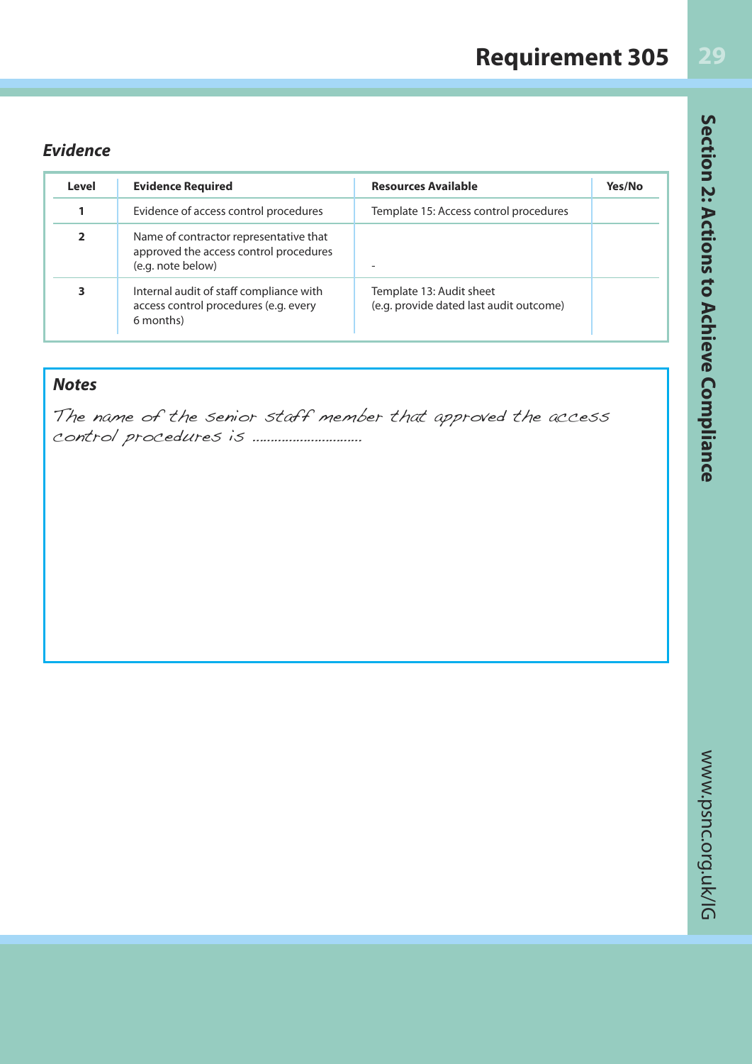# Requirement 305

### *Evidence*

| Level | Evidence Required | Resources Available | Yes/No |
|---|---|---|---|
| 1 | Evidence of access control procedures | Template 15: Access control procedures | |
| 2 | Name of contractor representative that approved the access control procedures (e.g. note below) | - | |
| 3 | Internal audit of staff compliance with access control procedures (e.g. every 6 months) | Template 13: Audit sheet (e.g. provide dated last audit outcome) | |

### *Notes*

The name of the senior staff member that approved the access control procedures is ..............................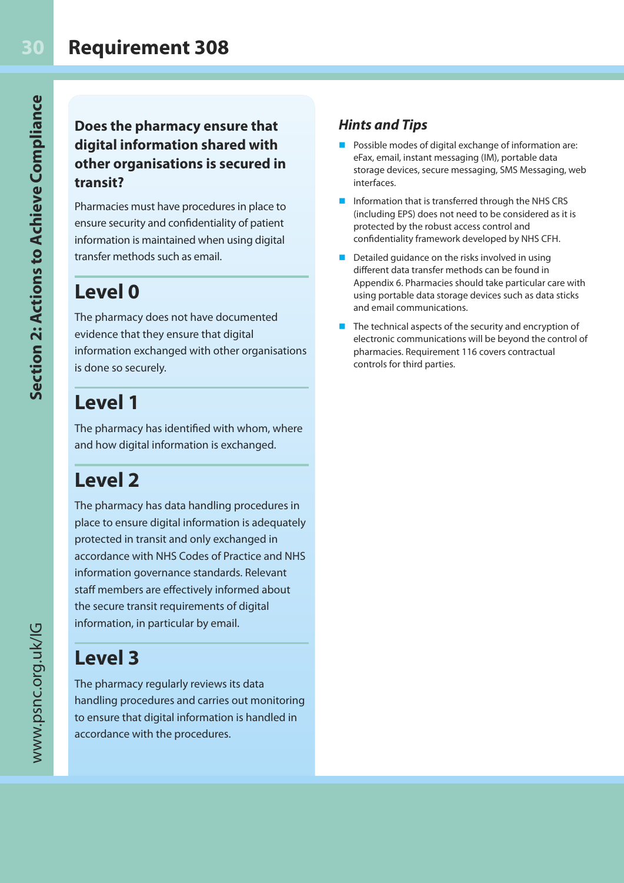# Requirement 308

## Does the pharmacy ensure that digital information shared with other organisations is secured in transit?

Pharmacies must have procedures in place to ensure security and confidentiality of patient information is maintained when using digital transfer methods such as email.

## Level 0

The pharmacy does not have documented evidence that they ensure that digital information exchanged with other organisations is done so securely.

## Level 1

The pharmacy has identified with whom, where and how digital information is exchanged.

## Level 2

The pharmacy has data handling procedures in place to ensure digital information is adequately protected in transit and only exchanged in accordance with NHS Codes of Practice and NHS information governance standards. Relevant staff members are effectively informed about the secure transit requirements of digital information, in particular by email.

## Level 3

The pharmacy regularly reviews its data handling procedures and carries out monitoring to ensure that digital information is handled in accordance with the procedures.

### *Hints and Tips*

- Possible modes of digital exchange of information are: eFax, email, instant messaging (IM), portable data storage devices, secure messaging, SMS Messaging, web interfaces.
- Information that is transferred through the NHS CRS (including EPS) does not need to be considered as it is protected by the robust access control and confidentiality framework developed by NHS CFH.
- Detailed guidance on the risks involved in using different data transfer methods can be found in Appendix 6. Pharmacies should take particular care with using portable data storage devices such as data sticks and email communications.
- The technical aspects of the security and encryption of electronic communications will be beyond the control of pharmacies. Requirement 116 covers contractual controls for third parties.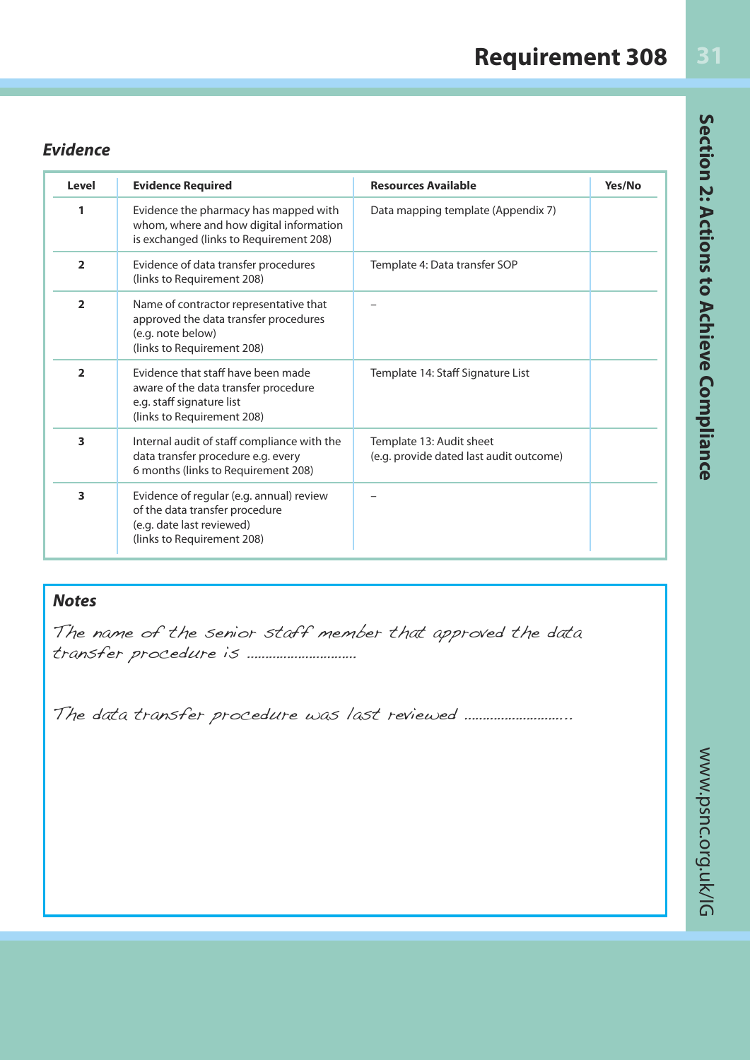# Requirement 308

### *Evidence*

| Level | Evidence Required | Resources Available | Yes/No |
|---|---|---|---|
| 1 | Evidence the pharmacy has mapped with whom, where and how digital information is exchanged (links to Requirement 208) | Data mapping template (Appendix 7) | |
| 2 | Evidence of data transfer procedures (links to Requirement 208) | Template 4: Data transfer SOP | |
| 2 | Name of contractor representative that approved the data transfer procedures (e.g. note below) (links to Requirement 208) | – | |
| 2 | Evidence that staff have been made aware of the data transfer procedure e.g. staff signature list (links to Requirement 208) | Template 14: Staff Signature List | |
| 3 | Internal audit of staff compliance with the data transfer procedure e.g. every 6 months (links to Requirement 208) | Template 13: Audit sheet (e.g. provide dated last audit outcome) | |
| 3 | Evidence of regular (e.g. annual) review of the data transfer procedure (e.g. date last reviewed) (links to Requirement 208) | – | |

### *Notes*

*The name of the senior staff member that approved the data transfer procedure is ..............................*

*The data transfer procedure was last reviewed ............................*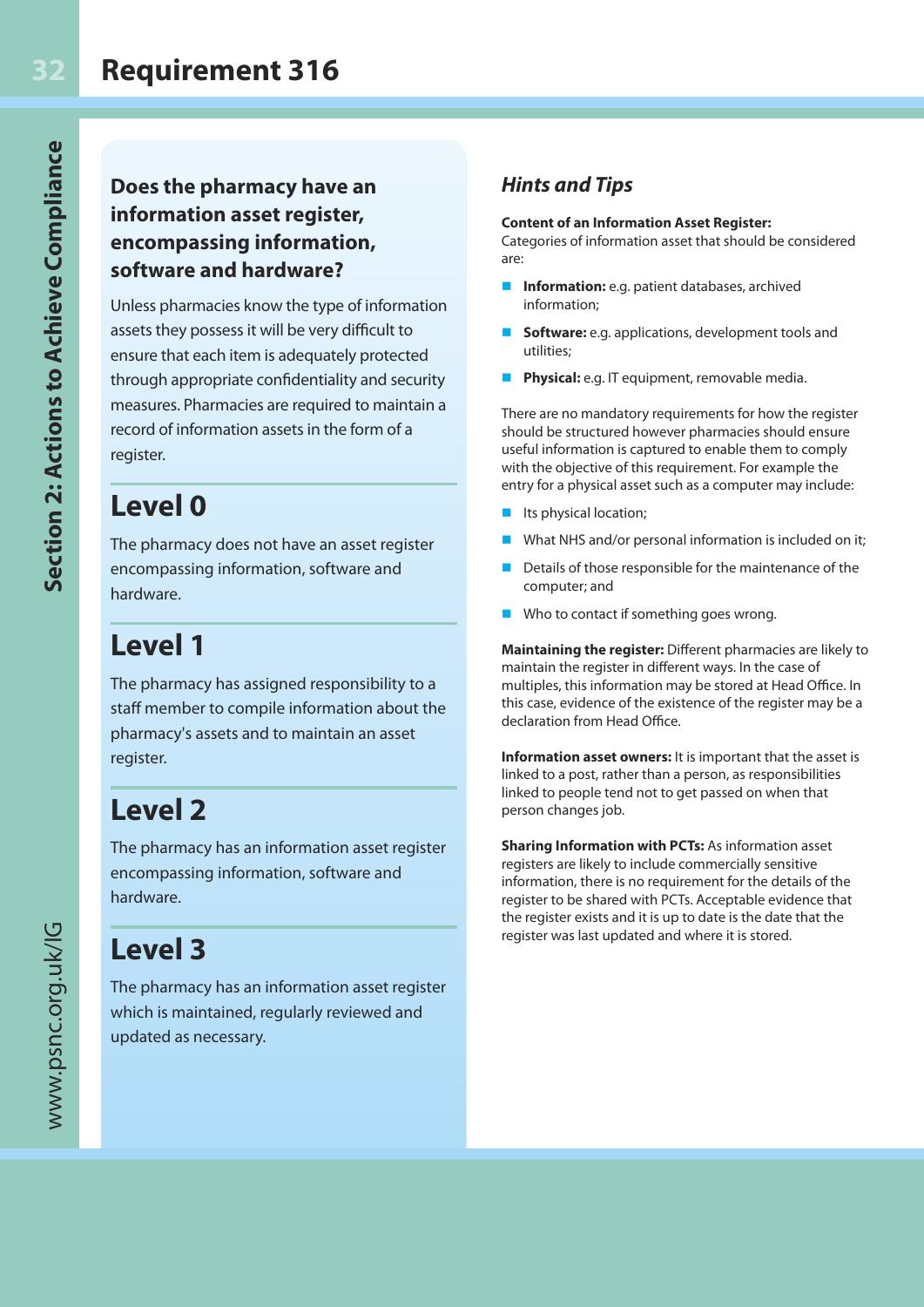# Requirement 316

## Does the pharmacy have an information asset register, encompassing information, software and hardware?

Unless pharmacies know the type of information assets they possess it will be very difficult to ensure that each item is adequately protected through appropriate confidentiality and security measures. Pharmacies are required to maintain a record of information assets in the form of a register.

## Level 0

The pharmacy does not have an asset register encompassing information, software and hardware.

## Level 1

The pharmacy has assigned responsibility to a staff member to compile information about the pharmacy's assets and to maintain an asset register.

## Level 2

The pharmacy has an information asset register encompassing information, software and hardware.

## Level 3

The pharmacy has an information asset register which is maintained, regularly reviewed and updated as necessary.

### *Hints and Tips*

**Content of an Information Asset Register:**
Categories of information asset that should be considered are:

- **Information:** e.g. patient databases, archived information;
- **Software:** e.g. applications, development tools and utilities;
- **Physical:** e.g. IT equipment, removable media.

There are no mandatory requirements for how the register should be structured however pharmacies should ensure useful information is captured to enable them to comply with the objective of this requirement. For example the entry for a physical asset such as a computer may include:

- Its physical location;
- What NHS and/or personal information is included on it;
- Details of those responsible for the maintenance of the computer; and
- Who to contact if something goes wrong.

**Maintaining the register:** Different pharmacies are likely to maintain the register in different ways. In the case of multiples, this information may be stored at Head Office. In this case, evidence of the existence of the register may be a declaration from Head Office.

**Information asset owners:** It is important that the asset is linked to a post, rather than a person, as responsibilities linked to people tend not to get passed on when that person changes job.

**Sharing Information with PCTs:** As information asset registers are likely to include commercially sensitive information, there is no requirement for the details of the register to be shared with PCTs. Acceptable evidence that the register exists and it is up to date is the date that the register was last updated and where it is stored.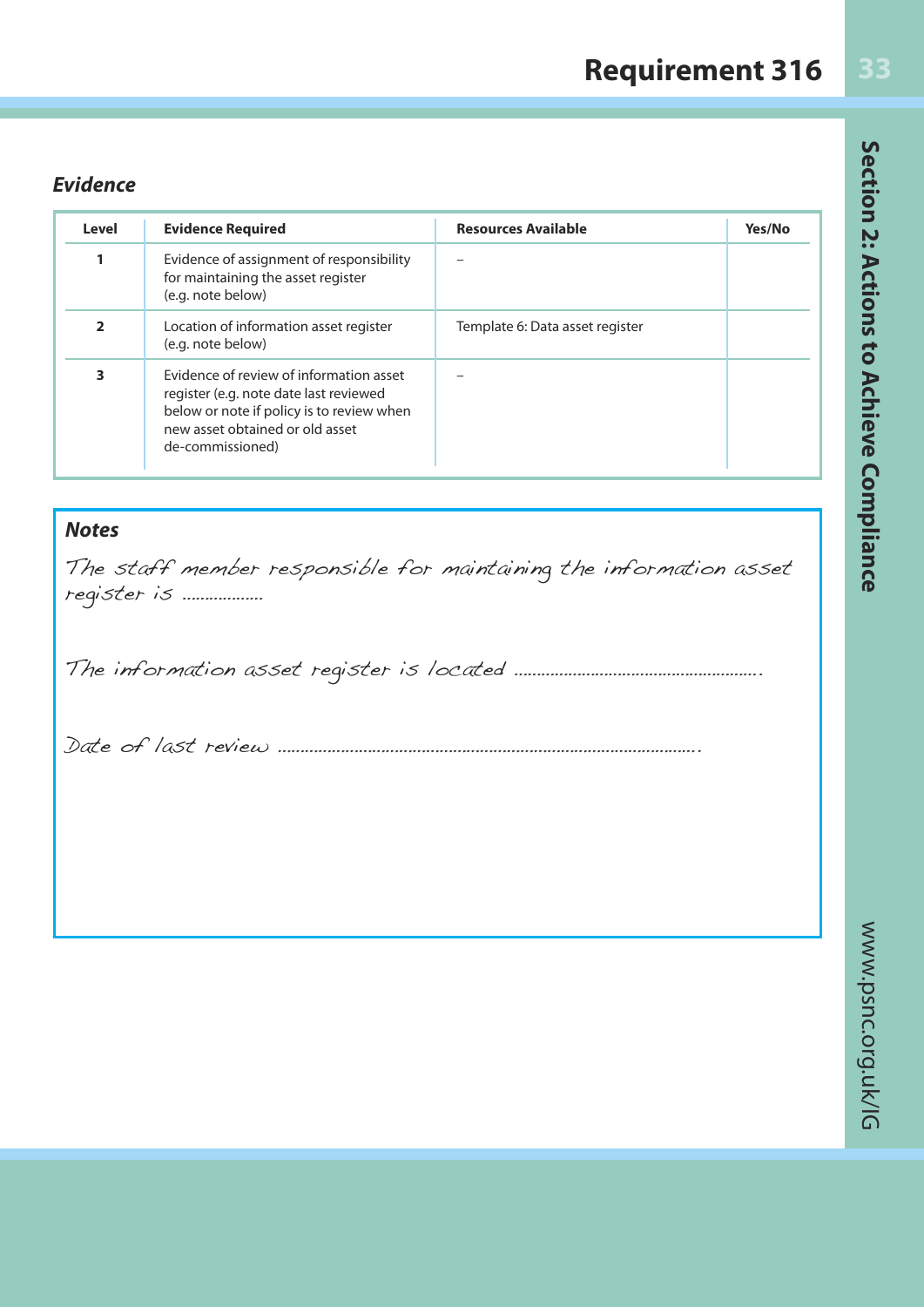# Requirement 316

### *Evidence*

| Level | Evidence Required | Resources Available | Yes/No |
|---|---|---|---|
| 1 | Evidence of assignment of responsibility for maintaining the asset register (e.g. note below) | – | |
| 2 | Location of information asset register (e.g. note below) | Template 6: Data asset register | |
| 3 | Evidence of review of information asset register (e.g. note date last reviewed below or note if policy is to review when new asset obtained or old asset de-commissioned) | – | |

### *Notes*

*The staff member responsible for maintaining the information asset register is ..................*

*The information asset register is located .......................................................*

*Date of last review ...............................................................................................*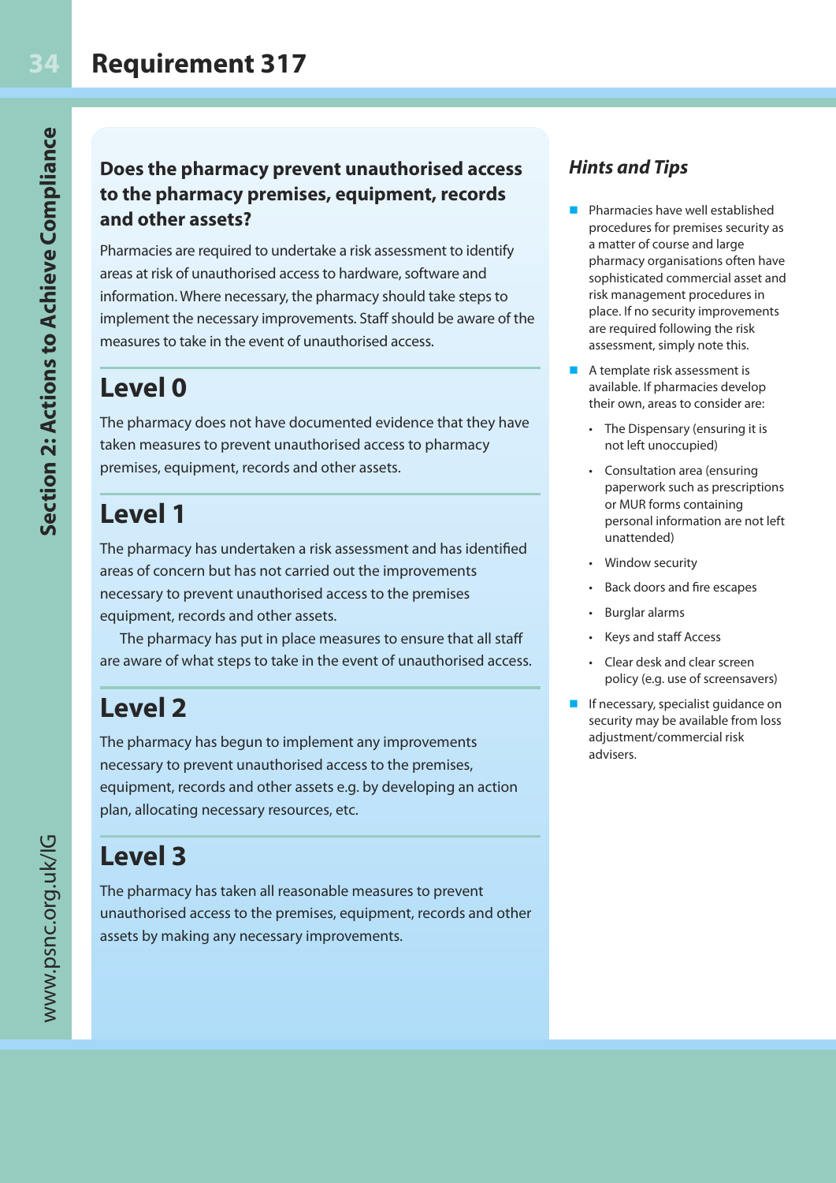# Requirement 317

## Does the pharmacy prevent unauthorised access to the pharmacy premises, equipment, records and other assets?

Pharmacies are required to undertake a risk assessment to identify areas at risk of unauthorised access to hardware, software and information. Where necessary, the pharmacy should take steps to implement the necessary improvements. Staff should be aware of the measures to take in the event of unauthorised access.

## Level 0

The pharmacy does not have documented evidence that they have taken measures to prevent unauthorised access to pharmacy premises, equipment, records and other assets.

## Level 1

The pharmacy has undertaken a risk assessment and has identified areas of concern but has not carried out the improvements necessary to prevent unauthorised access to the premises equipment, records and other assets.

The pharmacy has put in place measures to ensure that all staff are aware of what steps to take in the event of unauthorised access.

## Level 2

The pharmacy has begun to implement any improvements necessary to prevent unauthorised access to the premises, equipment, records and other assets e.g. by developing an action plan, allocating necessary resources, etc.

## Level 3

The pharmacy has taken all reasonable measures to prevent unauthorised access to the premises, equipment, records and other assets by making any necessary improvements.

### *Hints and Tips*

- Pharmacies have well established procedures for premises security as a matter of course and large pharmacy organisations often have sophisticated commercial asset and risk management procedures in place. If no security improvements are required following the risk assessment, simply note this.
- A template risk assessment is available. If pharmacies develop their own, areas to consider are:
  - The Dispensary (ensuring it is not left unoccupied)
  - Consultation area (ensuring paperwork such as prescriptions or MUR forms containing personal information are not left unattended)
  - Window security
  - Back doors and fire escapes
  - Burglar alarms
  - Keys and staff Access
  - Clear desk and clear screen policy (e.g. use of screensavers)
- If necessary, specialist guidance on security may be available from loss adjustment/commercial risk advisers.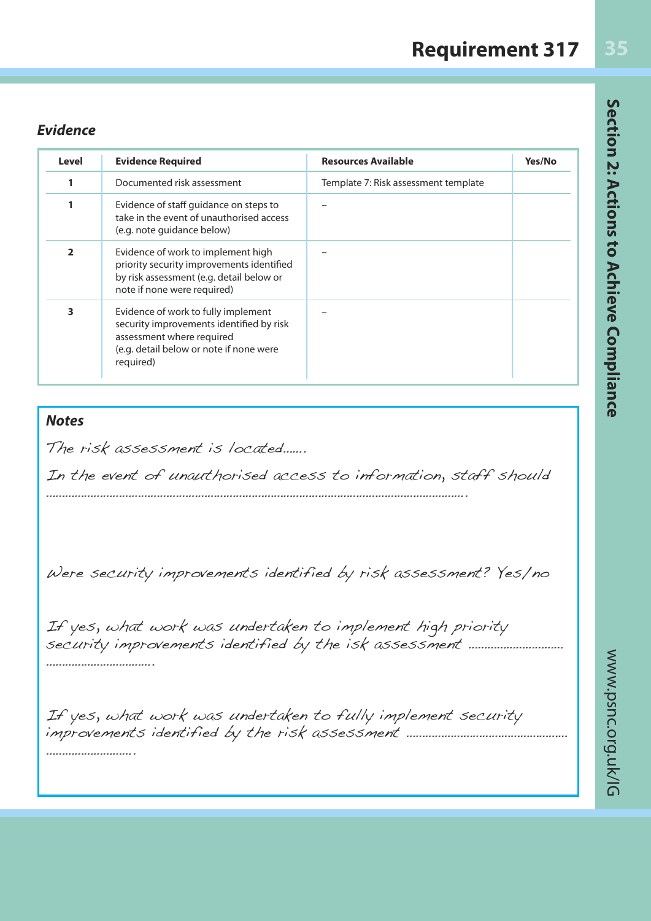# Requirement 317

### *Evidence*

| Level | Evidence Required | Resources Available | Yes/No |
|---|---|---|---|
| 1 | Documented risk assessment | Template 7: Risk assessment template | |
| 1 | Evidence of staff guidance on steps to take in the event of unauthorised access (e.g. note guidance below) | – | |
| 2 | Evidence of work to implement high priority security improvements identified by risk assessment (e.g. detail below or note if none were required) | – | |
| 3 | Evidence of work to fully implement security improvements identified by risk assessment where required (e.g. detail below or note if none were required) | – | |

### *Notes*

*The risk assessment is located.......*

*In the event of unauthorised access to information, staff should ..........................................................................................................................................*

*Were security improvements identified by risk assessment? Yes/no*

*If yes, what work was undertaken to implement high priority security improvements identified by the isk assessment ..............................................................*

*If yes, what work was undertaken to fully implement security improvements identified by the risk assessment ..................................................................................*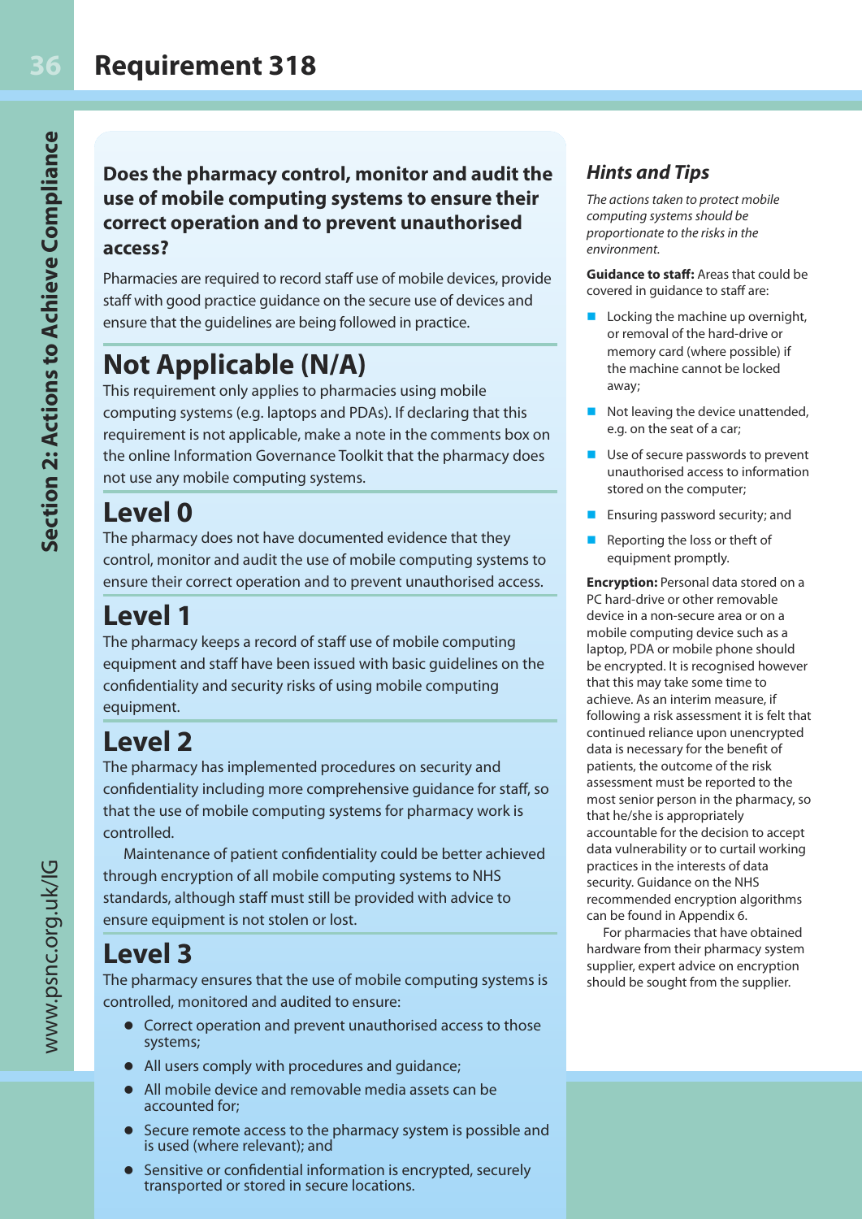# Requirement 318

**Does the pharmacy control, monitor and audit the use of mobile computing systems to ensure their correct operation and to prevent unauthorised access?**

Pharmacies are required to record staff use of mobile devices, provide staff with good practice guidance on the secure use of devices and ensure that the guidelines are being followed in practice.

## Not Applicable (N/A)

This requirement only applies to pharmacies using mobile computing systems (e.g. laptops and PDAs). If declaring that this requirement is not applicable, make a note in the comments box on the online Information Governance Toolkit that the pharmacy does not use any mobile computing systems.

## Level 0

The pharmacy does not have documented evidence that they control, monitor and audit the use of mobile computing systems to ensure their correct operation and to prevent unauthorised access.

## Level 1

The pharmacy keeps a record of staff use of mobile computing equipment and staff have been issued with basic guidelines on the confidentiality and security risks of using mobile computing equipment.

## Level 2

The pharmacy has implemented procedures on security and confidentiality including more comprehensive guidance for staff, so that the use of mobile computing systems for pharmacy work is controlled.

Maintenance of patient confidentiality could be better achieved through encryption of all mobile computing systems to NHS standards, although staff must still be provided with advice to ensure equipment is not stolen or lost.

## Level 3

The pharmacy ensures that the use of mobile computing systems is controlled, monitored and audited to ensure:

- Correct operation and prevent unauthorised access to those systems;
- All users comply with procedures and guidance;
- All mobile device and removable media assets can be accounted for;
- Secure remote access to the pharmacy system is possible and is used (where relevant); and
- Sensitive or confidential information is encrypted, securely transported or stored in secure locations.

## *Hints and Tips*

*The actions taken to protect mobile computing systems should be proportionate to the risks in the environment.*

**Guidance to staff:** Areas that could be covered in guidance to staff are:

- Locking the machine up overnight, or removal of the hard-drive or memory card (where possible) if the machine cannot be locked away;
- Not leaving the device unattended, e.g. on the seat of a car;
- Use of secure passwords to prevent unauthorised access to information stored on the computer;
- Ensuring password security; and
- Reporting the loss or theft of equipment promptly.

**Encryption:** Personal data stored on a PC hard-drive or other removable device in a non-secure area or on a mobile computing device such as a laptop, PDA or mobile phone should be encrypted. It is recognised however that this may take some time to achieve. As an interim measure, if following a risk assessment it is felt that continued reliance upon unencrypted data is necessary for the benefit of patients, the outcome of the risk assessment must be reported to the most senior person in the pharmacy, so that he/she is appropriately accountable for the decision to accept data vulnerability or to curtail working practices in the interests of data security. Guidance on the NHS recommended encryption algorithms can be found in Appendix 6.

For pharmacies that have obtained hardware from their pharmacy system supplier, expert advice on encryption should be sought from the supplier.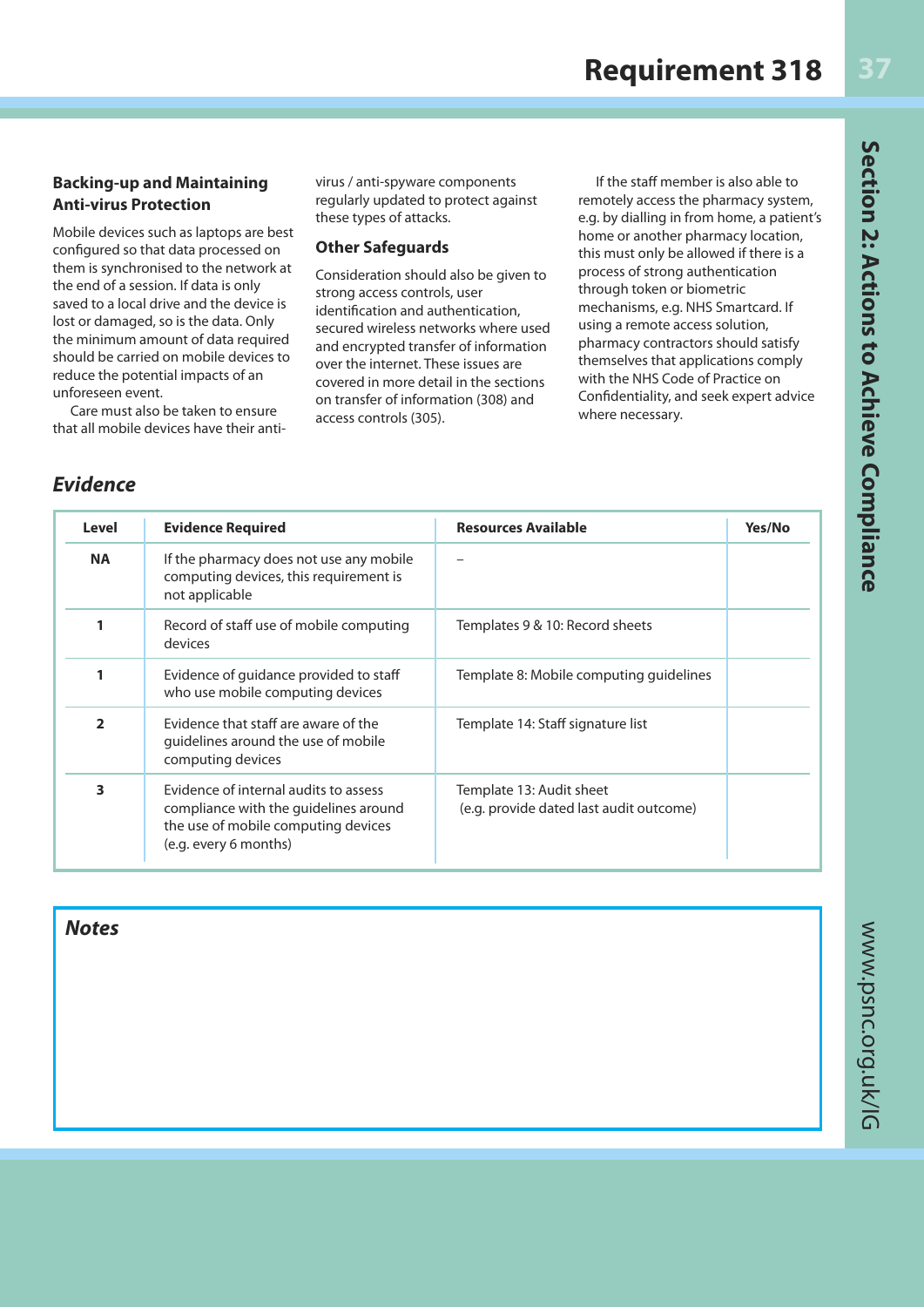# Requirement 318

### Backing-up and Maintaining Anti-virus Protection

Mobile devices such as laptops are best configured so that data processed on them is synchronised to the network at the end of a session. If data is only saved to a local drive and the device is lost or damaged, so is the data. Only the minimum amount of data required should be carried on mobile devices to reduce the potential impacts of an unforeseen event.

Care must also be taken to ensure that all mobile devices have their anti-virus / anti-spyware components regularly updated to protect against these types of attacks.

### Other Safeguards

Consideration should also be given to strong access controls, user identification and authentication, secured wireless networks where used and encrypted transfer of information over the internet. These issues are covered in more detail in the sections on transfer of information (308) and access controls (305).

If the staff member is also able to remotely access the pharmacy system, e.g. by dialling in from home, a patient's home or another pharmacy location, this must only be allowed if there is a process of strong authentication through token or biometric mechanisms, e.g. NHS Smartcard. If using a remote access solution, pharmacy contractors should satisfy themselves that applications comply with the NHS Code of Practice on Confidentiality, and seek expert advice where necessary.

## *Evidence*

| Level | Evidence Required | Resources Available | Yes/No |
|---|---|---|---|
| NA | If the pharmacy does not use any mobile computing devices, this requirement is not applicable | – | |
| 1 | Record of staff use of mobile computing devices | Templates 9 & 10: Record sheets | |
| 1 | Evidence of guidance provided to staff who use mobile computing devices | Template 8: Mobile computing guidelines | |
| 2 | Evidence that staff are aware of the guidelines around the use of mobile computing devices | Template 14: Staff signature list | |
| 3 | Evidence of internal audits to assess compliance with the guidelines around the use of mobile computing devices (e.g. every 6 months) | Template 13: Audit sheet (e.g. provide dated last audit outcome) | |

## *Notes*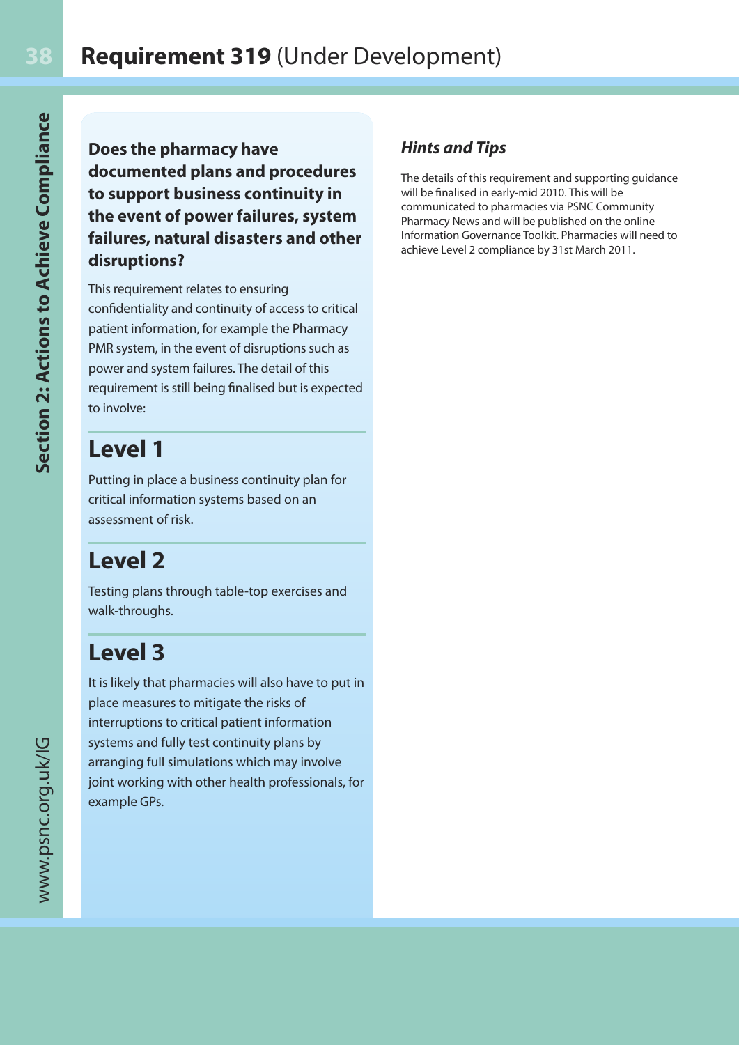# **Requirement 319** (Under Development)

**Does the pharmacy have documented plans and procedures to support business continuity in the event of power failures, system failures, natural disasters and other disruptions?**

This requirement relates to ensuring confidentiality and continuity of access to critical patient information, for example the Pharmacy PMR system, in the event of disruptions such as power and system failures. The detail of this requirement is still being finalised but is expected to involve:

## Level 1

Putting in place a business continuity plan for critical information systems based on an assessment of risk.

## Level 2

Testing plans through table-top exercises and walk-throughs.

## Level 3

It is likely that pharmacies will also have to put in place measures to mitigate the risks of interruptions to critical patient information systems and fully test continuity plans by arranging full simulations which may involve joint working with other health professionals, for example GPs.

### *Hints and Tips*

The details of this requirement and supporting guidance will be finalised in early-mid 2010. This will be communicated to pharmacies via PSNC Community Pharmacy News and will be published on the online Information Governance Toolkit. Pharmacies will need to achieve Level 2 compliance by 31st March 2011.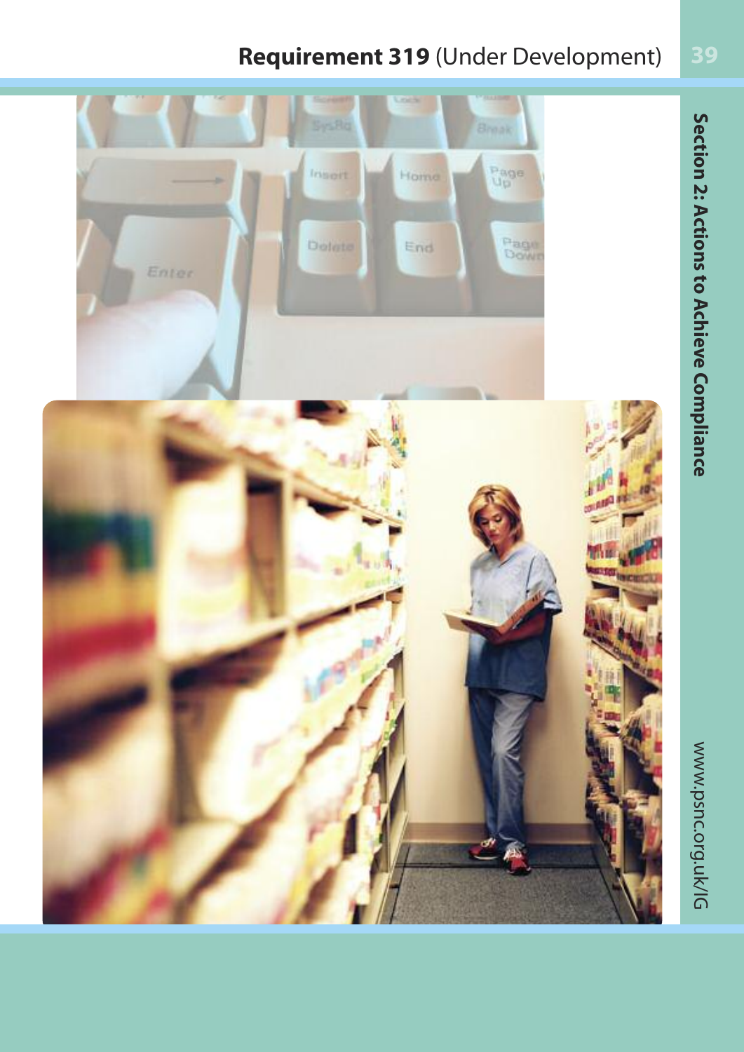# **Requirement 319** (Under Development)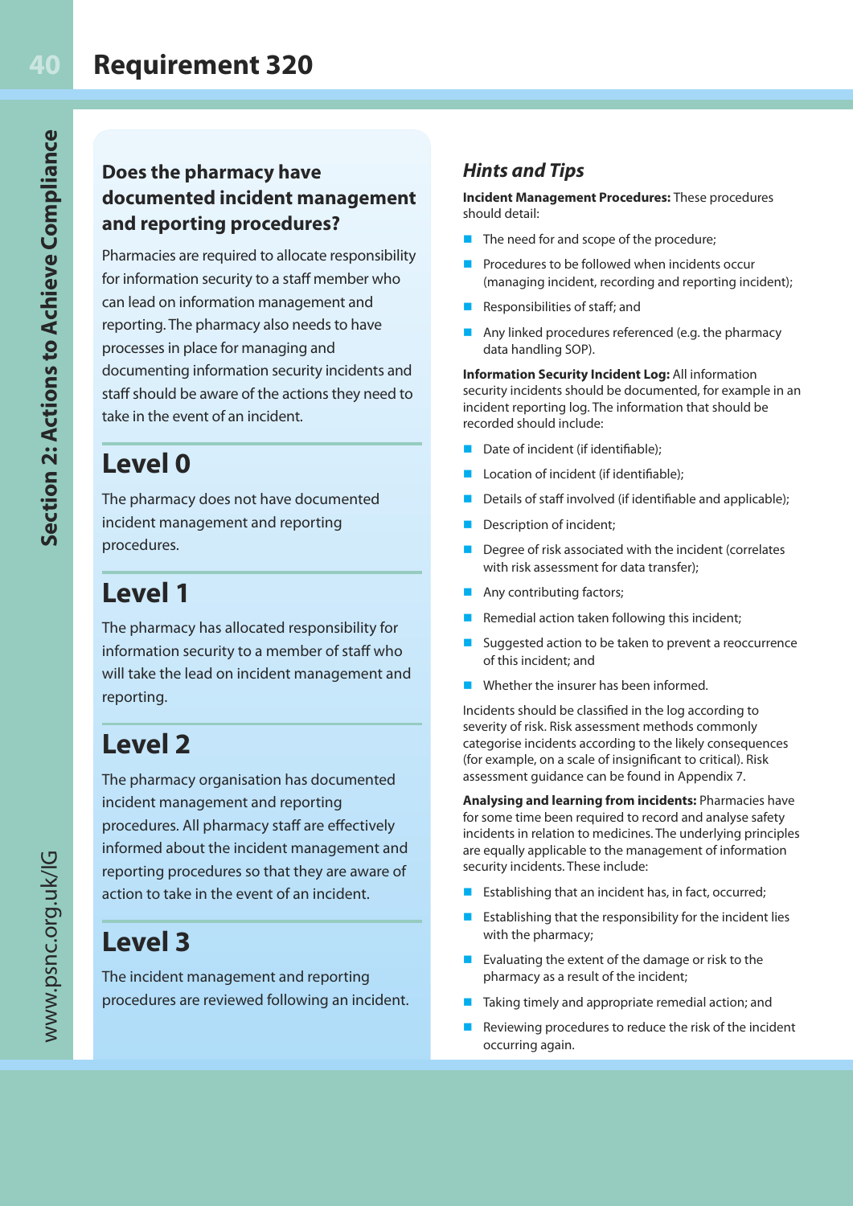# Requirement 320

## Does the pharmacy have documented incident management and reporting procedures?

Pharmacies are required to allocate responsibility for information security to a staff member who can lead on information management and reporting. The pharmacy also needs to have processes in place for managing and documenting information security incidents and staff should be aware of the actions they need to take in the event of an incident.

## Level 0

The pharmacy does not have documented incident management and reporting procedures.

## Level 1

The pharmacy has allocated responsibility for information security to a member of staff who will take the lead on incident management and reporting.

## Level 2

The pharmacy organisation has documented incident management and reporting procedures. All pharmacy staff are effectively informed about the incident management and reporting procedures so that they are aware of action to take in the event of an incident.

## Level 3

The incident management and reporting procedures are reviewed following an incident.

### *Hints and Tips*

**Incident Management Procedures:** These procedures should detail:

- The need for and scope of the procedure;
- Procedures to be followed when incidents occur (managing incident, recording and reporting incident);
- Responsibilities of staff; and
- Any linked procedures referenced (e.g. the pharmacy data handling SOP).

**Information Security Incident Log:** All information security incidents should be documented, for example in an incident reporting log. The information that should be recorded should include:

- Date of incident (if identifiable);
- Location of incident (if identifiable);
- Details of staff involved (if identifiable and applicable);
- Description of incident;
- Degree of risk associated with the incident (correlates with risk assessment for data transfer);
- Any contributing factors;
- Remedial action taken following this incident;
- Suggested action to be taken to prevent a reoccurrence of this incident; and
- Whether the insurer has been informed.

Incidents should be classified in the log according to severity of risk. Risk assessment methods commonly categorise incidents according to the likely consequences (for example, on a scale of insignificant to critical). Risk assessment guidance can be found in Appendix 7.

**Analysing and learning from incidents:** Pharmacies have for some time been required to record and analyse safety incidents in relation to medicines. The underlying principles are equally applicable to the management of information security incidents. These include:

- Establishing that an incident has, in fact, occurred;
- Establishing that the responsibility for the incident lies with the pharmacy;
- Evaluating the extent of the damage or risk to the pharmacy as a result of the incident;
- Taking timely and appropriate remedial action; and
- Reviewing procedures to reduce the risk of the incident occurring again.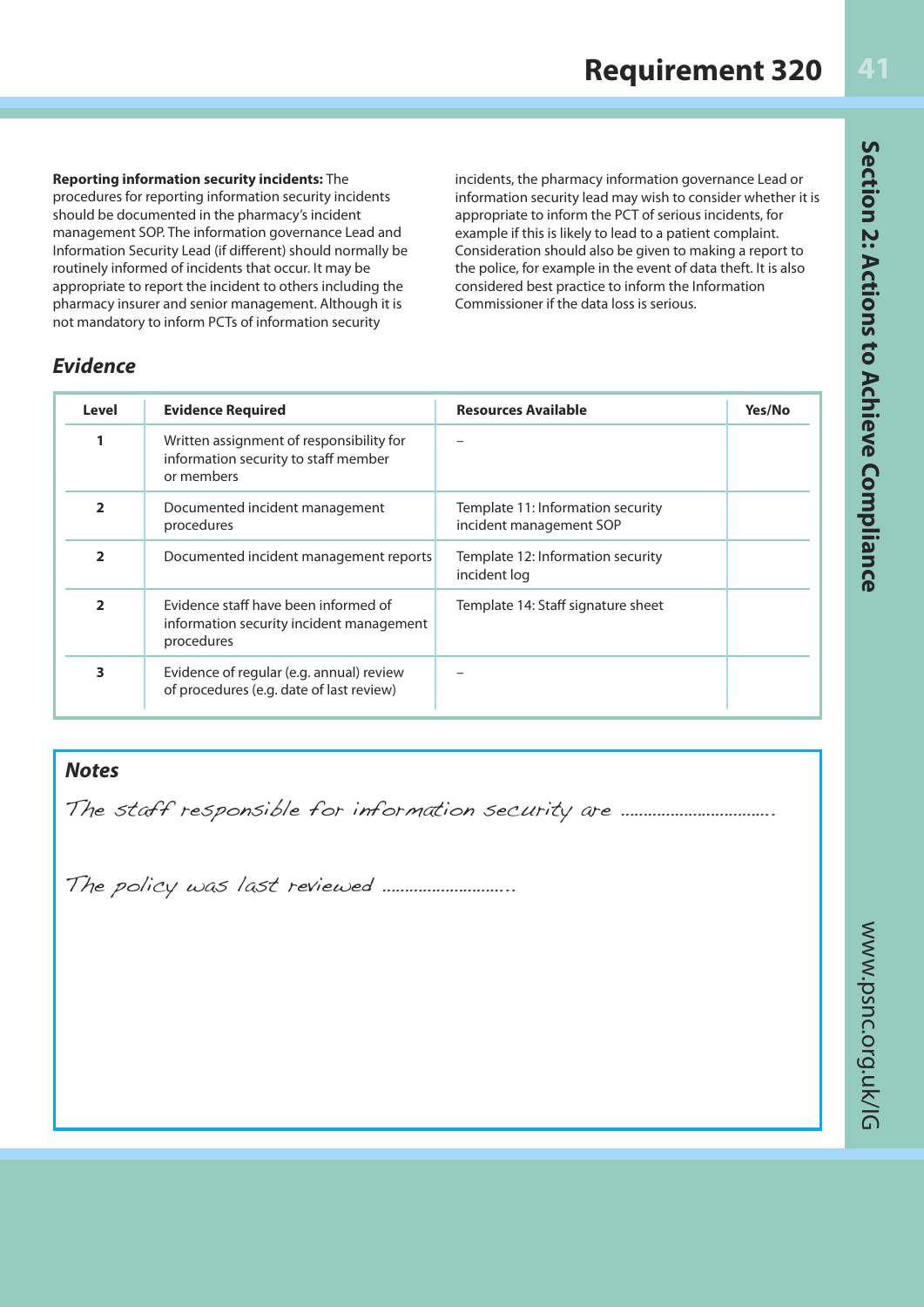# Requirement 320

**Reporting information security incidents:** The procedures for reporting information security incidents should be documented in the pharmacy's incident management SOP. The information governance Lead and Information Security Lead (if different) should normally be routinely informed of incidents that occur. It may be appropriate to report the incident to others including the pharmacy insurer and senior management. Although it is not mandatory to inform PCTs of information security incidents, the pharmacy information governance Lead or information security lead may wish to consider whether it is appropriate to inform the PCT of serious incidents, for example if this is likely to lead to a patient complaint. Consideration should also be given to making a report to the police, for example in the event of data theft. It is also considered best practice to inform the Information Commissioner if the data loss is serious.

## *Evidence*

| Level | Evidence Required | Resources Available | Yes/No |
|---|---|---|---|
| 1 | Written assignment of responsibility for information security to staff member or members | – | |
| 2 | Documented incident management procedures | Template 11: Information security incident management SOP | |
| 2 | Documented incident management reports | Template 12: Information security incident log | |
| 2 | Evidence staff have been informed of information security incident management procedures | Template 14: Staff signature sheet | |
| 3 | Evidence of regular (e.g. annual) review of procedures (e.g. date of last review) | – | |

## *Notes*

*The staff responsible for information security are ……………………………..*

*The policy was last reviewed ………………………..*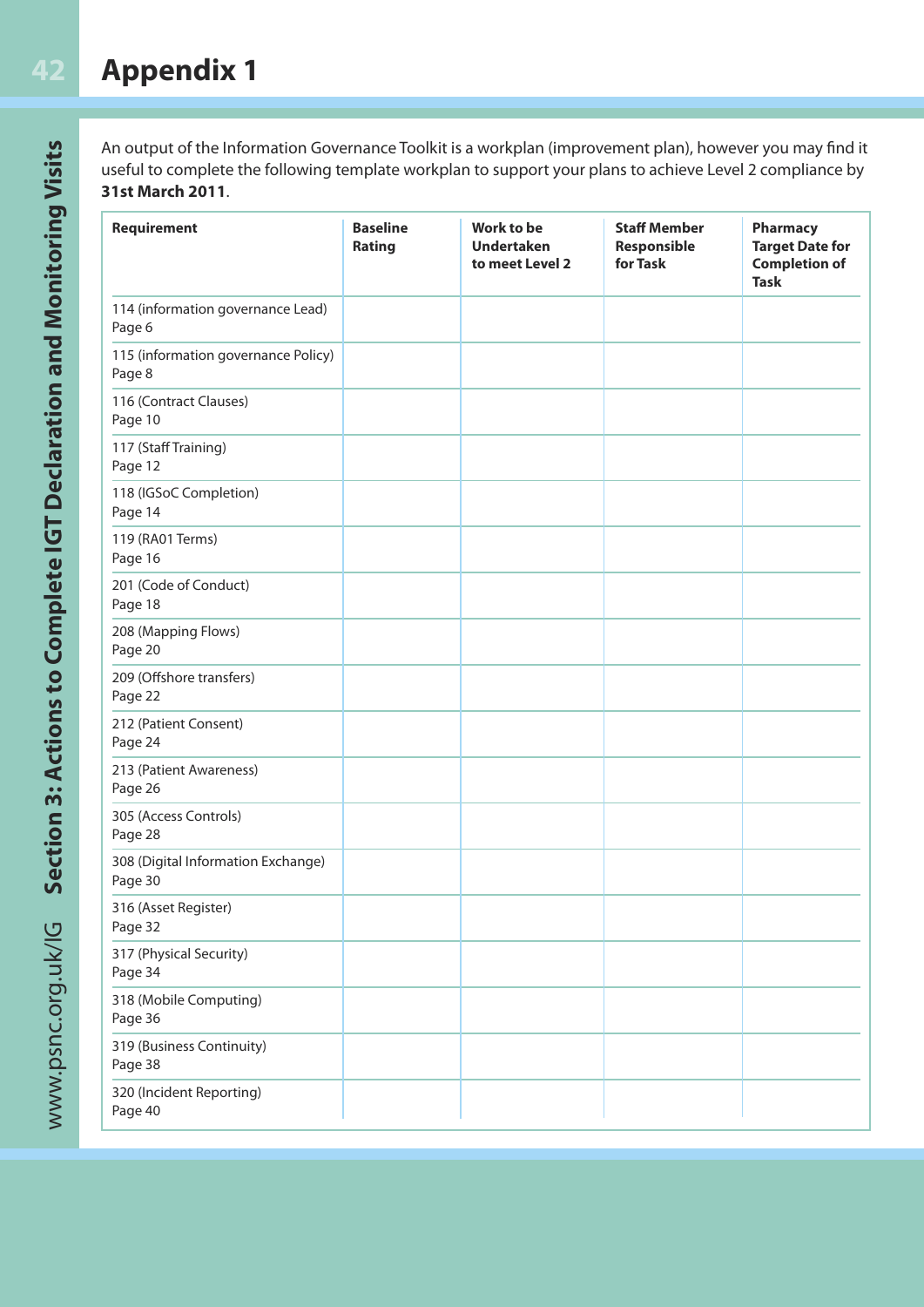# Appendix 1

An output of the Information Governance Toolkit is a workplan (improvement plan), however you may find it useful to complete the following template workplan to support your plans to achieve Level 2 compliance by **31st March 2011**.

| Requirement | Baseline Rating | Work to be Undertaken to meet Level 2 | Staff Member Responsible for Task | Pharmacy Target Date for Completion of Task |
|---|---|---|---|---|
| 114 (information governance Lead) Page 6 | | | | |
| 115 (information governance Policy) Page 8 | | | | |
| 116 (Contract Clauses) Page 10 | | | | |
| 117 (Staff Training) Page 12 | | | | |
| 118 (IGSoC Completion) Page 14 | | | | |
| 119 (RA01 Terms) Page 16 | | | | |
| 201 (Code of Conduct) Page 18 | | | | |
| 208 (Mapping Flows) Page 20 | | | | |
| 209 (Offshore transfers) Page 22 | | | | |
| 212 (Patient Consent) Page 24 | | | | |
| 213 (Patient Awareness) Page 26 | | | | |
| 305 (Access Controls) Page 28 | | | | |
| 308 (Digital Information Exchange) Page 30 | | | | |
| 316 (Asset Register) Page 32 | | | | |
| 317 (Physical Security) Page 34 | | | | |
| 318 (Mobile Computing) Page 36 | | | | |
| 319 (Business Continuity) Page 38 | | | | |
| 320 (Incident Reporting) Page 40 | | | | |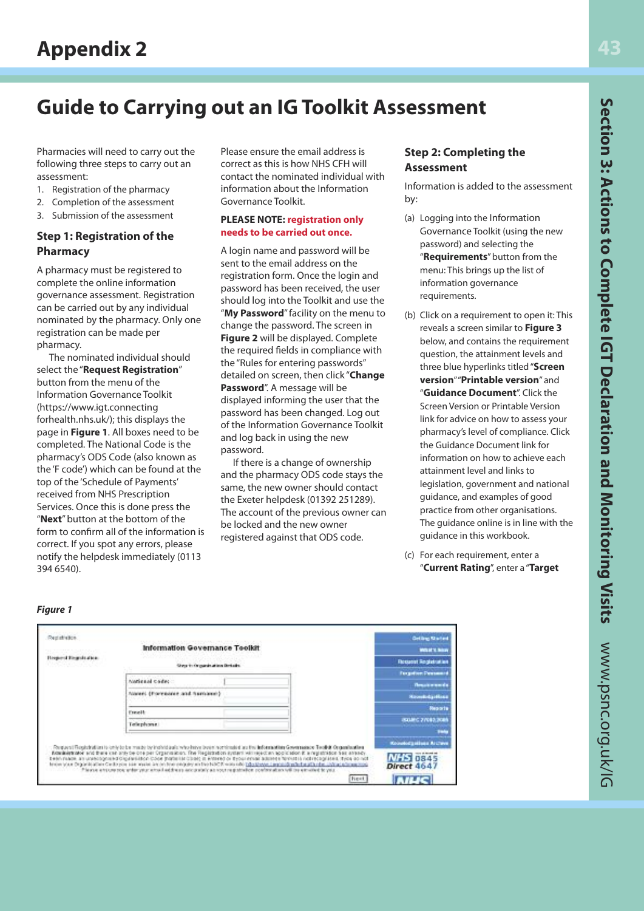# Appendix 2

## Guide to Carrying out an IG Toolkit Assessment

Pharmacies will need to carry out the following three steps to carry out an assessment:

1. Registration of the pharmacy
2. Completion of the assessment
3. Submission of the assessment

### Step 1: Registration of the Pharmacy

A pharmacy must be registered to complete the online information governance assessment. Registration can be carried out by any individual nominated by the pharmacy. Only one registration can be made per pharmacy.

The nominated individual should select the "**Request Registration**" button from the menu of the Information Governance Toolkit (https://www.igt.connectingforhealth.nhs.uk/); this displays the page in **Figure 1**. All boxes need to be completed. The National Code is the pharmacy's ODS Code (also known as the 'F code') which can be found at the top of the 'Schedule of Payments' received from NHS Prescription Services. Once this is done press the "**Next**" button at the bottom of the form to confirm all of the information is correct. If you spot any errors, please notify the helpdesk immediately (0113 394 6540).

Please ensure the email address is correct as this is how NHS CFH will contact the nominated individual with information about the Information Governance Toolkit.

**PLEASE NOTE: registration only needs to be carried out once.**

A login name and password will be sent to the email address on the registration form. Once the login and password has been received, the user should log into the Toolkit and use the "**My Password**" facility on the menu to change the password. The screen in **Figure 2** will be displayed. Complete the required fields in compliance with the "Rules for entering passwords" detailed on screen, then click "**Change Password**". A message will be displayed informing the user that the password has been changed. Log out of the Information Governance Toolkit and log back in using the new password.

If there is a change of ownership and the pharmacy ODS code stays the same, the new owner should contact the Exeter helpdesk (01392 251289). The account of the previous owner can be locked and the new owner registered against that ODS code.

### Step 2: Completing the Assessment

Information is added to the assessment by:

(a) Logging into the Information Governance Toolkit (using the new password) and selecting the "**Requirements**" button from the menu: This brings up the list of information governance requirements.

(b) Click on a requirement to open it: This reveals a screen similar to **Figure 3** below, and contains the requirement question, the attainment levels and three blue hyperlinks titled "**Screen version**" "**Printable version**" and "**Guidance Document**". Click the Screen Version or Printable Version link for advice on how to assess your pharmacy's level of compliance. Click the Guidance Document link for information on how to achieve each attainment level and links to legislation, government and national guidance, and examples of good practice from other organisations. The guidance online is in line with the guidance in this workbook.

(c) For each requirement, enter a "**Current Rating**", enter a "**Target**

***Figure 1***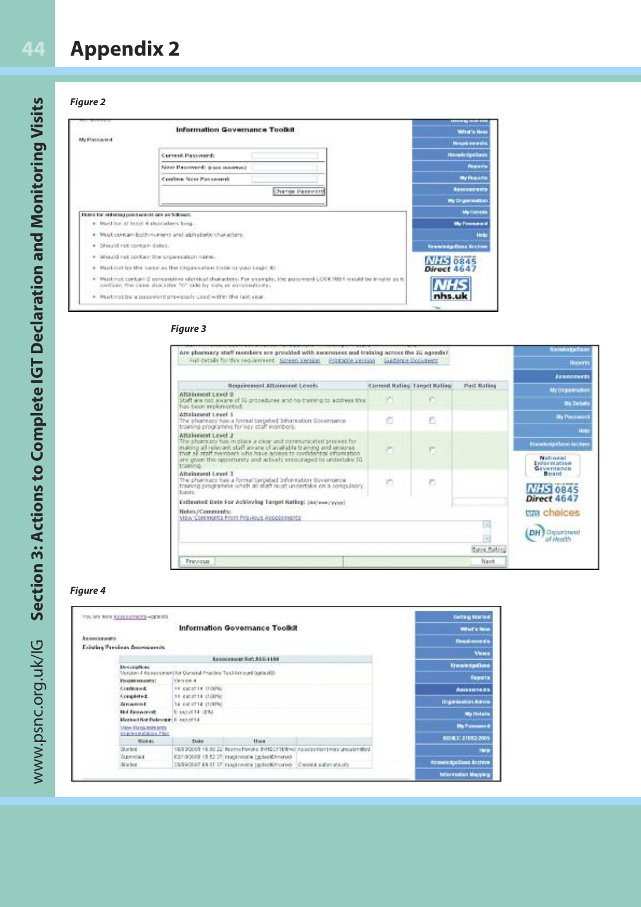# Appendix 2

*Figure 2*

*Figure 3*

*Figure 4*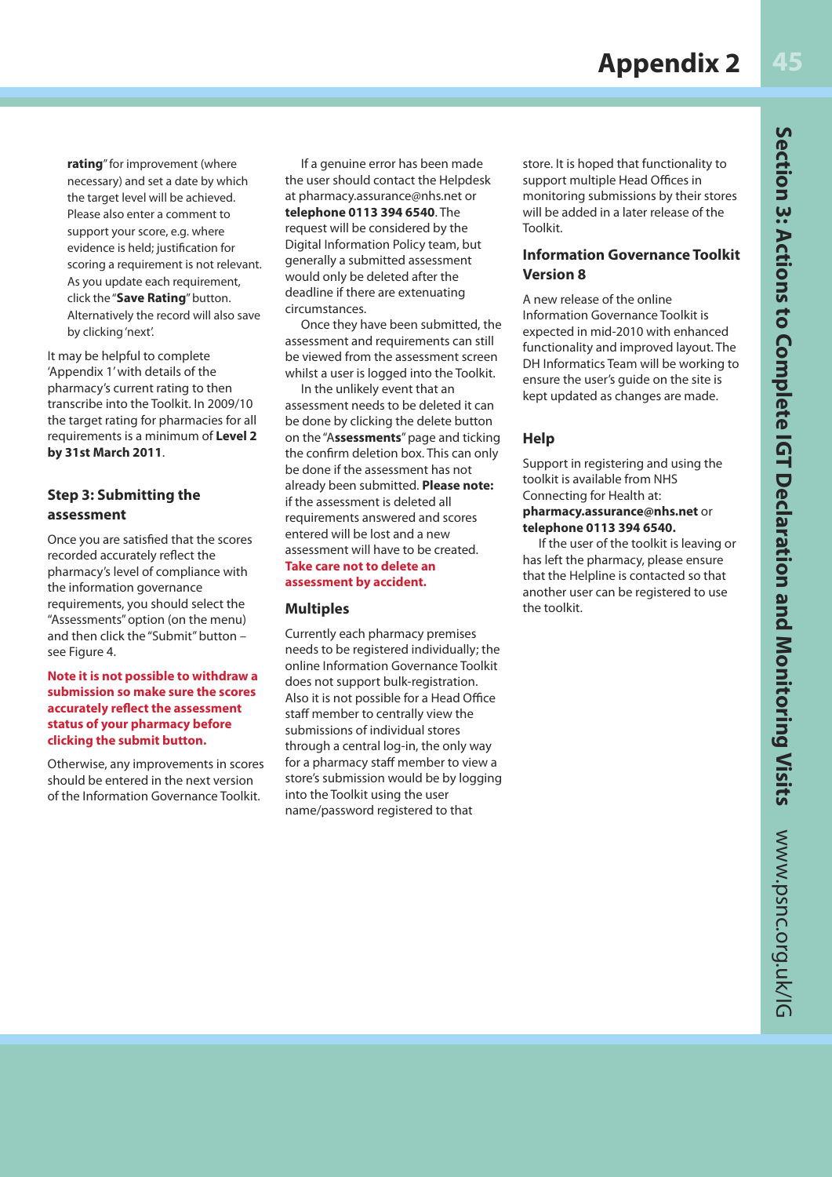**rating**" for improvement (where necessary) and set a date by which the target level will be achieved. Please also enter a comment to support your score, e.g. where evidence is held; justification for scoring a requirement is not relevant. As you update each requirement, click the "**Save Rating**" button. Alternatively the record will also save by clicking 'next'.

It may be helpful to complete 'Appendix 1' with details of the pharmacy's current rating to then transcribe into the Toolkit. In 2009/10 the target rating for pharmacies for all requirements is a minimum of **Level 2 by 31st March 2011**.

### Step 3: Submitting the assessment

Once you are satisfied that the scores recorded accurately reflect the pharmacy's level of compliance with the information governance requirements, you should select the "Assessments" option (on the menu) and then click the "Submit" button – see Figure 4.

**Note it is not possible to withdraw a submission so make sure the scores accurately reflect the assessment status of your pharmacy before clicking the submit button.**

Otherwise, any improvements in scores should be entered in the next version of the Information Governance Toolkit.

If a genuine error has been made the user should contact the Helpdesk at pharmacy.assurance@nhs.net or **telephone 0113 394 6540**. The request will be considered by the Digital Information Policy team, but generally a submitted assessment would only be deleted after the deadline if there are extenuating circumstances.

Once they have been submitted, the assessment and requirements can still be viewed from the assessment screen whilst a user is logged into the Toolkit.

In the unlikely event that an assessment needs to be deleted it can be done by clicking the delete button on the "A**ssessments**" page and ticking the confirm deletion box. This can only be done if the assessment has not already been submitted. **Please note:** if the assessment is deleted all requirements answered and scores entered will be lost and a new assessment will have to be created. **Take care not to delete an assessment by accident.**

### Multiples

Currently each pharmacy premises needs to be registered individually; the online Information Governance Toolkit does not support bulk-registration. Also it is not possible for a Head Office staff member to centrally view the submissions of individual stores through a central log-in, the only way for a pharmacy staff member to view a store's submission would be by logging into the Toolkit using the user name/password registered to that store. It is hoped that functionality to support multiple Head Offices in monitoring submissions by their stores will be added in a later release of the Toolkit.

### Information Governance Toolkit Version 8

A new release of the online Information Governance Toolkit is expected in mid-2010 with enhanced functionality and improved layout. The DH Informatics Team will be working to ensure the user's guide on the site is kept updated as changes are made.

### Help

Support in registering and using the toolkit is available from NHS Connecting for Health at: **pharmacy.assurance@nhs.net** or **telephone 0113 394 6540.**

If the user of the toolkit is leaving or has left the pharmacy, please ensure that the Helpline is contacted so that another user can be registered to use the toolkit.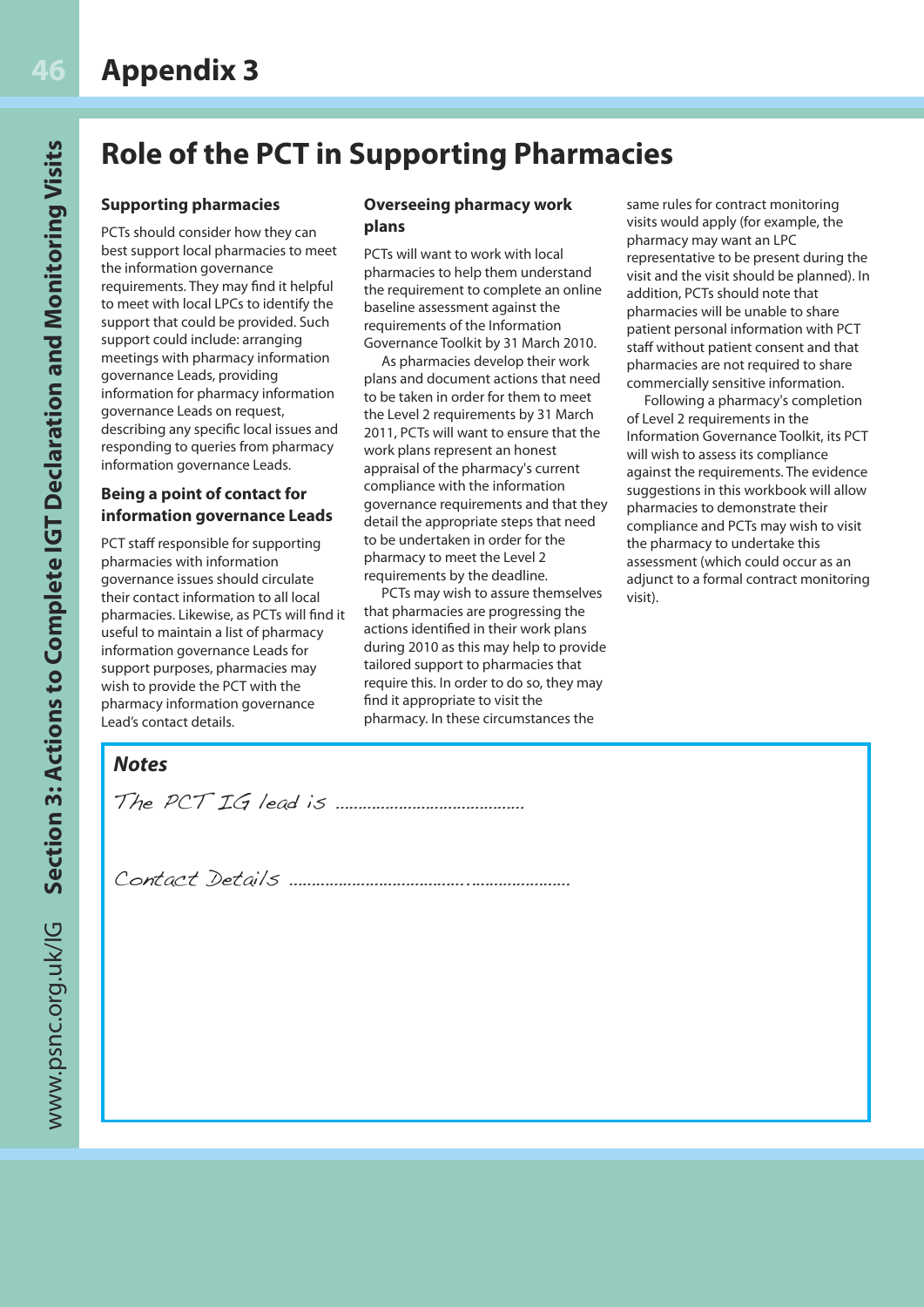# Appendix 3

## Role of the PCT in Supporting Pharmacies

### Supporting pharmacies

PCTs should consider how they can best support local pharmacies to meet the information governance requirements. They may find it helpful to meet with local LPCs to identify the support that could be provided. Such support could include: arranging meetings with pharmacy information governance Leads, providing information for pharmacy information governance Leads on request, describing any specific local issues and responding to queries from pharmacy information governance Leads.

### Being a point of contact for information governance Leads

PCT staff responsible for supporting pharmacies with information governance issues should circulate their contact information to all local pharmacies. Likewise, as PCTs will find it useful to maintain a list of pharmacy information governance Leads for support purposes, pharmacies may wish to provide the PCT with the pharmacy information governance Lead's contact details.

### Overseeing pharmacy work plans

PCTs will want to work with local pharmacies to help them understand the requirement to complete an online baseline assessment against the requirements of the Information Governance Toolkit by 31 March 2010.

As pharmacies develop their work plans and document actions that need to be taken in order for them to meet the Level 2 requirements by 31 March 2011, PCTs will want to ensure that the work plans represent an honest appraisal of the pharmacy's current compliance with the information governance requirements and that they detail the appropriate steps that need to be undertaken in order for the pharmacy to meet the Level 2 requirements by the deadline.

PCTs may wish to assure themselves that pharmacies are progressing the actions identified in their work plans during 2010 as this may help to provide tailored support to pharmacies that require this. In order to do so, they may find it appropriate to visit the pharmacy. In these circumstances the same rules for contract monitoring visits would apply (for example, the pharmacy may want an LPC representative to be present during the visit and the visit should be planned). In addition, PCTs should note that pharmacies will be unable to share patient personal information with PCT staff without patient consent and that pharmacies are not required to share commercially sensitive information.

Following a pharmacy's completion of Level 2 requirements in the Information Governance Toolkit, its PCT will wish to assess its compliance against the requirements. The evidence suggestions in this workbook will allow pharmacies to demonstrate their compliance and PCTs may wish to visit the pharmacy to undertake this assessment (which could occur as an adjunct to a formal contract monitoring visit).

### *Notes*

The PCT IG lead is ........................................

Contact Details ........................................................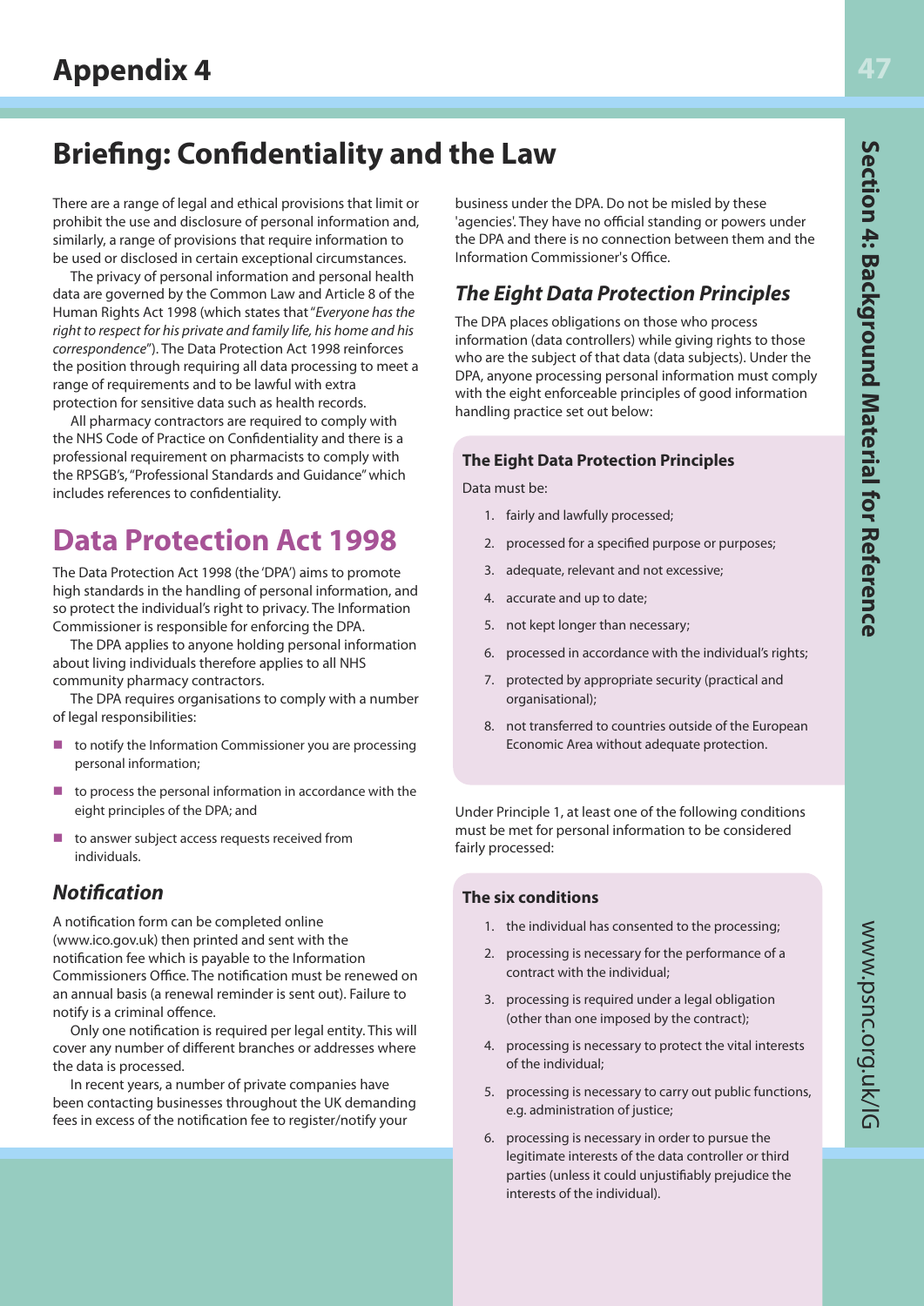# Appendix 4

## Briefing: Confidentiality and the Law

There are a range of legal and ethical provisions that limit or prohibit the use and disclosure of personal information and, similarly, a range of provisions that require information to be used or disclosed in certain exceptional circumstances.

The privacy of personal information and personal health data are governed by the Common Law and Article 8 of the Human Rights Act 1998 (which states that "*Everyone has the right to respect for his private and family life, his home and his correspondence*"). The Data Protection Act 1998 reinforces the position through requiring all data processing to meet a range of requirements and to be lawful with extra protection for sensitive data such as health records.

All pharmacy contractors are required to comply with the NHS Code of Practice on Confidentiality and there is a professional requirement on pharmacists to comply with the RPSGB's, "Professional Standards and Guidance" which includes references to confidentiality.

## Data Protection Act 1998

The Data Protection Act 1998 (the 'DPA') aims to promote high standards in the handling of personal information, and so protect the individual's right to privacy. The Information Commissioner is responsible for enforcing the DPA.

The DPA applies to anyone holding personal information about living individuals therefore applies to all NHS community pharmacy contractors.

The DPA requires organisations to comply with a number of legal responsibilities:

- to notify the Information Commissioner you are processing personal information;
- to process the personal information in accordance with the eight principles of the DPA; and
- to answer subject access requests received from individuals.

### *Notification*

A notification form can be completed online (www.ico.gov.uk) then printed and sent with the notification fee which is payable to the Information Commissioners Office. The notification must be renewed on an annual basis (a renewal reminder is sent out). Failure to notify is a criminal offence.

Only one notification is required per legal entity. This will cover any number of different branches or addresses where the data is processed.

In recent years, a number of private companies have been contacting businesses throughout the UK demanding fees in excess of the notification fee to register/notify your business under the DPA. Do not be misled by these 'agencies'. They have no official standing or powers under the DPA and there is no connection between them and the Information Commissioner's Office.

### *The Eight Data Protection Principles*

The DPA places obligations on those who process information (data controllers) while giving rights to those who are the subject of that data (data subjects). Under the DPA, anyone processing personal information must comply with the eight enforceable principles of good information handling practice set out below:

**The Eight Data Protection Principles**

Data must be:

1. fairly and lawfully processed;
2. processed for a specified purpose or purposes;
3. adequate, relevant and not excessive;
4. accurate and up to date;
5. not kept longer than necessary;
6. processed in accordance with the individual's rights;
7. protected by appropriate security (practical and organisational);
8. not transferred to countries outside of the European Economic Area without adequate protection.

Under Principle 1, at least one of the following conditions must be met for personal information to be considered fairly processed:

**The six conditions**

1. the individual has consented to the processing;
2. processing is necessary for the performance of a contract with the individual;
3. processing is required under a legal obligation (other than one imposed by the contract);
4. processing is necessary to protect the vital interests of the individual;
5. processing is necessary to carry out public functions, e.g. administration of justice;
6. processing is necessary in order to pursue the legitimate interests of the data controller or third parties (unless it could unjustifiably prejudice the interests of the individual).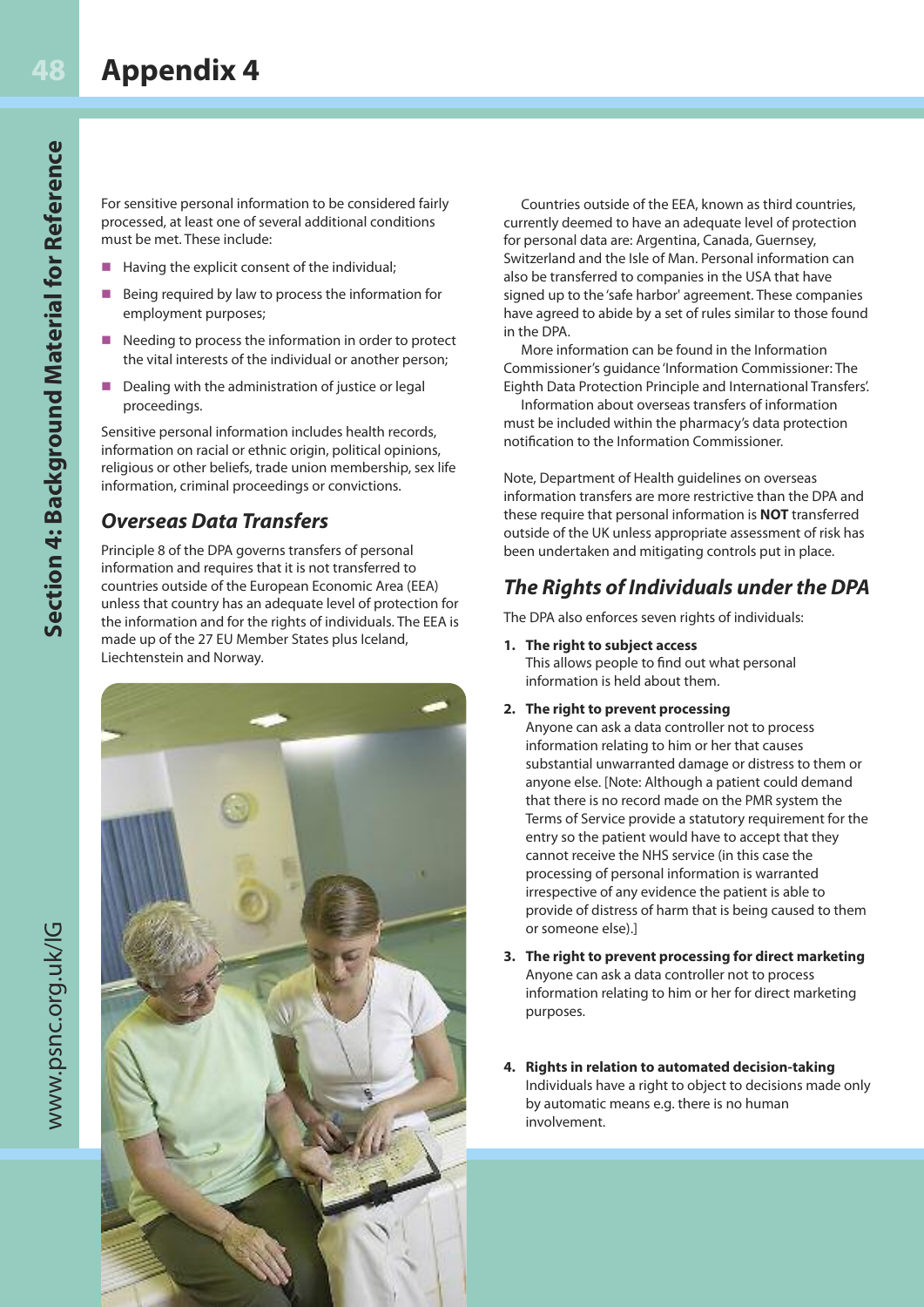# Appendix 4

For sensitive personal information to be considered fairly processed, at least one of several additional conditions must be met. These include:

- Having the explicit consent of the individual;
- Being required by law to process the information for employment purposes;
- Needing to process the information in order to protect the vital interests of the individual or another person;
- Dealing with the administration of justice or legal proceedings.

Sensitive personal information includes health records, information on racial or ethnic origin, political opinions, religious or other beliefs, trade union membership, sex life information, criminal proceedings or convictions.

## *Overseas Data Transfers*

Principle 8 of the DPA governs transfers of personal information and requires that it is not transferred to countries outside of the European Economic Area (EEA) unless that country has an adequate level of protection for the information and for the rights of individuals. The EEA is made up of the 27 EU Member States plus Iceland, Liechtenstein and Norway.

Countries outside of the EEA, known as third countries, currently deemed to have an adequate level of protection for personal data are: Argentina, Canada, Guernsey, Switzerland and the Isle of Man. Personal information can also be transferred to companies in the USA that have signed up to the 'safe harbor' agreement. These companies have agreed to abide by a set of rules similar to those found in the DPA.

More information can be found in the Information Commissioner's guidance 'Information Commissioner: The Eighth Data Protection Principle and International Transfers'.

Information about overseas transfers of information must be included within the pharmacy's data protection notification to the Information Commissioner.

Note, Department of Health guidelines on overseas information transfers are more restrictive than the DPA and these require that personal information is **NOT** transferred outside of the UK unless appropriate assessment of risk has been undertaken and mitigating controls put in place.

## *The Rights of Individuals under the DPA*

The DPA also enforces seven rights of individuals:

1. **The right to subject access**
   This allows people to find out what personal information is held about them.

2. **The right to prevent processing**
   Anyone can ask a data controller not to process information relating to him or her that causes substantial unwarranted damage or distress to them or anyone else. [Note: Although a patient could demand that there is no record made on the PMR system the Terms of Service provide a statutory requirement for the entry so the patient would have to accept that they cannot receive the NHS service (in this case the processing of personal information is warranted irrespective of any evidence the patient is able to provide of distress of harm that is being caused to them or someone else).]

3. **The right to prevent processing for direct marketing**
   Anyone can ask a data controller not to process information relating to him or her for direct marketing purposes.

4. **Rights in relation to automated decision-taking**
   Individuals have a right to object to decisions made only by automatic means e.g. there is no human involvement.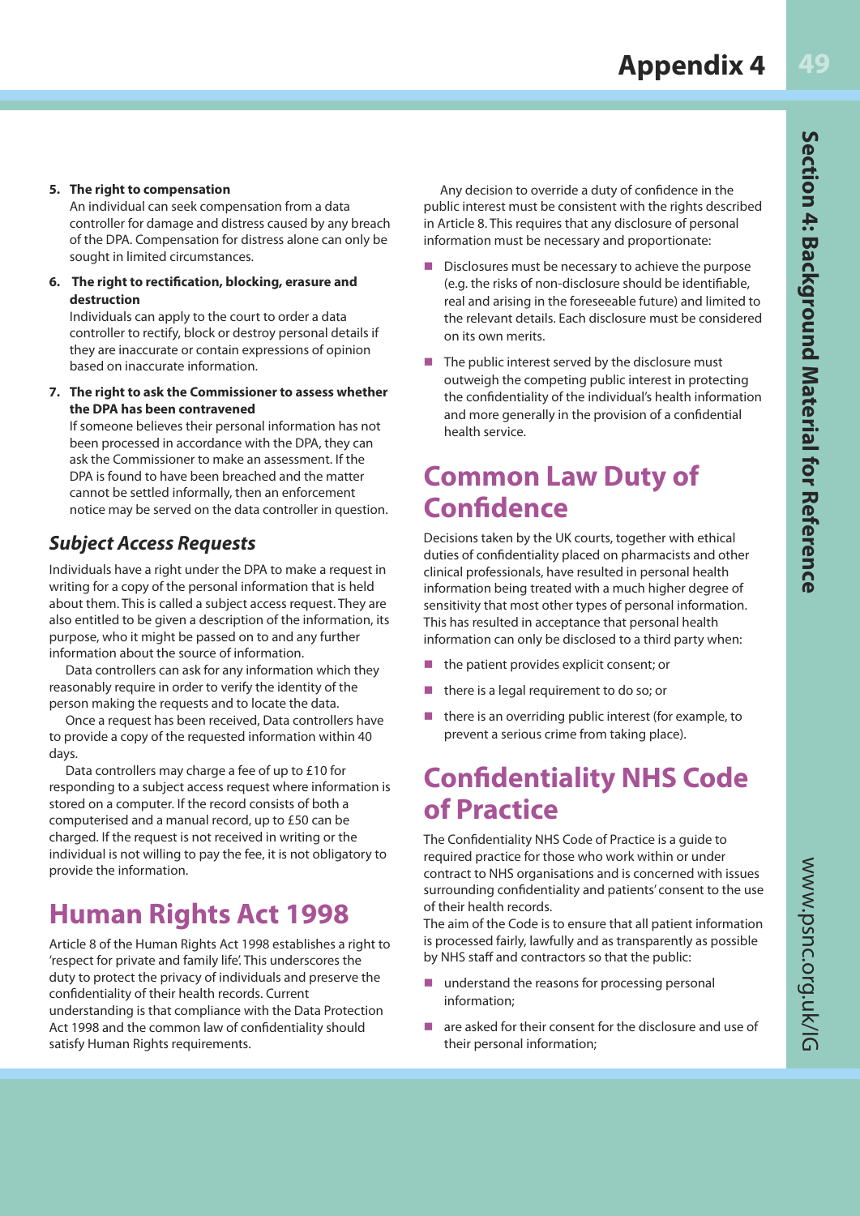5. **The right to compensation**
   An individual can seek compensation from a data controller for damage and distress caused by any breach of the DPA. Compensation for distress alone can only be sought in limited circumstances.

6. **The right to rectification, blocking, erasure and destruction**
   Individuals can apply to the court to order a data controller to rectify, block or destroy personal details if they are inaccurate or contain expressions of opinion based on inaccurate information.

7. **The right to ask the Commissioner to assess whether the DPA has been contravened**
   If someone believes their personal information has not been processed in accordance with the DPA, they can ask the Commissioner to make an assessment. If the DPA is found to have been breached and the matter cannot be settled informally, then an enforcement notice may be served on the data controller in question.

### *Subject Access Requests*

Individuals have a right under the DPA to make a request in writing for a copy of the personal information that is held about them. This is called a subject access request. They are also entitled to be given a description of the information, its purpose, who it might be passed on to and any further information about the source of information.

Data controllers can ask for any information which they reasonably require in order to verify the identity of the person making the requests and to locate the data.

Once a request has been received, Data controllers have to provide a copy of the requested information within 40 days.

Data controllers may charge a fee of up to £10 for responding to a subject access request where information is stored on a computer. If the record consists of both a computerised and a manual record, up to £50 can be charged. If the request is not received in writing or the individual is not willing to pay the fee, it is not obligatory to provide the information.

## Human Rights Act 1998

Article 8 of the Human Rights Act 1998 establishes a right to 'respect for private and family life'. This underscores the duty to protect the privacy of individuals and preserve the confidentiality of their health records. Current understanding is that compliance with the Data Protection Act 1998 and the common law of confidentiality should satisfy Human Rights requirements.

Any decision to override a duty of confidence in the public interest must be consistent with the rights described in Article 8. This requires that any disclosure of personal information must be necessary and proportionate:

- Disclosures must be necessary to achieve the purpose (e.g. the risks of non-disclosure should be identifiable, real and arising in the foreseeable future) and limited to the relevant details. Each disclosure must be considered on its own merits.
- The public interest served by the disclosure must outweigh the competing public interest in protecting the confidentiality of the individual's health information and more generally in the provision of a confidential health service.

## Common Law Duty of Confidence

Decisions taken by the UK courts, together with ethical duties of confidentiality placed on pharmacists and other clinical professionals, have resulted in personal health information being treated with a much higher degree of sensitivity that most other types of personal information. This has resulted in acceptance that personal health information can only be disclosed to a third party when:

- the patient provides explicit consent; or
- there is a legal requirement to do so; or
- there is an overriding public interest (for example, to prevent a serious crime from taking place).

## Confidentiality NHS Code of Practice

The Confidentiality NHS Code of Practice is a guide to required practice for those who work within or under contract to NHS organisations and is concerned with issues surrounding confidentiality and patients' consent to the use of their health records.
The aim of the Code is to ensure that all patient information is processed fairly, lawfully and as transparently as possible by NHS staff and contractors so that the public:

- understand the reasons for processing personal information;
- are asked for their consent for the disclosure and use of their personal information;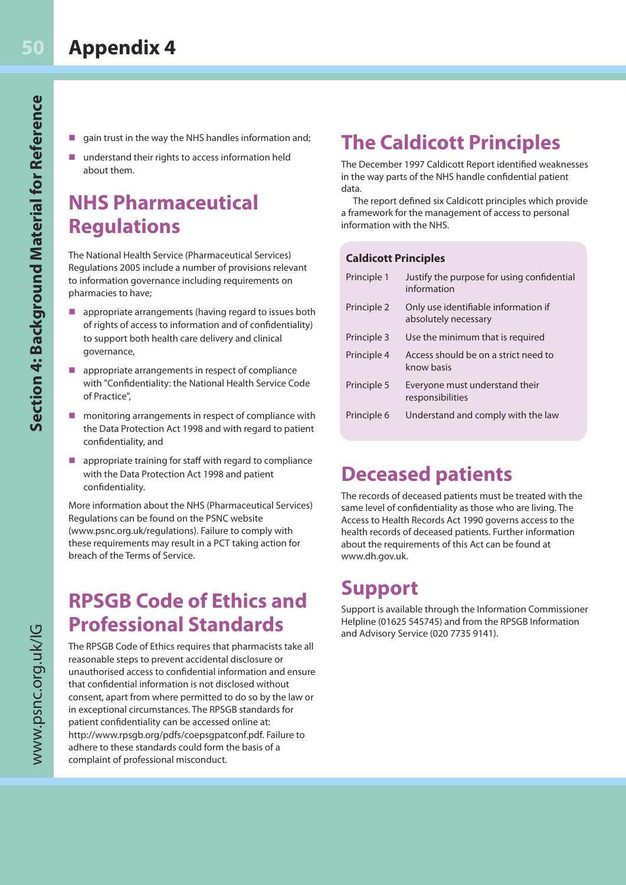- gain trust in the way the NHS handles information and;
- understand their rights to access information held about them.

## NHS Pharmaceutical Regulations

The National Health Service (Pharmaceutical Services) Regulations 2005 include a number of provisions relevant to information governance including requirements on pharmacies to have;

- appropriate arrangements (having regard to issues both of rights of access to information and of confidentiality) to support both health care delivery and clinical governance,
- appropriate arrangements in respect of compliance with "Confidentiality: the National Health Service Code of Practice",
- monitoring arrangements in respect of compliance with the Data Protection Act 1998 and with regard to patient confidentiality, and
- appropriate training for staff with regard to compliance with the Data Protection Act 1998 and patient confidentiality.

More information about the NHS (Pharmaceutical Services) Regulations can be found on the PSNC website (www.psnc.org.uk/regulations). Failure to comply with these requirements may result in a PCT taking action for breach of the Terms of Service.

## RPSGB Code of Ethics and Professional Standards

The RPSGB Code of Ethics requires that pharmacists take all reasonable steps to prevent accidental disclosure or unauthorised access to confidential information and ensure that confidential information is not disclosed without consent, apart from where permitted to do so by the law or in exceptional circumstances. The RPSGB standards for patient confidentiality can be accessed online at: http://www.rpsgb.org/pdfs/coepsgpatconf.pdf. Failure to adhere to these standards could form the basis of a complaint of professional misconduct.

## The Caldicott Principles

The December 1997 Caldicott Report identified weaknesses in the way parts of the NHS handle confidential patient data.

The report defined six Caldicott principles which provide a framework for the management of access to personal information with the NHS.

**Caldicott Principles**

| | |
|---|---|
| Principle 1 | Justify the purpose for using confidential information |
| Principle 2 | Only use identifiable information if absolutely necessary |
| Principle 3 | Use the minimum that is required |
| Principle 4 | Access should be on a strict need to know basis |
| Principle 5 | Everyone must understand their responsibilities |
| Principle 6 | Understand and comply with the law |

## Deceased patients

The records of deceased patients must be treated with the same level of confidentiality as those who are living. The Access to Health Records Act 1990 governs access to the health records of deceased patients. Further information about the requirements of this Act can be found at www.dh.gov.uk.

## Support

Support is available through the Information Commissioner Helpline (01625 545745) and from the RPSGB Information and Advisory Service (020 7735 9141).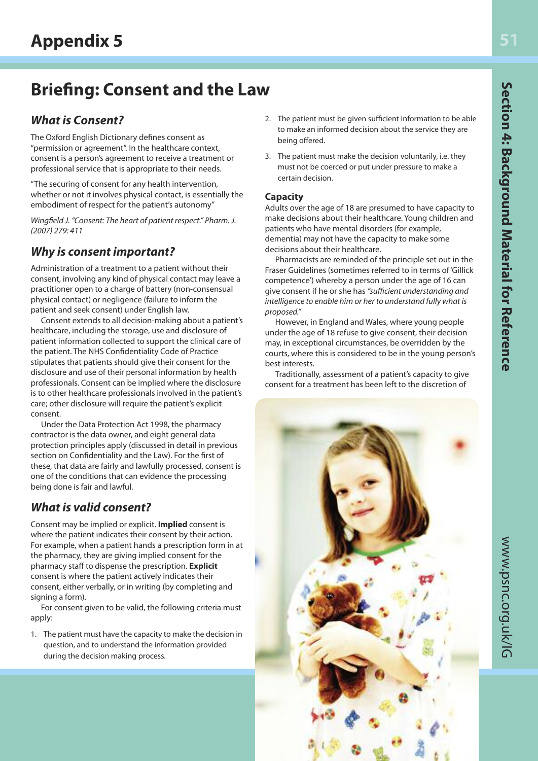# Appendix 5

## Briefing: Consent and the Law

### *What is Consent?*

The Oxford English Dictionary defines consent as "permission or agreement". In the healthcare context, consent is a person's agreement to receive a treatment or professional service that is appropriate to their needs.

"The securing of consent for any health intervention, whether or not it involves physical contact, is essentially the embodiment of respect for the patient's autonomy"

*Wingfield J. "Consent: The heart of patient respect." Pharm. J. (2007) 279: 411*

### *Why is consent important?*

Administration of a treatment to a patient without their consent, involving any kind of physical contact may leave a practitioner open to a charge of battery (non-consensual physical contact) or negligence (failure to inform the patient and seek consent) under English law.

Consent extends to all decision-making about a patient's healthcare, including the storage, use and disclosure of patient information collected to support the clinical care of the patient. The NHS Confidentiality Code of Practice stipulates that patients should give their consent for the disclosure and use of their personal information by health professionals. Consent can be implied where the disclosure is to other healthcare professionals involved in the patient's care; other disclosure will require the patient's explicit consent.

Under the Data Protection Act 1998, the pharmacy contractor is the data owner, and eight general data protection principles apply (discussed in detail in previous section on Confidentiality and the Law). For the first of these, that data are fairly and lawfully processed, consent is one of the conditions that can evidence the processing being done is fair and lawful.

### *What is valid consent?*

Consent may be implied or explicit. **Implied** consent is where the patient indicates their consent by their action. For example, when a patient hands a prescription form in at the pharmacy, they are giving implied consent for the pharmacy staff to dispense the prescription. **Explicit** consent is where the patient actively indicates their consent, either verbally, or in writing (by completing and signing a form).

For consent given to be valid, the following criteria must apply:

1. The patient must have the capacity to make the decision in question, and to understand the information provided during the decision making process.
2. The patient must be given sufficient information to be able to make an informed decision about the service they are being offered.
3. The patient must make the decision voluntarily, i.e. they must not be coerced or put under pressure to make a certain decision.

#### Capacity

Adults over the age of 18 are presumed to have capacity to make decisions about their healthcare. Young children and patients who have mental disorders (for example, dementia) may not have the capacity to make some decisions about their healthcare.

Pharmacists are reminded of the principle set out in the Fraser Guidelines (sometimes referred to in terms of 'Gillick competence') whereby a person under the age of 16 can give consent if he or she has *"sufficient understanding and intelligence to enable him or her to understand fully what is proposed."*

However, in England and Wales, where young people under the age of 18 refuse to give consent, their decision may, in exceptional circumstances, be overridden by the courts, where this is considered to be in the young person's best interests.

Traditionally, assessment of a patient's capacity to give consent for a treatment has been left to the discretion of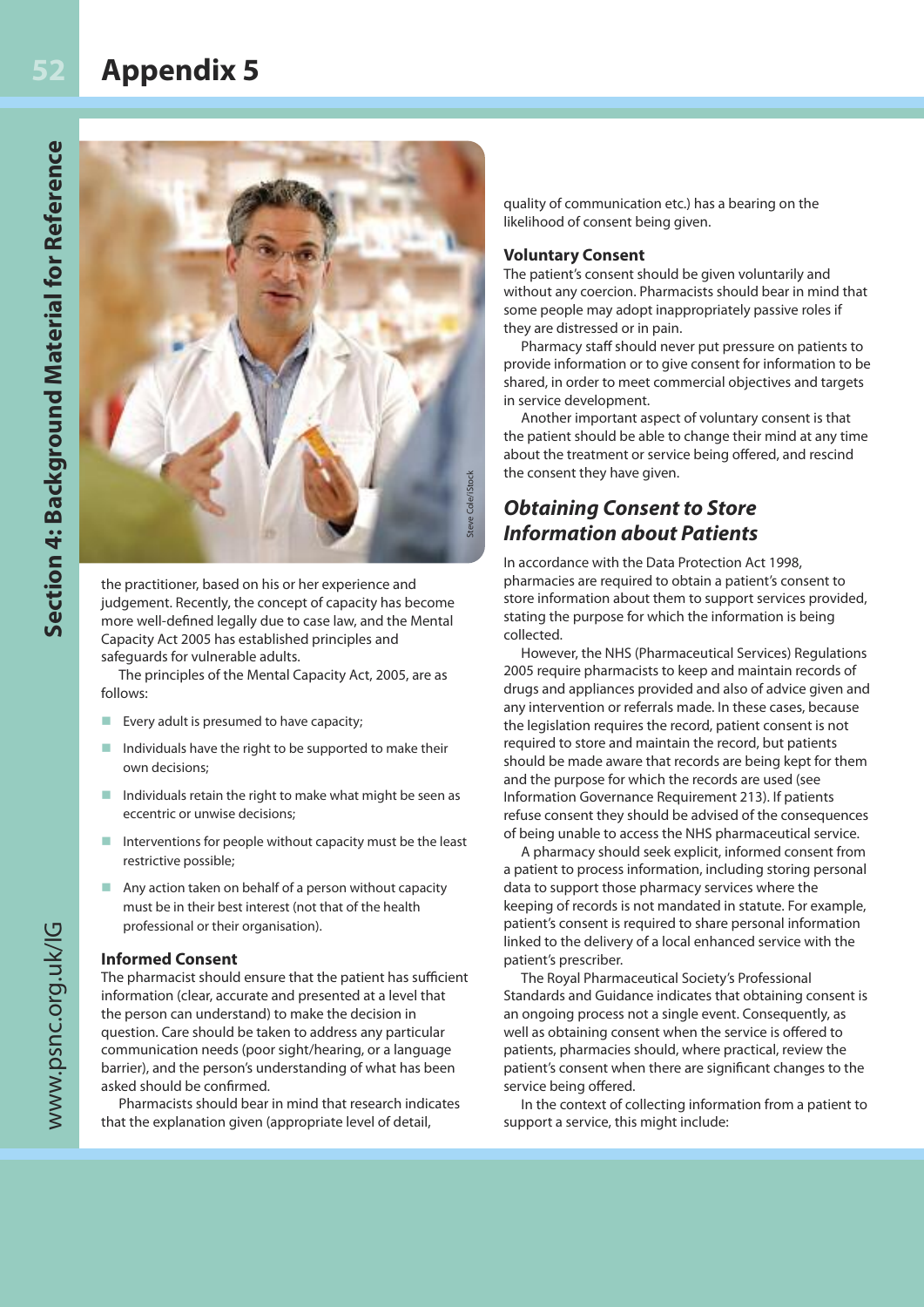# Appendix 5

the practitioner, based on his or her experience and judgement. Recently, the concept of capacity has become more well-defined legally due to case law, and the Mental Capacity Act 2005 has established principles and safeguards for vulnerable adults.

The principles of the Mental Capacity Act, 2005, are as follows:

- Every adult is presumed to have capacity;
- Individuals have the right to be supported to make their own decisions;
- Individuals retain the right to make what might be seen as eccentric or unwise decisions;
- Interventions for people without capacity must be the least restrictive possible;
- Any action taken on behalf of a person without capacity must be in their best interest (not that of the health professional or their organisation).

### Informed Consent

The pharmacist should ensure that the patient has sufficient information (clear, accurate and presented at a level that the person can understand) to make the decision in question. Care should be taken to address any particular communication needs (poor sight/hearing, or a language barrier), and the person's understanding of what has been asked should be confirmed.

Pharmacists should bear in mind that research indicates that the explanation given (appropriate level of detail, quality of communication etc.) has a bearing on the likelihood of consent being given.

### Voluntary Consent

The patient's consent should be given voluntarily and without any coercion. Pharmacists should bear in mind that some people may adopt inappropriately passive roles if they are distressed or in pain.

Pharmacy staff should never put pressure on patients to provide information or to give consent for information to be shared, in order to meet commercial objectives and targets in service development.

Another important aspect of voluntary consent is that the patient should be able to change their mind at any time about the treatment or service being offered, and rescind the consent they have given.

## *Obtaining Consent to Store Information about Patients*

In accordance with the Data Protection Act 1998, pharmacies are required to obtain a patient's consent to store information about them to support services provided, stating the purpose for which the information is being collected.

However, the NHS (Pharmaceutical Services) Regulations 2005 require pharmacists to keep and maintain records of drugs and appliances provided and also of advice given and any intervention or referrals made. In these cases, because the legislation requires the record, patient consent is not required to store and maintain the record, but patients should be made aware that records are being kept for them and the purpose for which the records are used (see Information Governance Requirement 213). If patients refuse consent they should be advised of the consequences of being unable to access the NHS pharmaceutical service.

A pharmacy should seek explicit, informed consent from a patient to process information, including storing personal data to support those pharmacy services where the keeping of records is not mandated in statute. For example, patient's consent is required to share personal information linked to the delivery of a local enhanced service with the patient's prescriber.

The Royal Pharmaceutical Society's Professional Standards and Guidance indicates that obtaining consent is an ongoing process not a single event. Consequently, as well as obtaining consent when the service is offered to patients, pharmacies should, where practical, review the patient's consent when there are significant changes to the service being offered.

In the context of collecting information from a patient to support a service, this might include: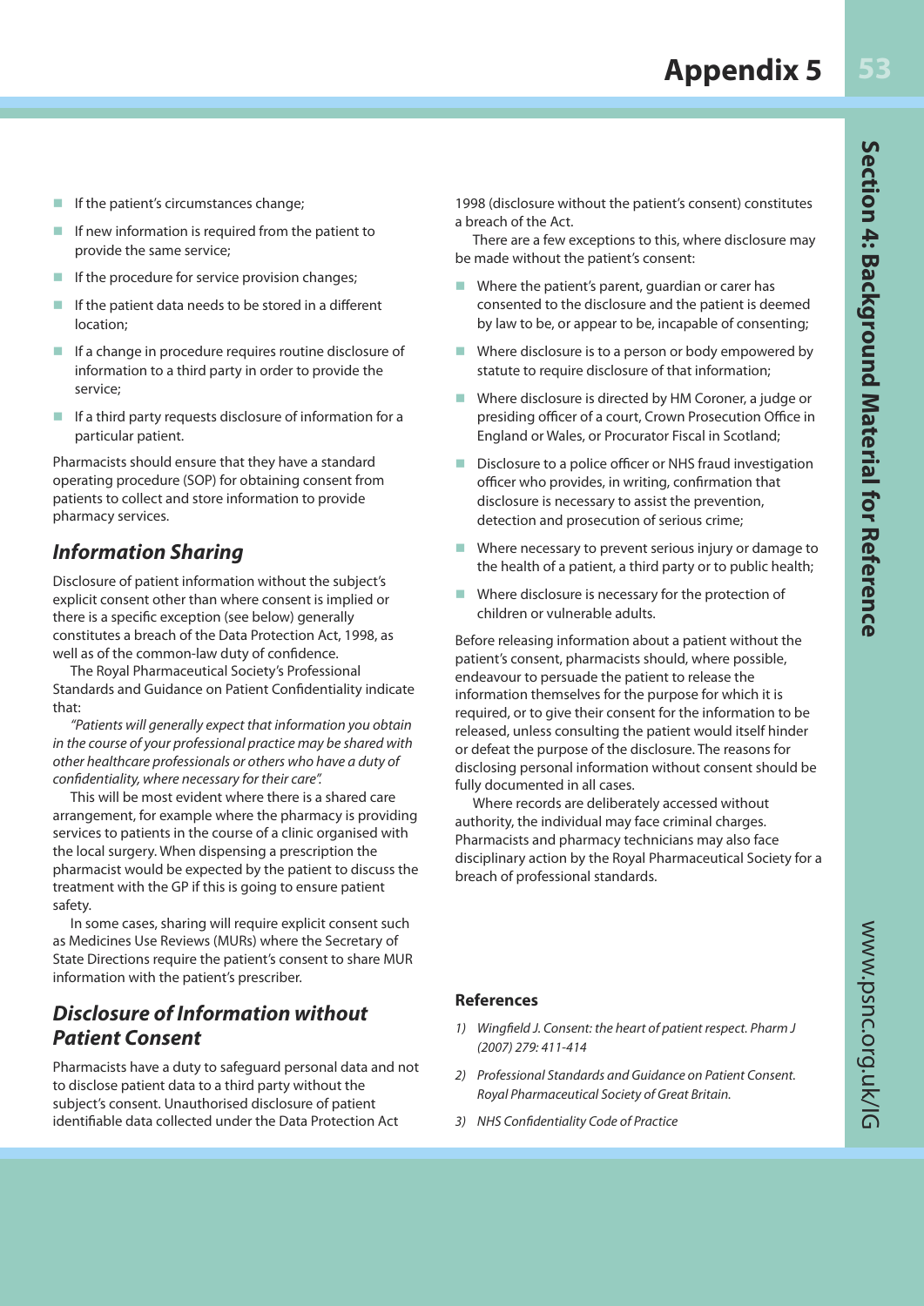- If the patient's circumstances change;
- If new information is required from the patient to provide the same service;
- If the procedure for service provision changes;
- If the patient data needs to be stored in a different location;
- If a change in procedure requires routine disclosure of information to a third party in order to provide the service;
- If a third party requests disclosure of information for a particular patient.

Pharmacists should ensure that they have a standard operating procedure (SOP) for obtaining consent from patients to collect and store information to provide pharmacy services.

## *Information Sharing*

Disclosure of patient information without the subject's explicit consent other than where consent is implied or there is a specific exception (see below) generally constitutes a breach of the Data Protection Act, 1998, as well as of the common-law duty of confidence.

The Royal Pharmaceutical Society's Professional Standards and Guidance on Patient Confidentiality indicate that:

*"Patients will generally expect that information you obtain in the course of your professional practice may be shared with other healthcare professionals or others who have a duty of confidentiality, where necessary for their care".*

This will be most evident where there is a shared care arrangement, for example where the pharmacy is providing services to patients in the course of a clinic organised with the local surgery. When dispensing a prescription the pharmacist would be expected by the patient to discuss the treatment with the GP if this is going to ensure patient safety.

In some cases, sharing will require explicit consent such as Medicines Use Reviews (MURs) where the Secretary of State Directions require the patient's consent to share MUR information with the patient's prescriber.

## *Disclosure of Information without Patient Consent*

Pharmacists have a duty to safeguard personal data and not to disclose patient data to a third party without the subject's consent. Unauthorised disclosure of patient identifiable data collected under the Data Protection Act 1998 (disclosure without the patient's consent) constitutes a breach of the Act.

There are a few exceptions to this, where disclosure may be made without the patient's consent:

- Where the patient's parent, guardian or carer has consented to the disclosure and the patient is deemed by law to be, or appear to be, incapable of consenting;
- Where disclosure is to a person or body empowered by statute to require disclosure of that information;
- Where disclosure is directed by HM Coroner, a judge or presiding officer of a court, Crown Prosecution Office in England or Wales, or Procurator Fiscal in Scotland;
- Disclosure to a police officer or NHS fraud investigation officer who provides, in writing, confirmation that disclosure is necessary to assist the prevention, detection and prosecution of serious crime;
- Where necessary to prevent serious injury or damage to the health of a patient, a third party or to public health;
- Where disclosure is necessary for the protection of children or vulnerable adults.

Before releasing information about a patient without the patient's consent, pharmacists should, where possible, endeavour to persuade the patient to release the information themselves for the purpose for which it is required, or to give their consent for the information to be released, unless consulting the patient would itself hinder or defeat the purpose of the disclosure. The reasons for disclosing personal information without consent should be fully documented in all cases.

Where records are deliberately accessed without authority, the individual may face criminal charges. Pharmacists and pharmacy technicians may also face disciplinary action by the Royal Pharmaceutical Society for a breach of professional standards.

### References

1) *Wingfield J. Consent: the heart of patient respect. Pharm J (2007) 279: 411-414*
2) *Professional Standards and Guidance on Patient Consent. Royal Pharmaceutical Society of Great Britain.*
3) *NHS Confidentiality Code of Practice*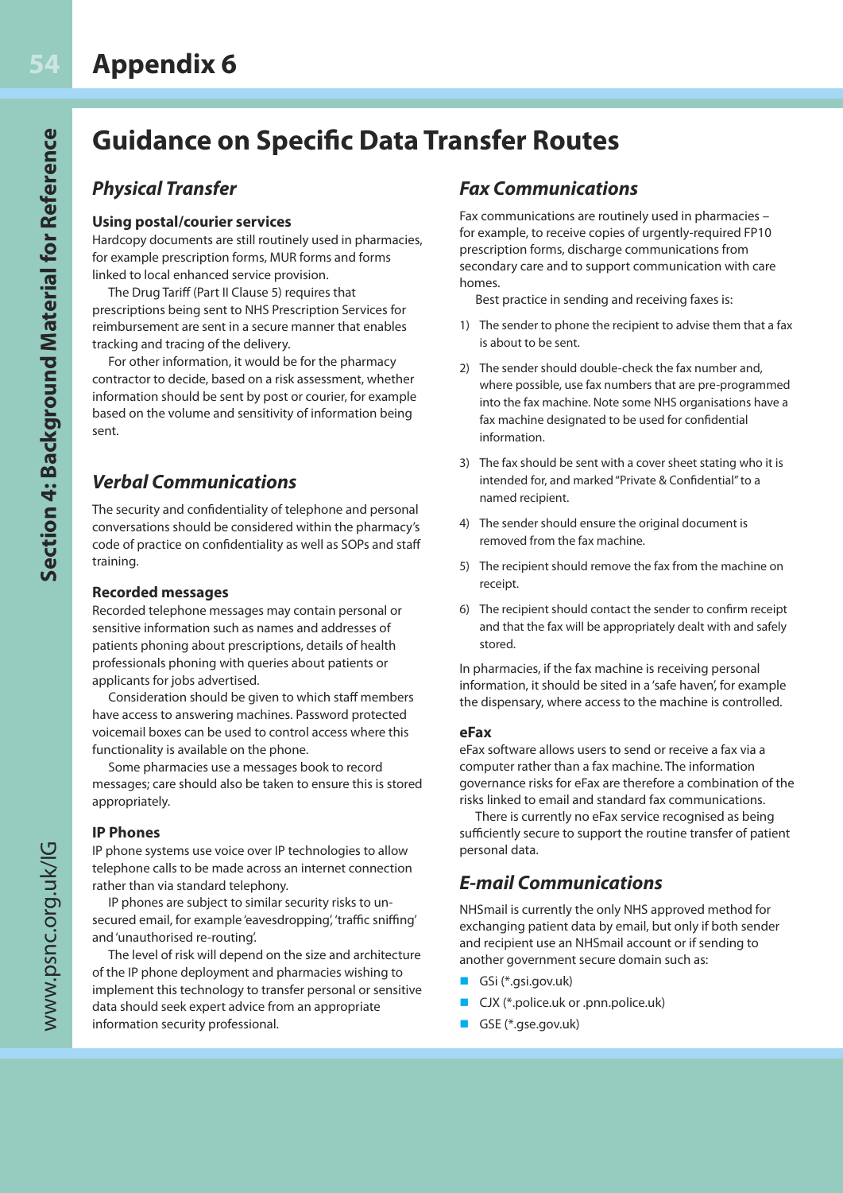# Appendix 6

## Guidance on Specific Data Transfer Routes

### Physical Transfer

#### Using postal/courier services

Hardcopy documents are still routinely used in pharmacies, for example prescription forms, MUR forms and forms linked to local enhanced service provision.

The Drug Tariff (Part II Clause 5) requires that prescriptions being sent to NHS Prescription Services for reimbursement are sent in a secure manner that enables tracking and tracing of the delivery.

For other information, it would be for the pharmacy contractor to decide, based on a risk assessment, whether information should be sent by post or courier, for example based on the volume and sensitivity of information being sent.

### Verbal Communications

The security and confidentiality of telephone and personal conversations should be considered within the pharmacy's code of practice on confidentiality as well as SOPs and staff training.

#### Recorded messages

Recorded telephone messages may contain personal or sensitive information such as names and addresses of patients phoning about prescriptions, details of health professionals phoning with queries about patients or applicants for jobs advertised.

Consideration should be given to which staff members have access to answering machines. Password protected voicemail boxes can be used to control access where this functionality is available on the phone.

Some pharmacies use a messages book to record messages; care should also be taken to ensure this is stored appropriately.

#### IP Phones

IP phone systems use voice over IP technologies to allow telephone calls to be made across an internet connection rather than via standard telephony.

IP phones are subject to similar security risks to un-secured email, for example 'eavesdropping', 'traffic sniffing' and 'unauthorised re-routing'.

The level of risk will depend on the size and architecture of the IP phone deployment and pharmacies wishing to implement this technology to transfer personal or sensitive data should seek expert advice from an appropriate information security professional.

### Fax Communications

Fax communications are routinely used in pharmacies – for example, to receive copies of urgently-required FP10 prescription forms, discharge communications from secondary care and to support communication with care homes.

Best practice in sending and receiving faxes is:

1) The sender to phone the recipient to advise them that a fax is about to be sent.
2) The sender should double-check the fax number and, where possible, use fax numbers that are pre-programmed into the fax machine. Note some NHS organisations have a fax machine designated to be used for confidential information.
3) The fax should be sent with a cover sheet stating who it is intended for, and marked "Private & Confidential" to a named recipient.
4) The sender should ensure the original document is removed from the fax machine.
5) The recipient should remove the fax from the machine on receipt.
6) The recipient should contact the sender to confirm receipt and that the fax will be appropriately dealt with and safely stored.

In pharmacies, if the fax machine is receiving personal information, it should be sited in a 'safe haven', for example the dispensary, where access to the machine is controlled.

#### eFax

eFax software allows users to send or receive a fax via a computer rather than a fax machine. The information governance risks for eFax are therefore a combination of the risks linked to email and standard fax communications.

There is currently no eFax service recognised as being sufficiently secure to support the routine transfer of patient personal data.

### E-mail Communications

NHSmail is currently the only NHS approved method for exchanging patient data by email, but only if both sender and recipient use an NHSmail account or if sending to another government secure domain such as:

- GSi (*.gsi.gov.uk)
- CJX (*.police.uk or .pnn.police.uk)
- GSE (*.gse.gov.uk)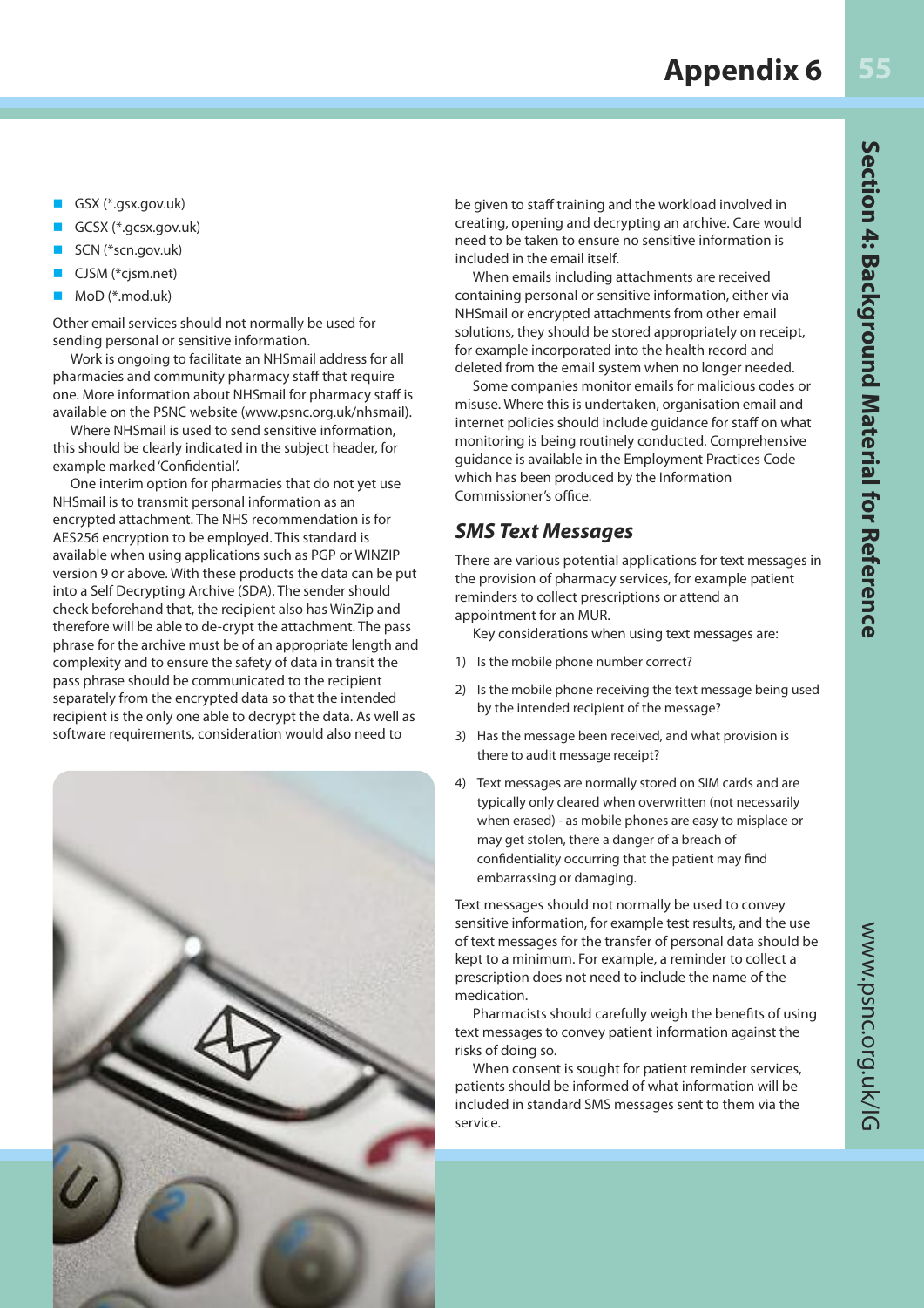- GSX (*.gsx.gov.uk)
- GCSX (*.gcsx.gov.uk)
- SCN (*scn.gov.uk)
- CJSM (*cjsm.net)
- MoD (*.mod.uk)

Other email services should not normally be used for sending personal or sensitive information.

Work is ongoing to facilitate an NHSmail address for all pharmacies and community pharmacy staff that require one. More information about NHSmail for pharmacy staff is available on the PSNC website (www.psnc.org.uk/nhsmail).

Where NHSmail is used to send sensitive information, this should be clearly indicated in the subject header, for example marked 'Confidential'.

One interim option for pharmacies that do not yet use NHSmail is to transmit personal information as an encrypted attachment. The NHS recommendation is for AES256 encryption to be employed. This standard is available when using applications such as PGP or WINZIP version 9 or above. With these products the data can be put into a Self Decrypting Archive (SDA). The sender should check beforehand that, the recipient also has WinZip and therefore will be able to de-crypt the attachment. The pass phrase for the archive must be of an appropriate length and complexity and to ensure the safety of data in transit the pass phrase should be communicated to the recipient separately from the encrypted data so that the intended recipient is the only one able to decrypt the data. As well as software requirements, consideration would also need to be given to staff training and the workload involved in creating, opening and decrypting an archive. Care would need to be taken to ensure no sensitive information is included in the email itself.

When emails including attachments are received containing personal or sensitive information, either via NHSmail or encrypted attachments from other email solutions, they should be stored appropriately on receipt, for example incorporated into the health record and deleted from the email system when no longer needed.

Some companies monitor emails for malicious codes or misuse. Where this is undertaken, organisation email and internet policies should include guidance for staff on what monitoring is being routinely conducted. Comprehensive guidance is available in the Employment Practices Code which has been produced by the Information Commissioner's office.

## *SMS Text Messages*

There are various potential applications for text messages in the provision of pharmacy services, for example patient reminders to collect prescriptions or attend an appointment for an MUR.

Key considerations when using text messages are:

1) Is the mobile phone number correct?
2) Is the mobile phone receiving the text message being used by the intended recipient of the message?
3) Has the message been received, and what provision is there to audit message receipt?
4) Text messages are normally stored on SIM cards and are typically only cleared when overwritten (not necessarily when erased) - as mobile phones are easy to misplace or may get stolen, there a danger of a breach of confidentiality occurring that the patient may find embarrassing or damaging.

Text messages should not normally be used to convey sensitive information, for example test results, and the use of text messages for the transfer of personal data should be kept to a minimum. For example, a reminder to collect a prescription does not need to include the name of the medication.

Pharmacists should carefully weigh the benefits of using text messages to convey patient information against the risks of doing so.

When consent is sought for patient reminder services, patients should be informed of what information will be included in standard SMS messages sent to them via the service.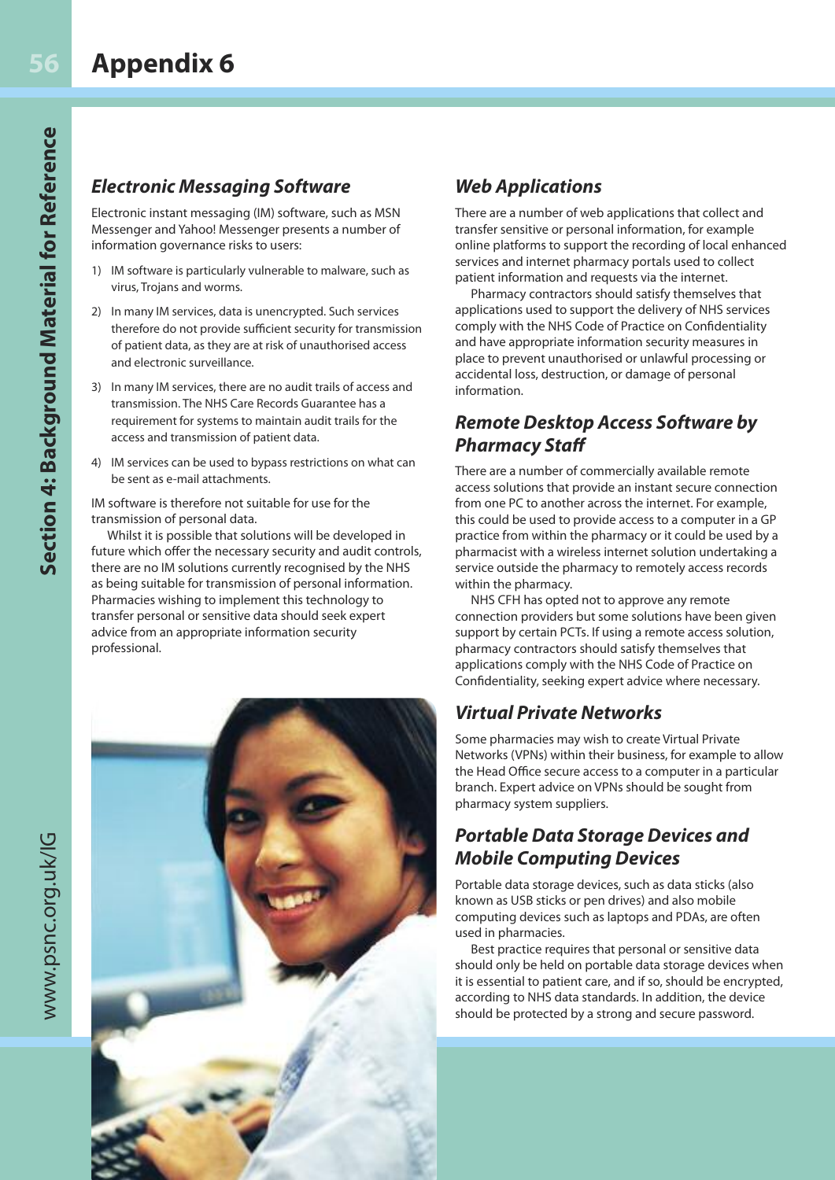# Appendix 6

## Electronic Messaging Software

Electronic instant messaging (IM) software, such as MSN Messenger and Yahoo! Messenger presents a number of information governance risks to users:

1) IM software is particularly vulnerable to malware, such as virus, Trojans and worms.
2) In many IM services, data is unencrypted. Such services therefore do not provide sufficient security for transmission of patient data, as they are at risk of unauthorised access and electronic surveillance.
3) In many IM services, there are no audit trails of access and transmission. The NHS Care Records Guarantee has a requirement for systems to maintain audit trails for the access and transmission of patient data.
4) IM services can be used to bypass restrictions on what can be sent as e-mail attachments.

IM software is therefore not suitable for use for the transmission of personal data.

Whilst it is possible that solutions will be developed in future which offer the necessary security and audit controls, there are no IM solutions currently recognised by the NHS as being suitable for transmission of personal information. Pharmacies wishing to implement this technology to transfer personal or sensitive data should seek expert advice from an appropriate information security professional.

## Web Applications

There are a number of web applications that collect and transfer sensitive or personal information, for example online platforms to support the recording of local enhanced services and internet pharmacy portals used to collect patient information and requests via the internet.

Pharmacy contractors should satisfy themselves that applications used to support the delivery of NHS services comply with the NHS Code of Practice on Confidentiality and have appropriate information security measures in place to prevent unauthorised or unlawful processing or accidental loss, destruction, or damage of personal information.

## Remote Desktop Access Software by Pharmacy Staff

There are a number of commercially available remote access solutions that provide an instant secure connection from one PC to another across the internet. For example, this could be used to provide access to a computer in a GP practice from within the pharmacy or it could be used by a pharmacist with a wireless internet solution undertaking a service outside the pharmacy to remotely access records within the pharmacy.

NHS CFH has opted not to approve any remote connection providers but some solutions have been given support by certain PCTs. If using a remote access solution, pharmacy contractors should satisfy themselves that applications comply with the NHS Code of Practice on Confidentiality, seeking expert advice where necessary.

## Virtual Private Networks

Some pharmacies may wish to create Virtual Private Networks (VPNs) within their business, for example to allow the Head Office secure access to a computer in a particular branch. Expert advice on VPNs should be sought from pharmacy system suppliers.

## Portable Data Storage Devices and Mobile Computing Devices

Portable data storage devices, such as data sticks (also known as USB sticks or pen drives) and also mobile computing devices such as laptops and PDAs, are often used in pharmacies.

Best practice requires that personal or sensitive data should only be held on portable data storage devices when it is essential to patient care, and if so, should be encrypted, according to NHS data standards. In addition, the device should be protected by a strong and secure password.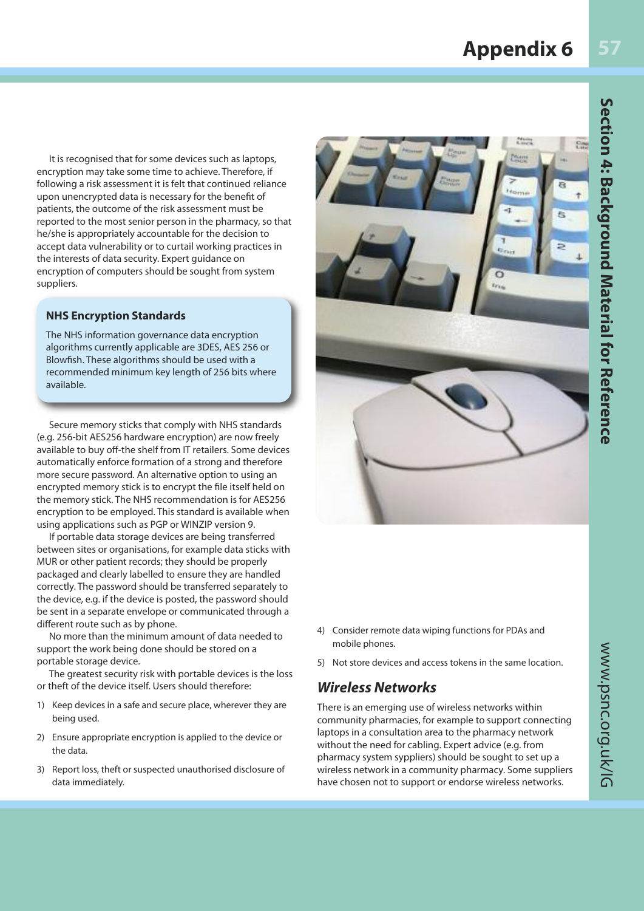It is recognised that for some devices such as laptops, encryption may take some time to achieve. Therefore, if following a risk assessment it is felt that continued reliance upon unencrypted data is necessary for the benefit of patients, the outcome of the risk assessment must be reported to the most senior person in the pharmacy, so that he/she is appropriately accountable for the decision to accept data vulnerability or to curtail working practices in the interests of data security. Expert guidance on encryption of computers should be sought from system suppliers.

**NHS Encryption Standards**

The NHS information governance data encryption algorithms currently applicable are 3DES, AES 256 or Blowfish. These algorithms should be used with a recommended minimum key length of 256 bits where available.

Secure memory sticks that comply with NHS standards (e.g. 256-bit AES256 hardware encryption) are now freely available to buy off-the shelf from IT retailers. Some devices automatically enforce formation of a strong and therefore more secure password. An alternative option to using an encrypted memory stick is to encrypt the file itself held on the memory stick. The NHS recommendation is for AES256 encryption to be employed. This standard is available when using applications such as PGP or WINZIP version 9.

If portable data storage devices are being transferred between sites or organisations, for example data sticks with MUR or other patient records; they should be properly packaged and clearly labelled to ensure they are handled correctly. The password should be transferred separately to the device, e.g. if the device is posted, the password should be sent in a separate envelope or communicated through a different route such as by phone.

No more than the minimum amount of data needed to support the work being done should be stored on a portable storage device.

The greatest security risk with portable devices is the loss or theft of the device itself. Users should therefore:

1) Keep devices in a safe and secure place, wherever they are being used.
2) Ensure appropriate encryption is applied to the device or the data.
3) Report loss, theft or suspected unauthorised disclosure of data immediately.
4) Consider remote data wiping functions for PDAs and mobile phones.
5) Not store devices and access tokens in the same location.

## *Wireless Networks*

There is an emerging use of wireless networks within community pharmacies, for example to support connecting laptops in a consultation area to the pharmacy network without the need for cabling. Expert advice (e.g. from pharmacy system syppliers) should be sought to set up a wireless network in a community pharmacy. Some suppliers have chosen not to support or endorse wireless networks.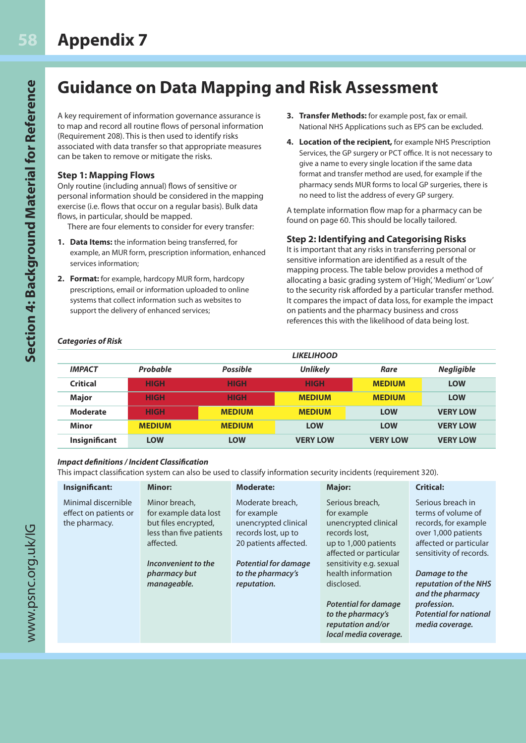# Appendix 7

## Guidance on Data Mapping and Risk Assessment

A key requirement of information governance assurance is to map and record all routine flows of personal information (Requirement 208). This is then used to identify risks associated with data transfer so that appropriate measures can be taken to remove or mitigate the risks.

### Step 1: Mapping Flows

Only routine (including annual) flows of sensitive or personal information should be considered in the mapping exercise (i.e. flows that occur on a regular basis). Bulk data flows, in particular, should be mapped.

There are four elements to consider for every transfer:

1. **Data Items:** the information being transferred, for example, an MUR form, prescription information, enhanced services information;
2. **Format:** for example, hardcopy MUR form, hardcopy prescriptions, email or information uploaded to online systems that collect information such as websites to support the delivery of enhanced services;
3. **Transfer Methods:** for example post, fax or email. National NHS Applications such as EPS can be excluded.
4. **Location of the recipient,** for example NHS Prescription Services, the GP surgery or PCT office. It is not necessary to give a name to every single location if the same data format and transfer method are used, for example if the pharmacy sends MUR forms to local GP surgeries, there is no need to list the address of every GP surgery.

A template information flow map for a pharmacy can be found on page 60. This should be locally tailored.

### Step 2: Identifying and Categorising Risks

It is important that any risks in transferring personal or sensitive information are identified as a result of the mapping process. The table below provides a method of allocating a basic grading system of 'High', 'Medium' or 'Low' to the security risk afforded by a particular transfer method. It compares the impact of data loss, for example the impact on patients and the pharmacy business and cross references this with the likelihood of data being lost.

***Categories of Risk***

| | *LIKELIHOOD* | | | | |
|---|---|---|---|---|---|
| ***IMPACT*** | ***Probable*** | ***Possible*** | ***Unlikely*** | ***Rare*** | ***Negligible*** |
| **Critical** | **HIGH** | **HIGH** | **HIGH** | **MEDIUM** | **LOW** |
| **Major** | **HIGH** | **HIGH** | **MEDIUM** | **MEDIUM** | **LOW** |
| **Moderate** | **HIGH** | **MEDIUM** | **MEDIUM** | **LOW** | **VERY LOW** |
| **Minor** | **MEDIUM** | **MEDIUM** | **LOW** | **LOW** | **VERY LOW** |
| **Insignificant** | **LOW** | **LOW** | **VERY LOW** | **VERY LOW** | **VERY LOW** |

***Impact definitions / Incident Classification***

This impact classification system can also be used to classify information security incidents (requirement 320).

| **Insignificant:** | **Minor:** | **Moderate:** | **Major:** | **Critical:** |
|---|---|---|---|---|
| Minimal discernible effect on patients or the pharmacy. | Minor breach, for example data lost but files encrypted, less than five patients affected.<br><br>***Inconvenient to the pharmacy but manageable.*** | Moderate breach, for example unencrypted clinical records lost, up to 20 patients affected.<br><br>***Potential for damage to the pharmacy's reputation.*** | Serious breach, for example unencrypted clinical records lost, up to 1,000 patients affected or particular sensitivity e.g. sexual health information disclosed.<br><br>***Potential for damage to the pharmacy's reputation and/or local media coverage.*** | Serious breach in terms of volume of records, for example over 1,000 patients affected or particular sensitivity of records.<br><br>***Damage to the reputation of the NHS and the pharmacy profession. Potential for national media coverage.*** |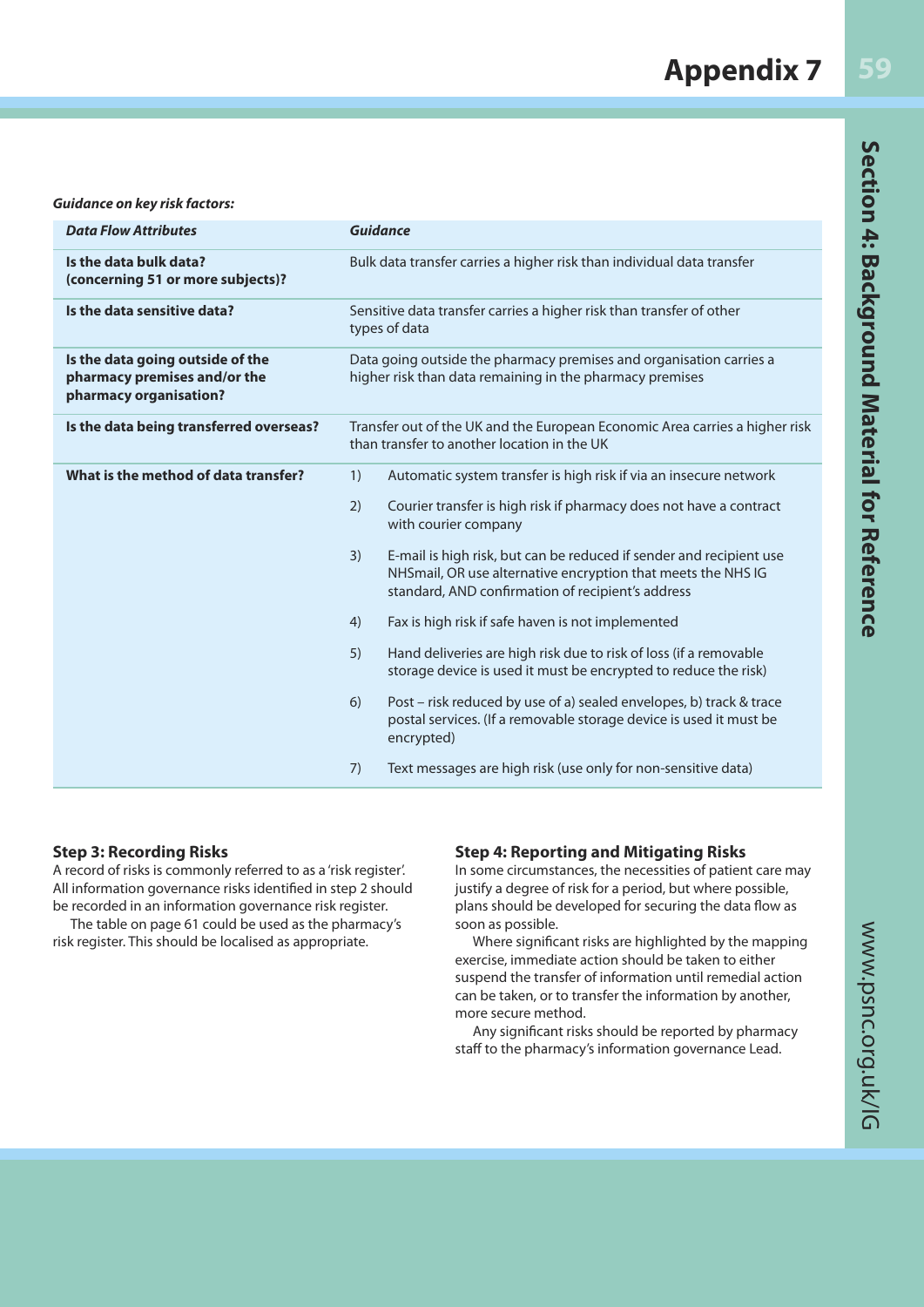***Guidance on key risk factors:***

| ***Data Flow Attributes*** | ***Guidance*** |
|---|---|
| **Is the data bulk data? (concerning 51 or more subjects)?** | Bulk data transfer carries a higher risk than individual data transfer |
| **Is the data sensitive data?** | Sensitive data transfer carries a higher risk than transfer of other types of data |
| **Is the data going outside of the pharmacy premises and/or the pharmacy organisation?** | Data going outside the pharmacy premises and organisation carries a higher risk than data remaining in the pharmacy premises |
| **Is the data being transferred overseas?** | Transfer out of the UK and the European Economic Area carries a higher risk than transfer to another location in the UK |
| **What is the method of data transfer?** | 1) Automatic system transfer is high risk if via an insecure network<br>2) Courier transfer is high risk if pharmacy does not have a contract with courier company<br>3) E-mail is high risk, but can be reduced if sender and recipient use NHSmail, OR use alternative encryption that meets the NHS IG standard, AND confirmation of recipient's address<br>4) Fax is high risk if safe haven is not implemented<br>5) Hand deliveries are high risk due to risk of loss (if a removable storage device is used it must be encrypted to reduce the risk)<br>6) Post – risk reduced by use of a) sealed envelopes, b) track & trace postal services. (If a removable storage device is used it must be encrypted)<br>7) Text messages are high risk (use only for non-sensitive data) |

### Step 3: Recording Risks

A record of risks is commonly referred to as a 'risk register'. All information governance risks identified in step 2 should be recorded in an information governance risk register.

The table on page 61 could be used as the pharmacy's risk register. This should be localised as appropriate.

### Step 4: Reporting and Mitigating Risks

In some circumstances, the necessities of patient care may justify a degree of risk for a period, but where possible, plans should be developed for securing the data flow as soon as possible.

Where significant risks are highlighted by the mapping exercise, immediate action should be taken to either suspend the transfer of information until remedial action can be taken, or to transfer the information by another, more secure method.

Any significant risks should be reported by pharmacy staff to the pharmacy's information governance Lead.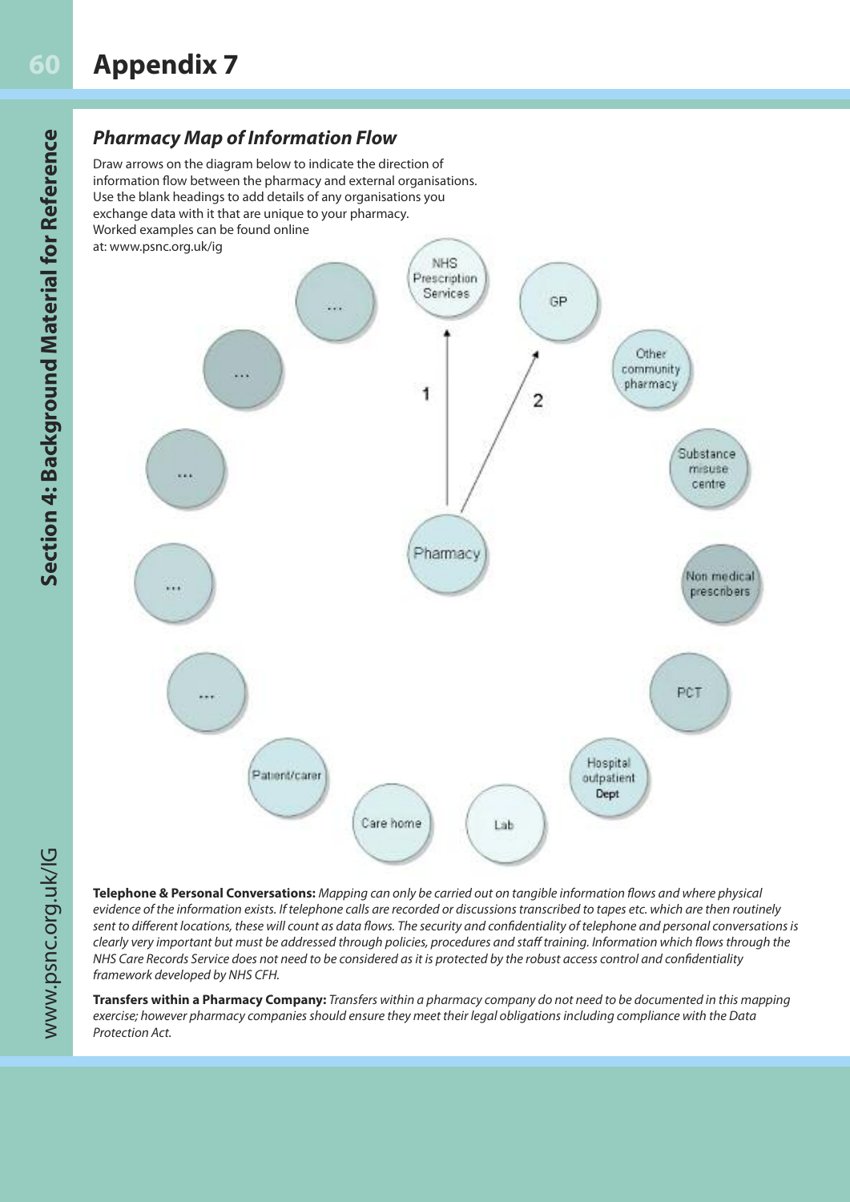# Appendix 7

## *Pharmacy Map of Information Flow*

Draw arrows on the diagram below to indicate the direction of information flow between the pharmacy and external organisations. Use the blank headings to add details of any organisations you exchange data with it that are unique to your pharmacy. Worked examples can be found online at: www.psnc.org.uk/ig

NHS Prescription Services

GP

Other community pharmacy

Substance misuse centre

Non medical prescribers

PCT

Hospital outpatient Dept

Lab

Care home

Patient/carer

...

...

...

...

...

1

2

Pharmacy

**Telephone & Personal Conversations:** *Mapping can only be carried out on tangible information flows and where physical evidence of the information exists. If telephone calls are recorded or discussions transcribed to tapes etc. which are then routinely sent to different locations, these will count as data flows. The security and confidentiality of telephone and personal conversations is clearly very important but must be addressed through policies, procedures and staff training. Information which flows through the NHS Care Records Service does not need to be considered as it is protected by the robust access control and confidentiality framework developed by NHS CFH.*

**Transfers within a Pharmacy Company:** *Transfers within a pharmacy company do not need to be documented in this mapping exercise; however pharmacy companies should ensure they meet their legal obligations including compliance with the Data Protection Act.*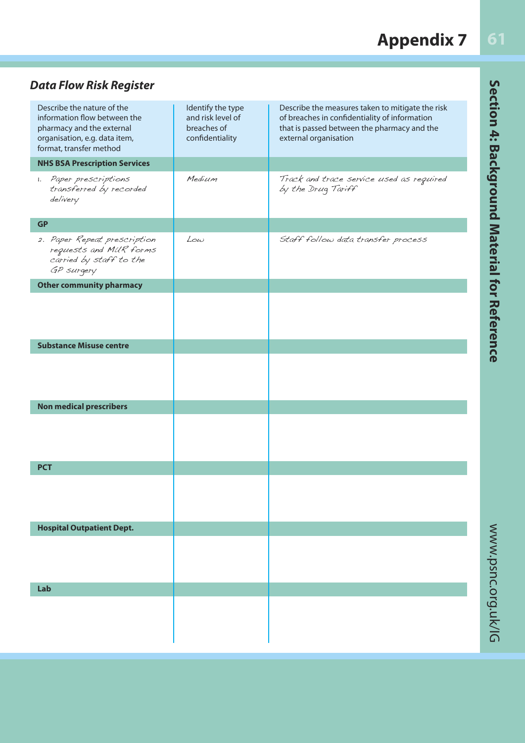# Appendix 7

### *Data Flow Risk Register*

| Describe the nature of the information flow between the pharmacy and the external organisation, e.g. data item, format, transfer method | Identify the type and risk level of breaches of confidentiality | Describe the measures taken to mitigate the risk of breaches in confidentiality of information that is passed between the pharmacy and the external organisation |
|---|---|---|
| **NHS BSA Prescription Services** | | |
| 1. Paper prescriptions transferred by recorded delivery | Medium | Track and trace service used as required by the Drug Tariff |
| **GP** | | |
| 2. Paper Repeat prescription requests and MUR forms carried by staff to the GP surgery | Low | Staff follow data transfer process |
| **Other community pharmacy** | | |
| | | |
| **Substance Misuse centre** | | |
| | | |
| **Non medical prescribers** | | |
| | | |
| **PCT** | | |
| | | |
| **Hospital Outpatient Dept.** | | |
| | | |
| **Lab** | | |
| | | |

Section 4: Background Material for Reference

www.psnc.org.uk/IG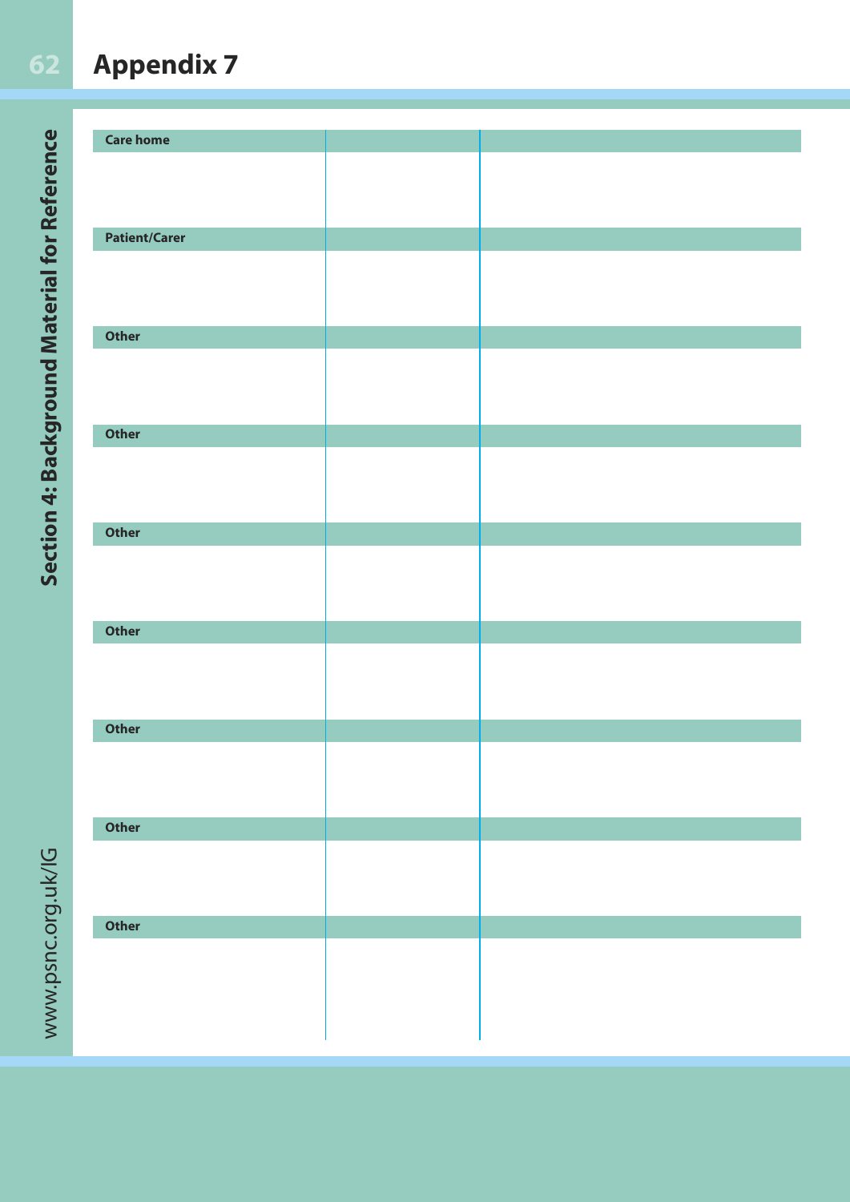# Appendix 7

| | | |
|---|---|---|
| **Care home** | | |
| | | |
| **Patient/Carer** | | |
| | | |
| **Other** | | |
| | | |
| **Other** | | |
| | | |
| **Other** | | |
| | | |
| **Other** | | |
| | | |
| **Other** | | |
| | | |
| **Other** | | |
| | | |
| **Other** | | |
| | | |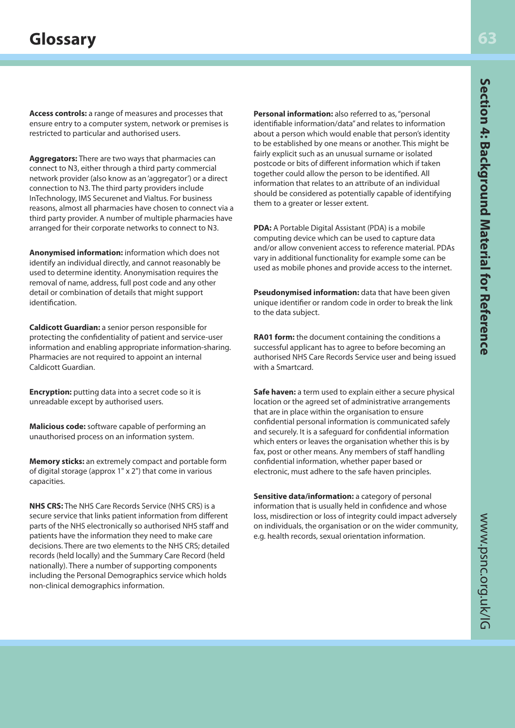# Glossary

**Access controls:** a range of measures and processes that ensure entry to a computer system, network or premises is restricted to particular and authorised users.

**Aggregators:** There are two ways that pharmacies can connect to N3, either through a third party commercial network provider (also know as an 'aggregator') or a direct connection to N3. The third party providers include InTechnology, IMS Securenet and Vialtus. For business reasons, almost all pharmacies have chosen to connect via a third party provider. A number of multiple pharmacies have arranged for their corporate networks to connect to N3.

**Anonymised information:** information which does not identify an individual directly, and cannot reasonably be used to determine identity. Anonymisation requires the removal of name, address, full post code and any other detail or combination of details that might support identification.

**Caldicott Guardian:** a senior person responsible for protecting the confidentiality of patient and service-user information and enabling appropriate information-sharing. Pharmacies are not required to appoint an internal Caldicott Guardian.

**Encryption:** putting data into a secret code so it is unreadable except by authorised users.

**Malicious code:** software capable of performing an unauthorised process on an information system.

**Memory sticks:** an extremely compact and portable form of digital storage (approx 1" x 2") that come in various capacities.

**NHS CRS:** The NHS Care Records Service (NHS CRS) is a secure service that links patient information from different parts of the NHS electronically so authorised NHS staff and patients have the information they need to make care decisions. There are two elements to the NHS CRS; detailed records (held locally) and the Summary Care Record (held nationally). There a number of supporting components including the Personal Demographics service which holds non-clinical demographics information.

**Personal information:** also referred to as, "personal identifiable information/data" and relates to information about a person which would enable that person's identity to be established by one means or another. This might be fairly explicit such as an unusual surname or isolated postcode or bits of different information which if taken together could allow the person to be identified. All information that relates to an attribute of an individual should be considered as potentially capable of identifying them to a greater or lesser extent.

**PDA:** A Portable Digital Assistant (PDA) is a mobile computing device which can be used to capture data and/or allow convenient access to reference material. PDAs vary in additional functionality for example some can be used as mobile phones and provide access to the internet.

**Pseudonymised information:** data that have been given unique identifier or random code in order to break the link to the data subject.

**RA01 form:** the document containing the conditions a successful applicant has to agree to before becoming an authorised NHS Care Records Service user and being issued with a Smartcard.

**Safe haven:** a term used to explain either a secure physical location or the agreed set of administrative arrangements that are in place within the organisation to ensure confidential personal information is communicated safely and securely. It is a safeguard for confidential information which enters or leaves the organisation whether this is by fax, post or other means. Any members of staff handling confidential information, whether paper based or electronic, must adhere to the safe haven principles.

**Sensitive data/information:** a category of personal information that is usually held in confidence and whose loss, misdirection or loss of integrity could impact adversely on individuals, the organisation or on the wider community, e.g. health records, sexual orientation information.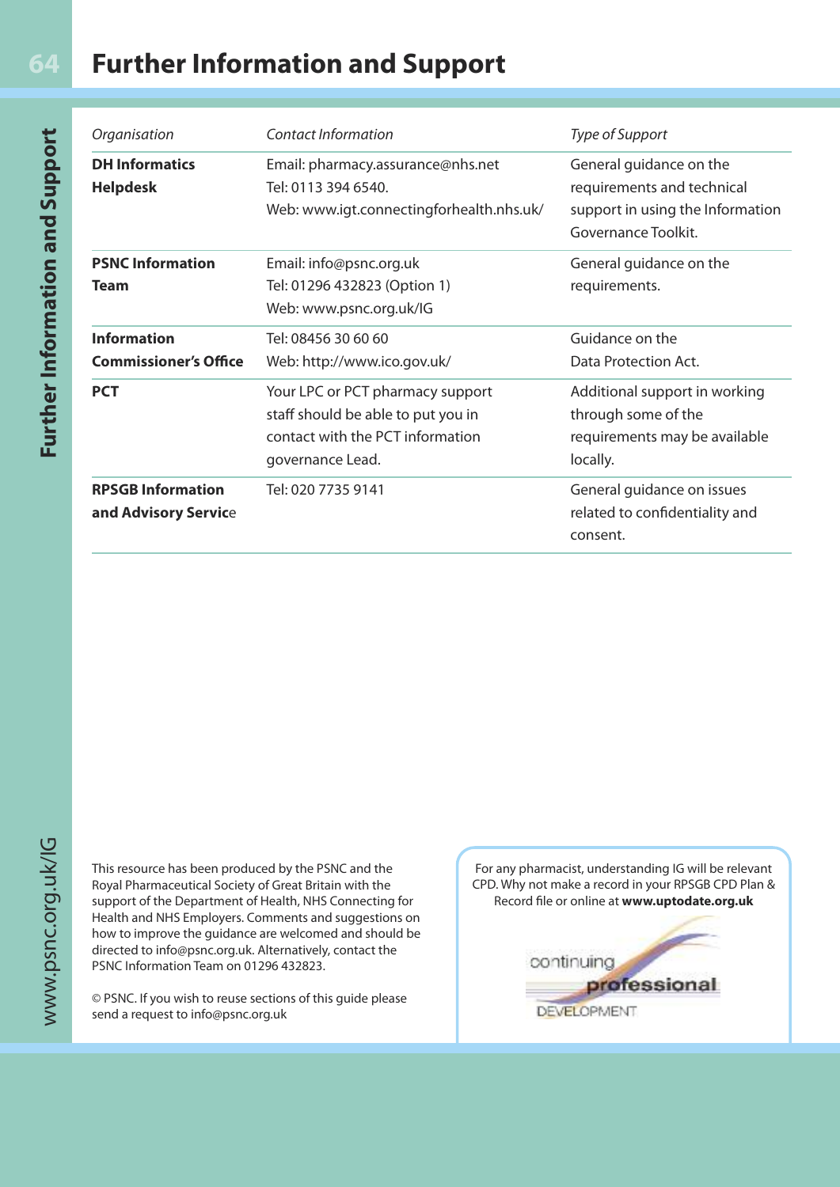# Further Information and Support

| *Organisation* | *Contact Information* | *Type of Support* |
|---|---|---|
| **DH Informatics Helpdesk** | Email: pharmacy.assurance@nhs.net<br>Tel: 0113 394 6540.<br>Web: www.igt.connectingforhealth.nhs.uk/ | General guidance on the requirements and technical support in using the Information Governance Toolkit. |
| **PSNC Information Team** | Email: info@psnc.org.uk<br>Tel: 01296 432823 (Option 1)<br>Web: www.psnc.org.uk/IG | General guidance on the requirements. |
| **Information Commissioner's Office** | Tel: 08456 30 60 60<br>Web: http://www.ico.gov.uk/ | Guidance on the Data Protection Act. |
| **PCT** | Your LPC or PCT pharmacy support staff should be able to put you in contact with the PCT information governance Lead. | Additional support in working through some of the requirements may be available locally. |
| **RPSGB Information and Advisory Service** | Tel: 020 7735 9141 | General guidance on issues related to confidentiality and consent. |

This resource has been produced by the PSNC and the Royal Pharmaceutical Society of Great Britain with the support of the Department of Health, NHS Connecting for Health and NHS Employers. Comments and suggestions on how to improve the guidance are welcomed and should be directed to info@psnc.org.uk. Alternatively, contact the PSNC Information Team on 01296 432823.

© PSNC. If you wish to reuse sections of this guide please send a request to info@psnc.org.uk

For any pharmacist, understanding IG will be relevant CPD. Why not make a record in your RPSGB CPD Plan & Record file or online at **www.uptodate.org.uk**

continuing professional DEVELOPMENT

www.psnc.org.uk/IG